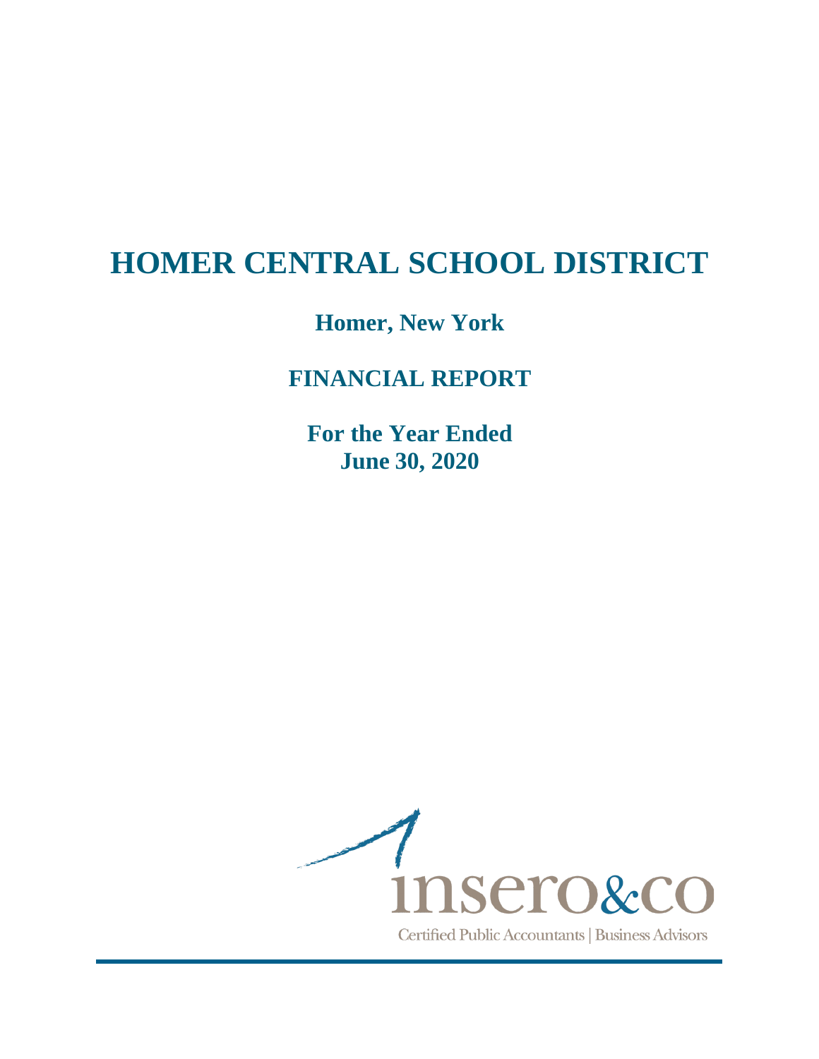# HOMER CENTRAL SCHOOL DISTRICT

## Homer, New York

## FINANCIAL REPORT

**For the Year Ended**
**June 30, 2020**

insero&co

Certified Public Accountants | Business Advisors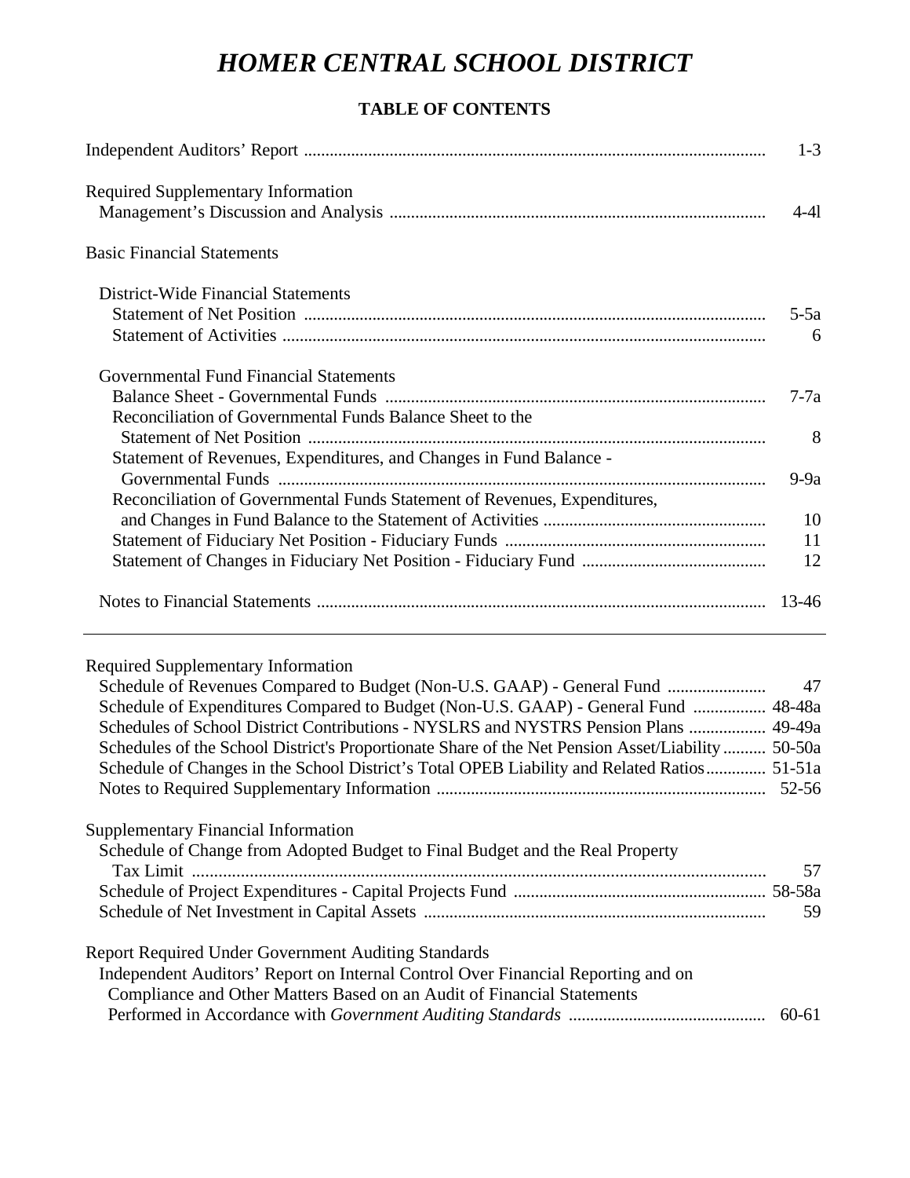# HOMER CENTRAL SCHOOL DISTRICT

**TABLE OF CONTENTS**

| | |
|---|---|
| Independent Auditors' Report | 1-3 |
| Required Supplementary Information | |
| Management's Discussion and Analysis | 4-4l |
| Basic Financial Statements | |
| District-Wide Financial Statements | |
| Statement of Net Position | 5-5a |
| Statement of Activities | 6 |
| Governmental Fund Financial Statements | |
| Balance Sheet - Governmental Funds | 7-7a |
| Reconciliation of Governmental Funds Balance Sheet to the Statement of Net Position | 8 |
| Statement of Revenues, Expenditures, and Changes in Fund Balance - Governmental Funds | 9-9a |
| Reconciliation of Governmental Funds Statement of Revenues, Expenditures, and Changes in Fund Balance to the Statement of Activities | 10 |
| Statement of Fiduciary Net Position - Fiduciary Funds | 11 |
| Statement of Changes in Fiduciary Net Position - Fiduciary Fund | 12 |
| Notes to Financial Statements | 13-46 |

---

| | |
|---|---|
| Required Supplementary Information | |
| Schedule of Revenues Compared to Budget (Non-U.S. GAAP) - General Fund | 47 |
| Schedule of Expenditures Compared to Budget (Non-U.S. GAAP) - General Fund | 48-48a |
| Schedules of School District Contributions - NYSLRS and NYSTRS Pension Plans | 49-49a |
| Schedules of the School District's Proportionate Share of the Net Pension Asset/Liability | 50-50a |
| Schedule of Changes in the School District's Total OPEB Liability and Related Ratios | 51-51a |
| Notes to Required Supplementary Information | 52-56 |
| Supplementary Financial Information | |
| Schedule of Change from Adopted Budget to Final Budget and the Real Property Tax Limit | 57 |
| Schedule of Project Expenditures - Capital Projects Fund | 58-58a |
| Schedule of Net Investment in Capital Assets | 59 |
| Report Required Under Government Auditing Standards | |
| Independent Auditors' Report on Internal Control Over Financial Reporting and on Compliance and Other Matters Based on an Audit of Financial Statements Performed in Accordance with *Government Auditing Standards* | 60-61 |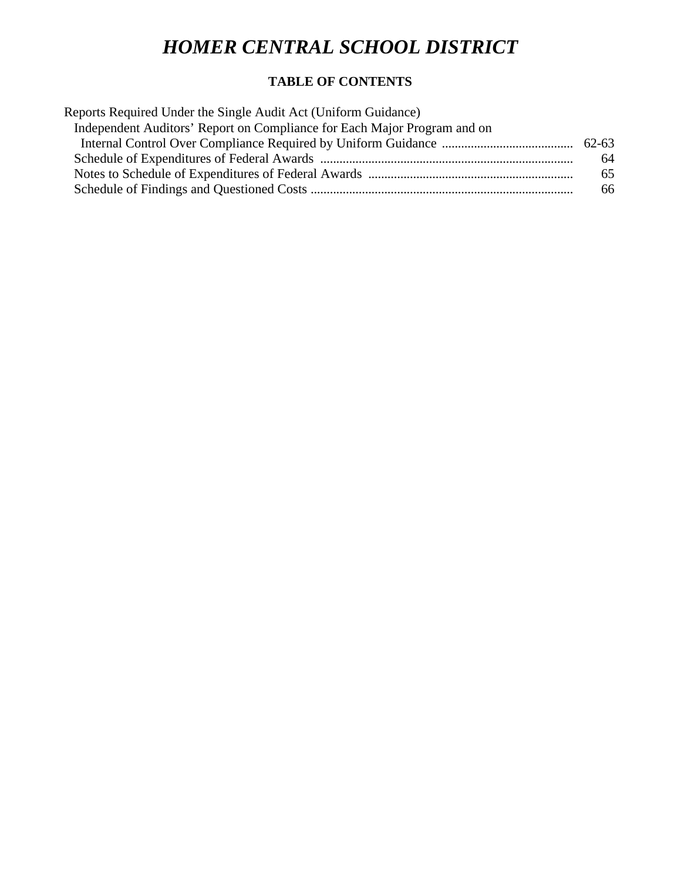# *HOMER CENTRAL SCHOOL DISTRICT*

## TABLE OF CONTENTS

| | |
|---|---|
| Reports Required Under the Single Audit Act (Uniform Guidance) | |
| Independent Auditors' Report on Compliance for Each Major Program and on Internal Control Over Compliance Required by Uniform Guidance | 62-63 |
| Schedule of Expenditures of Federal Awards | 64 |
| Notes to Schedule of Expenditures of Federal Awards | 65 |
| Schedule of Findings and Questioned Costs | 66 |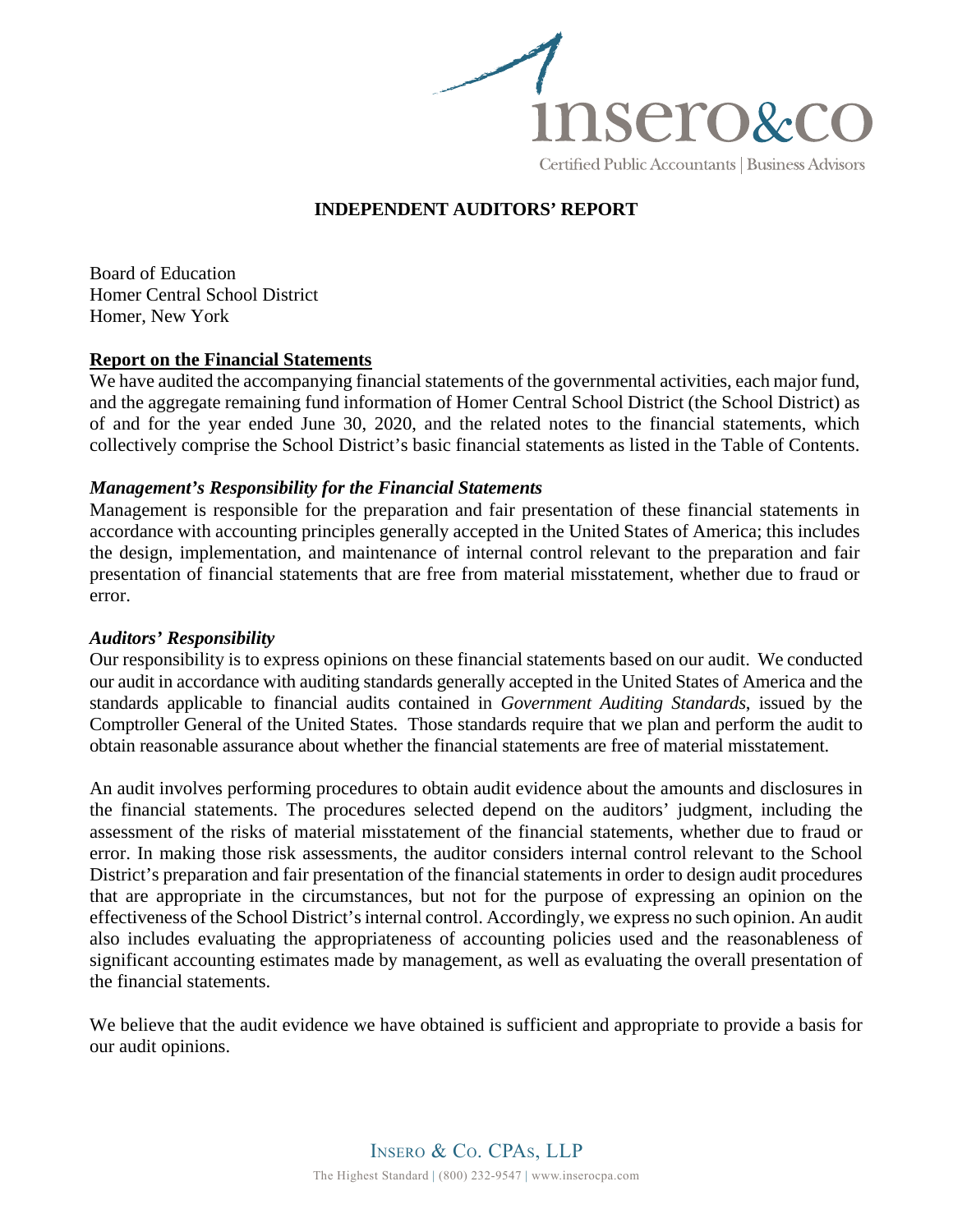# INDEPENDENT AUDITORS' REPORT

Board of Education
Homer Central School District
Homer, New York

**Report on the Financial Statements**

We have audited the accompanying financial statements of the governmental activities, each major fund, and the aggregate remaining fund information of Homer Central School District (the School District) as of and for the year ended June 30, 2020, and the related notes to the financial statements, which collectively comprise the School District's basic financial statements as listed in the Table of Contents.

***Management's Responsibility for the Financial Statements***

Management is responsible for the preparation and fair presentation of these financial statements in accordance with accounting principles generally accepted in the United States of America; this includes the design, implementation, and maintenance of internal control relevant to the preparation and fair presentation of financial statements that are free from material misstatement, whether due to fraud or error.

***Auditors' Responsibility***

Our responsibility is to express opinions on these financial statements based on our audit. We conducted our audit in accordance with auditing standards generally accepted in the United States of America and the standards applicable to financial audits contained in *Government Auditing Standards*, issued by the Comptroller General of the United States. Those standards require that we plan and perform the audit to obtain reasonable assurance about whether the financial statements are free of material misstatement.

An audit involves performing procedures to obtain audit evidence about the amounts and disclosures in the financial statements. The procedures selected depend on the auditors' judgment, including the assessment of the risks of material misstatement of the financial statements, whether due to fraud or error. In making those risk assessments, the auditor considers internal control relevant to the School District's preparation and fair presentation of the financial statements in order to design audit procedures that are appropriate in the circumstances, but not for the purpose of expressing an opinion on the effectiveness of the School District's internal control. Accordingly, we express no such opinion. An audit also includes evaluating the appropriateness of accounting policies used and the reasonableness of significant accounting estimates made by management, as well as evaluating the overall presentation of the financial statements.

We believe that the audit evidence we have obtained is sufficient and appropriate to provide a basis for our audit opinions.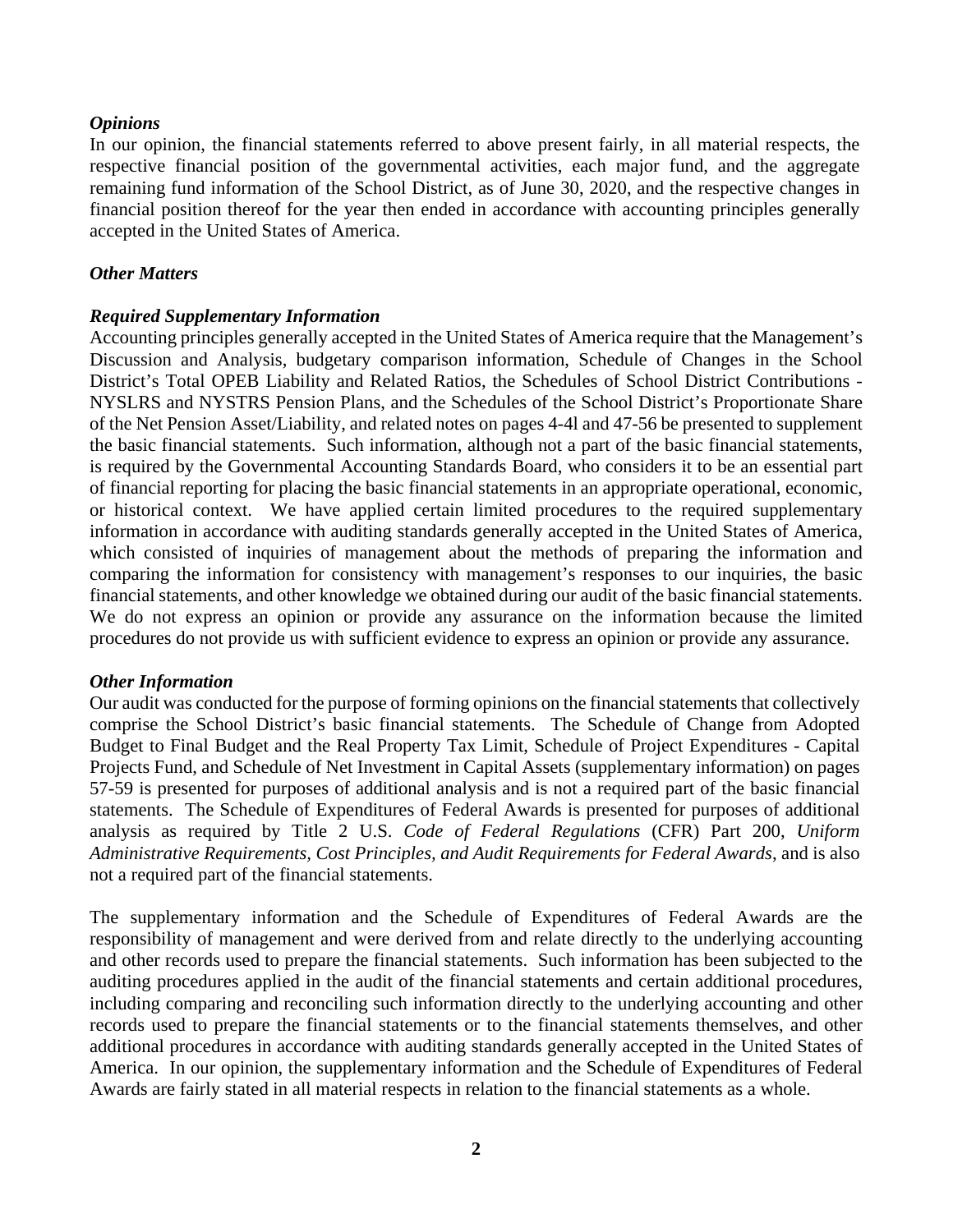### *Opinions*

In our opinion, the financial statements referred to above present fairly, in all material respects, the respective financial position of the governmental activities, each major fund, and the aggregate remaining fund information of the School District, as of June 30, 2020, and the respective changes in financial position thereof for the year then ended in accordance with accounting principles generally accepted in the United States of America.

### *Other Matters*

### *Required Supplementary Information*

Accounting principles generally accepted in the United States of America require that the Management's Discussion and Analysis, budgetary comparison information, Schedule of Changes in the School District's Total OPEB Liability and Related Ratios, the Schedules of School District Contributions - NYSLRS and NYSTRS Pension Plans, and the Schedules of the School District's Proportionate Share of the Net Pension Asset/Liability, and related notes on pages 4-4l and 47-56 be presented to supplement the basic financial statements. Such information, although not a part of the basic financial statements, is required by the Governmental Accounting Standards Board, who considers it to be an essential part of financial reporting for placing the basic financial statements in an appropriate operational, economic, or historical context. We have applied certain limited procedures to the required supplementary information in accordance with auditing standards generally accepted in the United States of America, which consisted of inquiries of management about the methods of preparing the information and comparing the information for consistency with management's responses to our inquiries, the basic financial statements, and other knowledge we obtained during our audit of the basic financial statements. We do not express an opinion or provide any assurance on the information because the limited procedures do not provide us with sufficient evidence to express an opinion or provide any assurance.

### *Other Information*

Our audit was conducted for the purpose of forming opinions on the financial statements that collectively comprise the School District's basic financial statements. The Schedule of Change from Adopted Budget to Final Budget and the Real Property Tax Limit, Schedule of Project Expenditures - Capital Projects Fund, and Schedule of Net Investment in Capital Assets (supplementary information) on pages 57-59 is presented for purposes of additional analysis and is not a required part of the basic financial statements. The Schedule of Expenditures of Federal Awards is presented for purposes of additional analysis as required by Title 2 U.S. *Code of Federal Regulations* (CFR) Part 200, *Uniform Administrative Requirements, Cost Principles, and Audit Requirements for Federal Awards*, and is also not a required part of the financial statements.

The supplementary information and the Schedule of Expenditures of Federal Awards are the responsibility of management and were derived from and relate directly to the underlying accounting and other records used to prepare the financial statements. Such information has been subjected to the auditing procedures applied in the audit of the financial statements and certain additional procedures, including comparing and reconciling such information directly to the underlying accounting and other records used to prepare the financial statements or to the financial statements themselves, and other additional procedures in accordance with auditing standards generally accepted in the United States of America. In our opinion, the supplementary information and the Schedule of Expenditures of Federal Awards are fairly stated in all material respects in relation to the financial statements as a whole.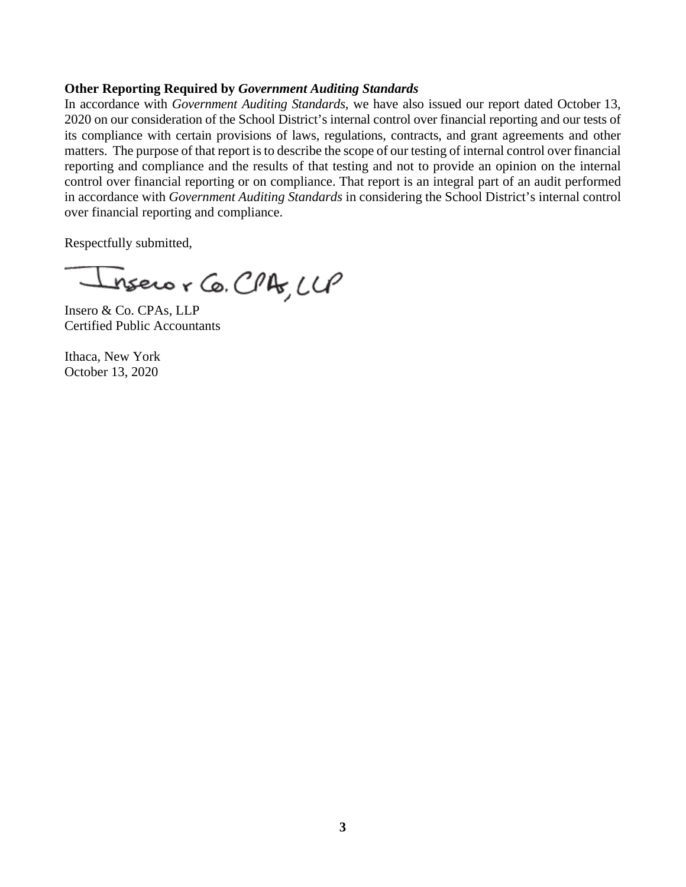**Other Reporting Required by *Government Auditing Standards***

In accordance with *Government Auditing Standards*, we have also issued our report dated October 13, 2020 on our consideration of the School District's internal control over financial reporting and our tests of its compliance with certain provisions of laws, regulations, contracts, and grant agreements and other matters. The purpose of that report is to describe the scope of our testing of internal control over financial reporting and compliance and the results of that testing and not to provide an opinion on the internal control over financial reporting or on compliance. That report is an integral part of an audit performed in accordance with *Government Auditing Standards* in considering the School District's internal control over financial reporting and compliance.

Respectfully submitted,

Insero & Co. CPAs, LLP

Insero & Co. CPAs, LLP
Certified Public Accountants

Ithaca, New York
October 13, 2020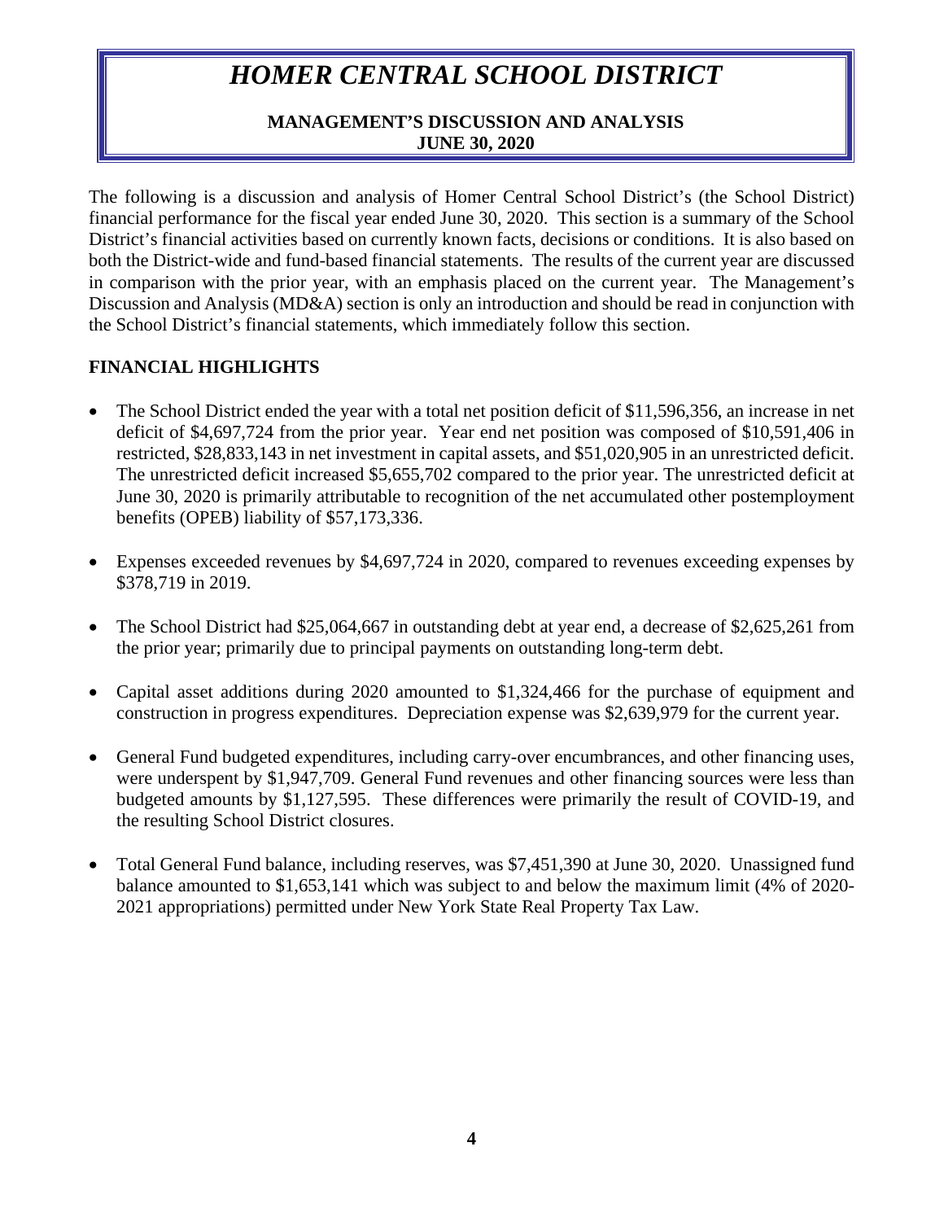# *HOMER CENTRAL SCHOOL DISTRICT*

**MANAGEMENT'S DISCUSSION AND ANALYSIS**
**JUNE 30, 2020**

The following is a discussion and analysis of Homer Central School District's (the School District) financial performance for the fiscal year ended June 30, 2020. This section is a summary of the School District's financial activities based on currently known facts, decisions or conditions. It is also based on both the District-wide and fund-based financial statements. The results of the current year are discussed in comparison with the prior year, with an emphasis placed on the current year. The Management's Discussion and Analysis (MD&A) section is only an introduction and should be read in conjunction with the School District's financial statements, which immediately follow this section.

## FINANCIAL HIGHLIGHTS

- The School District ended the year with a total net position deficit of $11,596,356, an increase in net deficit of $4,697,724 from the prior year. Year end net position was composed of $10,591,406 in restricted, $28,833,143 in net investment in capital assets, and $51,020,905 in an unrestricted deficit. The unrestricted deficit increased $5,655,702 compared to the prior year. The unrestricted deficit at June 30, 2020 is primarily attributable to recognition of the net accumulated other postemployment benefits (OPEB) liability of $57,173,336.

- Expenses exceeded revenues by $4,697,724 in 2020, compared to revenues exceeding expenses by $378,719 in 2019.

- The School District had $25,064,667 in outstanding debt at year end, a decrease of $2,625,261 from the prior year; primarily due to principal payments on outstanding long-term debt.

- Capital asset additions during 2020 amounted to $1,324,466 for the purchase of equipment and construction in progress expenditures. Depreciation expense was $2,639,979 for the current year.

- General Fund budgeted expenditures, including carry-over encumbrances, and other financing uses, were underspent by $1,947,709. General Fund revenues and other financing sources were less than budgeted amounts by $1,127,595. These differences were primarily the result of COVID-19, and the resulting School District closures.

- Total General Fund balance, including reserves, was $7,451,390 at June 30, 2020. Unassigned fund balance amounted to $1,653,141 which was subject to and below the maximum limit (4% of 2020-2021 appropriations) permitted under New York State Real Property Tax Law.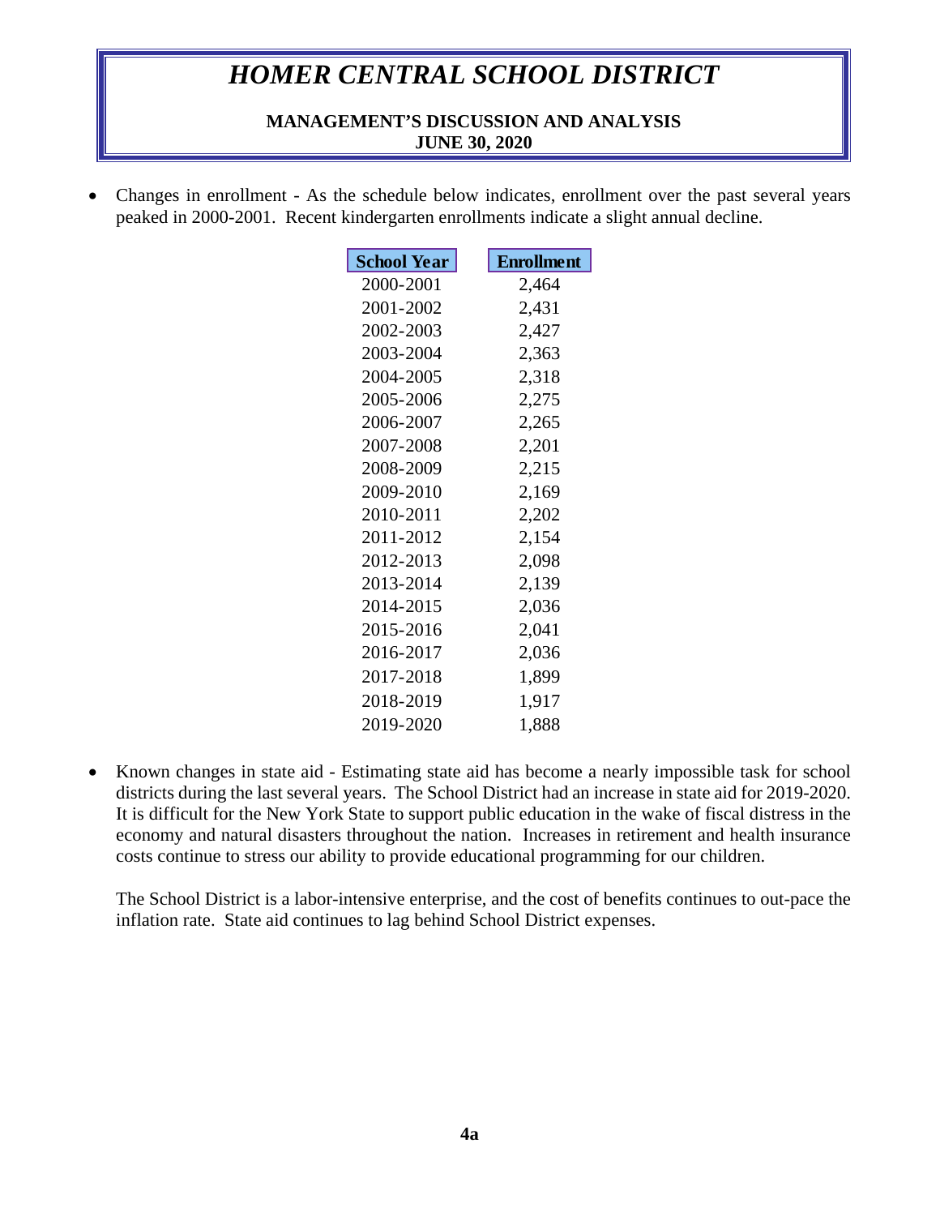- Changes in enrollment - As the schedule below indicates, enrollment over the past several years peaked in 2000-2001. Recent kindergarten enrollments indicate a slight annual decline.

| School Year | Enrollment |
|---|---|
| 2000-2001 | 2,464 |
| 2001-2002 | 2,431 |
| 2002-2003 | 2,427 |
| 2003-2004 | 2,363 |
| 2004-2005 | 2,318 |
| 2005-2006 | 2,275 |
| 2006-2007 | 2,265 |
| 2007-2008 | 2,201 |
| 2008-2009 | 2,215 |
| 2009-2010 | 2,169 |
| 2010-2011 | 2,202 |
| 2011-2012 | 2,154 |
| 2012-2013 | 2,098 |
| 2013-2014 | 2,139 |
| 2014-2015 | 2,036 |
| 2015-2016 | 2,041 |
| 2016-2017 | 2,036 |
| 2017-2018 | 1,899 |
| 2018-2019 | 1,917 |
| 2019-2020 | 1,888 |

- Known changes in state aid - Estimating state aid has become a nearly impossible task for school districts during the last several years. The School District had an increase in state aid for 2019-2020. It is difficult for the New York State to support public education in the wake of fiscal distress in the economy and natural disasters throughout the nation. Increases in retirement and health insurance costs continue to stress our ability to provide educational programming for our children.

  The School District is a labor-intensive enterprise, and the cost of benefits continues to out-pace the inflation rate. State aid continues to lag behind School District expenses.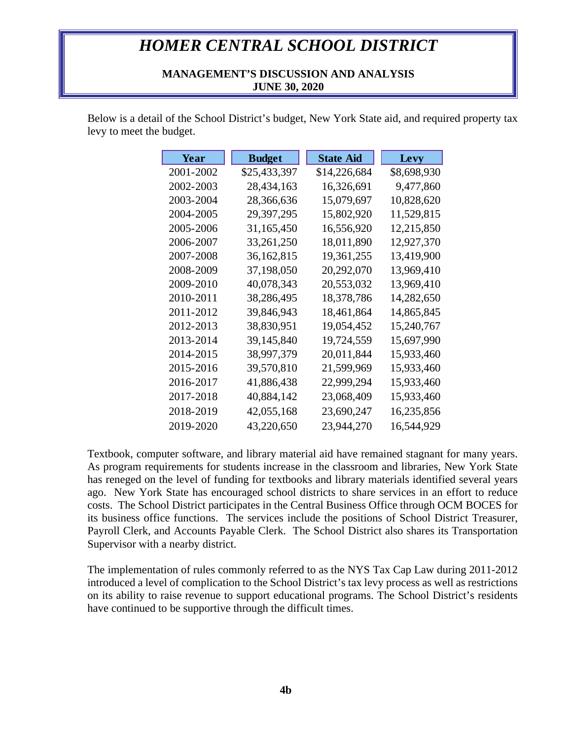Below is a detail of the School District's budget, New York State aid, and required property tax levy to meet the budget.

| Year | Budget | State Aid | Levy |
|---|---|---|---|
| 2001-2002 | $25,433,397 | $14,226,684 | $8,698,930 |
| 2002-2003 | 28,434,163 | 16,326,691 | 9,477,860 |
| 2003-2004 | 28,366,636 | 15,079,697 | 10,828,620 |
| 2004-2005 | 29,397,295 | 15,802,920 | 11,529,815 |
| 2005-2006 | 31,165,450 | 16,556,920 | 12,215,850 |
| 2006-2007 | 33,261,250 | 18,011,890 | 12,927,370 |
| 2007-2008 | 36,162,815 | 19,361,255 | 13,419,900 |
| 2008-2009 | 37,198,050 | 20,292,070 | 13,969,410 |
| 2009-2010 | 40,078,343 | 20,553,032 | 13,969,410 |
| 2010-2011 | 38,286,495 | 18,378,786 | 14,282,650 |
| 2011-2012 | 39,846,943 | 18,461,864 | 14,865,845 |
| 2012-2013 | 38,830,951 | 19,054,452 | 15,240,767 |
| 2013-2014 | 39,145,840 | 19,724,559 | 15,697,990 |
| 2014-2015 | 38,997,379 | 20,011,844 | 15,933,460 |
| 2015-2016 | 39,570,810 | 21,599,969 | 15,933,460 |
| 2016-2017 | 41,886,438 | 22,999,294 | 15,933,460 |
| 2017-2018 | 40,884,142 | 23,068,409 | 15,933,460 |
| 2018-2019 | 42,055,168 | 23,690,247 | 16,235,856 |
| 2019-2020 | 43,220,650 | 23,944,270 | 16,544,929 |

Textbook, computer software, and library material aid have remained stagnant for many years. As program requirements for students increase in the classroom and libraries, New York State has reneged on the level of funding for textbooks and library materials identified several years ago. New York State has encouraged school districts to share services in an effort to reduce costs. The School District participates in the Central Business Office through OCM BOCES for its business office functions. The services include the positions of School District Treasurer, Payroll Clerk, and Accounts Payable Clerk. The School District also shares its Transportation Supervisor with a nearby district.

The implementation of rules commonly referred to as the NYS Tax Cap Law during 2011-2012 introduced a level of complication to the School District's tax levy process as well as restrictions on its ability to raise revenue to support educational programs. The School District's residents have continued to be supportive through the difficult times.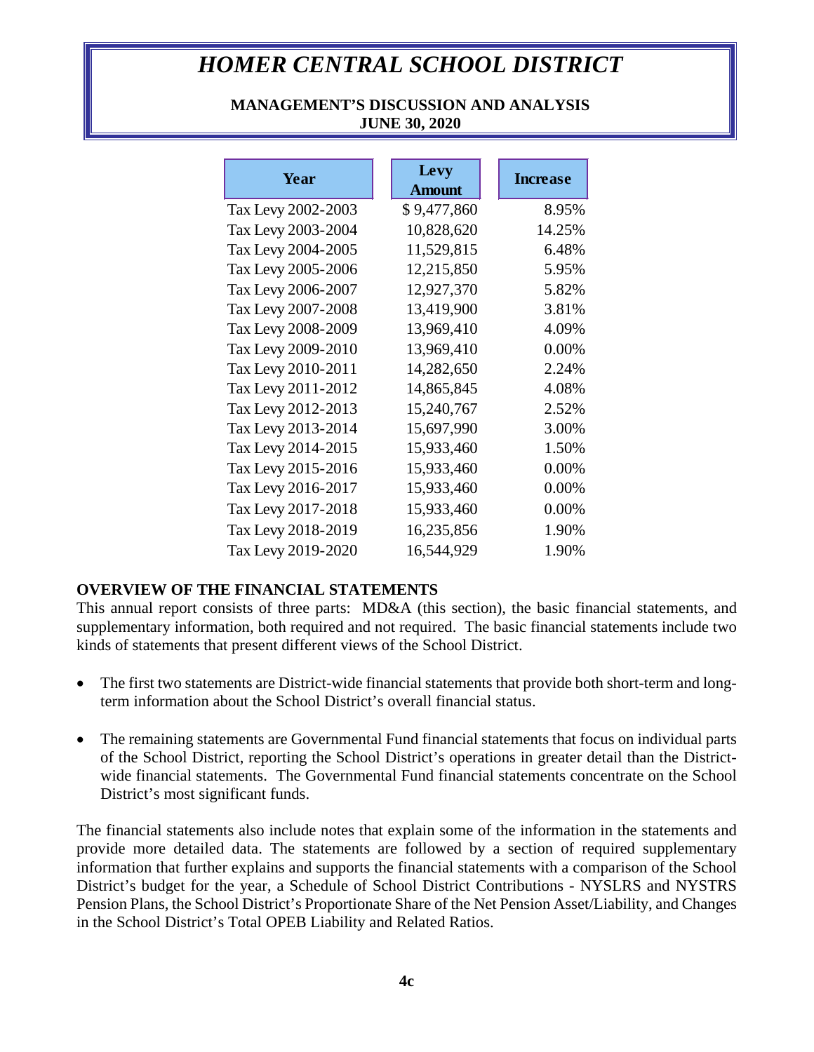| Year | Levy Amount | Increase |
|---|---|---|
| Tax Levy 2002-2003 | $ 9,477,860 | 8.95% |
| Tax Levy 2003-2004 | 10,828,620 | 14.25% |
| Tax Levy 2004-2005 | 11,529,815 | 6.48% |
| Tax Levy 2005-2006 | 12,215,850 | 5.95% |
| Tax Levy 2006-2007 | 12,927,370 | 5.82% |
| Tax Levy 2007-2008 | 13,419,900 | 3.81% |
| Tax Levy 2008-2009 | 13,969,410 | 4.09% |
| Tax Levy 2009-2010 | 13,969,410 | 0.00% |
| Tax Levy 2010-2011 | 14,282,650 | 2.24% |
| Tax Levy 2011-2012 | 14,865,845 | 4.08% |
| Tax Levy 2012-2013 | 15,240,767 | 2.52% |
| Tax Levy 2013-2014 | 15,697,990 | 3.00% |
| Tax Levy 2014-2015 | 15,933,460 | 1.50% |
| Tax Levy 2015-2016 | 15,933,460 | 0.00% |
| Tax Levy 2016-2017 | 15,933,460 | 0.00% |
| Tax Levy 2017-2018 | 15,933,460 | 0.00% |
| Tax Levy 2018-2019 | 16,235,856 | 1.90% |
| Tax Levy 2019-2020 | 16,544,929 | 1.90% |

## OVERVIEW OF THE FINANCIAL STATEMENTS

This annual report consists of three parts: MD&A (this section), the basic financial statements, and supplementary information, both required and not required. The basic financial statements include two kinds of statements that present different views of the School District.

- The first two statements are District-wide financial statements that provide both short-term and long-term information about the School District's overall financial status.

- The remaining statements are Governmental Fund financial statements that focus on individual parts of the School District, reporting the School District's operations in greater detail than the District-wide financial statements. The Governmental Fund financial statements concentrate on the School District's most significant funds.

The financial statements also include notes that explain some of the information in the statements and provide more detailed data. The statements are followed by a section of required supplementary information that further explains and supports the financial statements with a comparison of the School District's budget for the year, a Schedule of School District Contributions - NYSLRS and NYSTRS Pension Plans, the School District's Proportionate Share of the Net Pension Asset/Liability, and Changes in the School District's Total OPEB Liability and Related Ratios.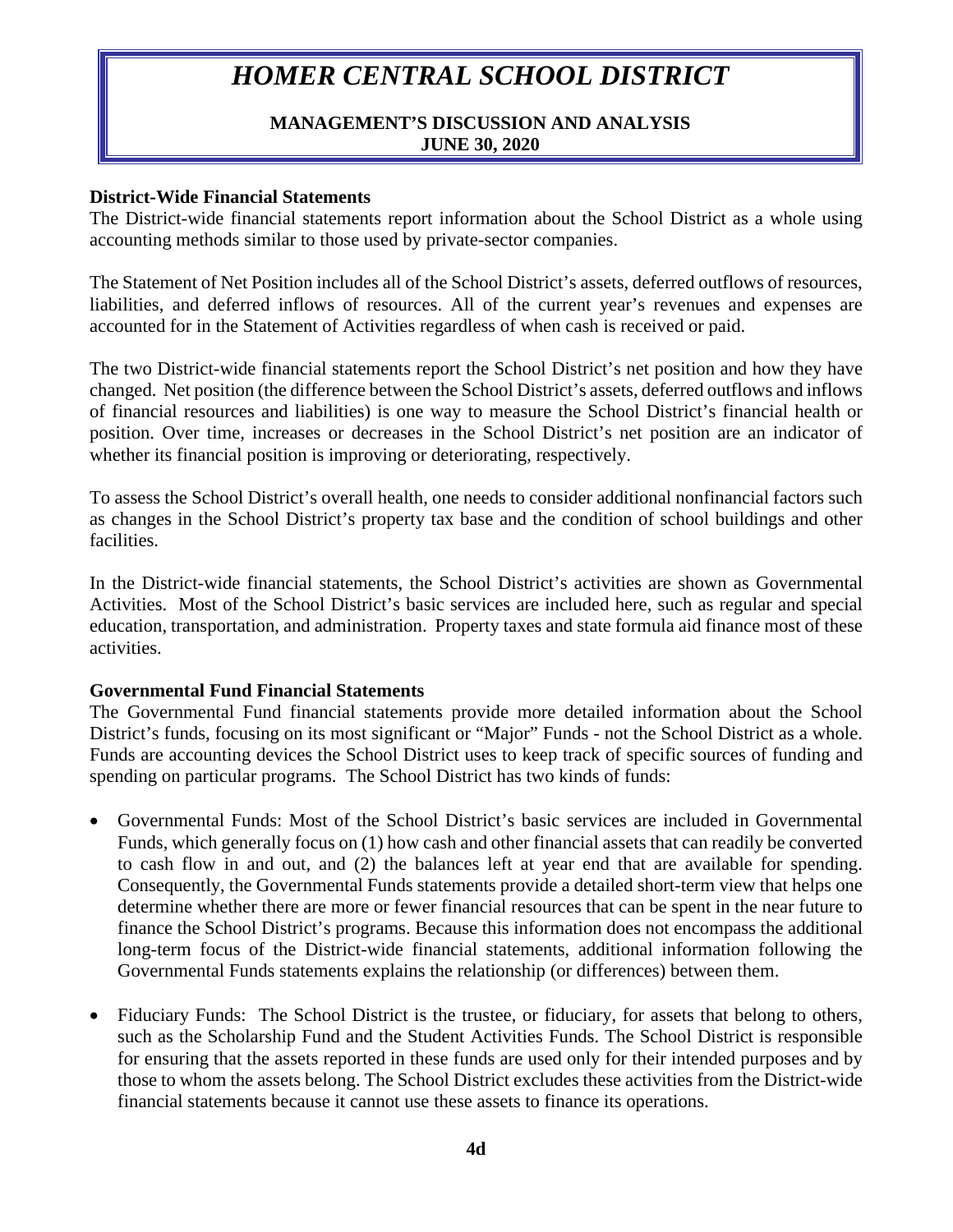**District-Wide Financial Statements**

The District-wide financial statements report information about the School District as a whole using accounting methods similar to those used by private-sector companies.

The Statement of Net Position includes all of the School District's assets, deferred outflows of resources, liabilities, and deferred inflows of resources. All of the current year's revenues and expenses are accounted for in the Statement of Activities regardless of when cash is received or paid.

The two District-wide financial statements report the School District's net position and how they have changed. Net position (the difference between the School District's assets, deferred outflows and inflows of financial resources and liabilities) is one way to measure the School District's financial health or position. Over time, increases or decreases in the School District's net position are an indicator of whether its financial position is improving or deteriorating, respectively.

To assess the School District's overall health, one needs to consider additional nonfinancial factors such as changes in the School District's property tax base and the condition of school buildings and other facilities.

In the District-wide financial statements, the School District's activities are shown as Governmental Activities. Most of the School District's basic services are included here, such as regular and special education, transportation, and administration. Property taxes and state formula aid finance most of these activities.

**Governmental Fund Financial Statements**

The Governmental Fund financial statements provide more detailed information about the School District's funds, focusing on its most significant or "Major" Funds - not the School District as a whole. Funds are accounting devices the School District uses to keep track of specific sources of funding and spending on particular programs. The School District has two kinds of funds:

- Governmental Funds: Most of the School District's basic services are included in Governmental Funds, which generally focus on (1) how cash and other financial assets that can readily be converted to cash flow in and out, and (2) the balances left at year end that are available for spending. Consequently, the Governmental Funds statements provide a detailed short-term view that helps one determine whether there are more or fewer financial resources that can be spent in the near future to finance the School District's programs. Because this information does not encompass the additional long-term focus of the District-wide financial statements, additional information following the Governmental Funds statements explains the relationship (or differences) between them.

- Fiduciary Funds: The School District is the trustee, or fiduciary, for assets that belong to others, such as the Scholarship Fund and the Student Activities Funds. The School District is responsible for ensuring that the assets reported in these funds are used only for their intended purposes and by those to whom the assets belong. The School District excludes these activities from the District-wide financial statements because it cannot use these assets to finance its operations.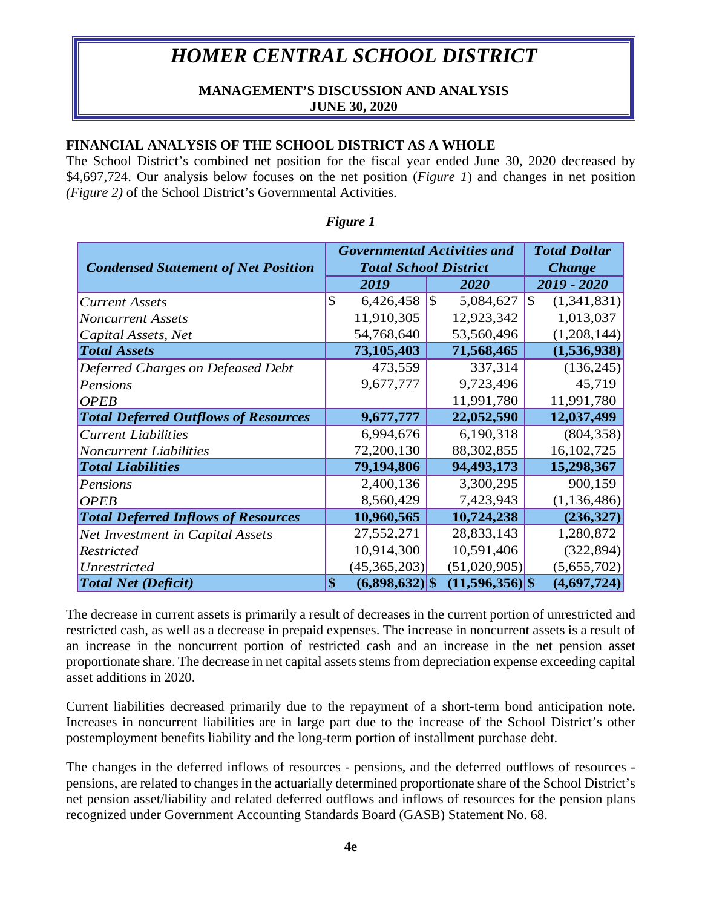# HOMER CENTRAL SCHOOL DISTRICT

**MANAGEMENT'S DISCUSSION AND ANALYSIS**
**JUNE 30, 2020**

## FINANCIAL ANALYSIS OF THE SCHOOL DISTRICT AS A WHOLE

The School District's combined net position for the fiscal year ended June 30, 2020 decreased by $4,697,724. Our analysis below focuses on the net position (*Figure 1*) and changes in net position *(Figure 2)* of the School District's Governmental Activities.

*Figure 1*

| Condensed Statement of Net Position | Governmental Activities and Total School District | | Total Dollar Change |
|---|---|---|---|
| | 2019 | 2020 | 2019 - 2020 |
| Current Assets | $ 6,426,458 | $ 5,084,627 | $ (1,341,831) |
| Noncurrent Assets | 11,910,305 | 12,923,342 | 1,013,037 |
| Capital Assets, Net | 54,768,640 | 53,560,496 | (1,208,144) |
| **Total Assets** | **73,105,403** | **71,568,465** | **(1,536,938)** |
| Deferred Charges on Defeased Debt | 473,559 | 337,314 | (136,245) |
| Pensions | 9,677,777 | 9,723,496 | 45,719 |
| OPEB | | 11,991,780 | 11,991,780 |
| **Total Deferred Outflows of Resources** | **9,677,777** | **22,052,590** | **12,037,499** |
| Current Liabilities | 6,994,676 | 6,190,318 | (804,358) |
| Noncurrent Liabilities | 72,200,130 | 88,302,855 | 16,102,725 |
| **Total Liabilities** | **79,194,806** | **94,493,173** | **15,298,367** |
| Pensions | 2,400,136 | 3,300,295 | 900,159 |
| OPEB | 8,560,429 | 7,423,943 | (1,136,486) |
| **Total Deferred Inflows of Resources** | **10,960,565** | **10,724,238** | **(236,327)** |
| Net Investment in Capital Assets | 27,552,271 | 28,833,143 | 1,280,872 |
| Restricted | 10,914,300 | 10,591,406 | (322,894) |
| Unrestricted | (45,365,203) | (51,020,905) | (5,655,702) |
| **Total Net (Deficit)** | **$ (6,898,632)** | **$ (11,596,356)** | **$ (4,697,724)** |

The decrease in current assets is primarily a result of decreases in the current portion of unrestricted and restricted cash, as well as a decrease in prepaid expenses. The increase in noncurrent assets is a result of an increase in the noncurrent portion of restricted cash and an increase in the net pension asset proportionate share. The decrease in net capital assets stems from depreciation expense exceeding capital asset additions in 2020.

Current liabilities decreased primarily due to the repayment of a short-term bond anticipation note. Increases in noncurrent liabilities are in large part due to the increase of the School District's other postemployment benefits liability and the long-term portion of installment purchase debt.

The changes in the deferred inflows of resources - pensions, and the deferred outflows of resources - pensions, are related to changes in the actuarially determined proportionate share of the School District's net pension asset/liability and related deferred outflows and inflows of resources for the pension plans recognized under Government Accounting Standards Board (GASB) Statement No. 68.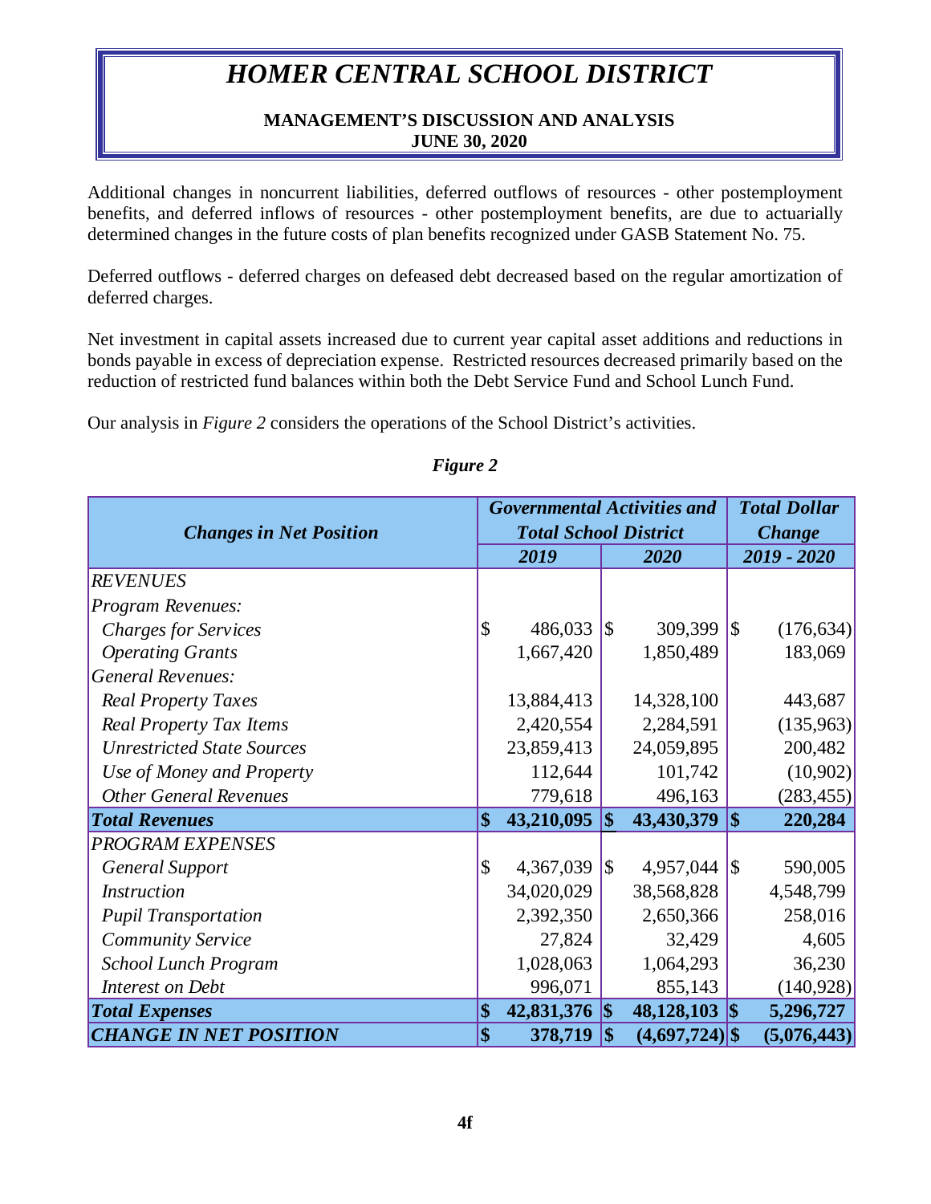Additional changes in noncurrent liabilities, deferred outflows of resources - other postemployment benefits, and deferred inflows of resources - other postemployment benefits, are due to actuarially determined changes in the future costs of plan benefits recognized under GASB Statement No. 75.

Deferred outflows - deferred charges on defeased debt decreased based on the regular amortization of deferred charges.

Net investment in capital assets increased due to current year capital asset additions and reductions in bonds payable in excess of depreciation expense. Restricted resources decreased primarily based on the reduction of restricted fund balances within both the Debt Service Fund and School Lunch Fund.

Our analysis in *Figure 2* considers the operations of the School District's activities.

*Figure 2*

| ***Changes in Net Position*** | ***Governmental Activities and Total School District*** | | ***Total Dollar Change*** |
|---|---|---|---|
| | ***2019*** | ***2020*** | ***2019 - 2020*** |
| *REVENUES* | | | |
| *Program Revenues:* | | | |
| *Charges for Services* | $ 486,033 | $ 309,399 | $ (176,634) |
| *Operating Grants* | 1,667,420 | 1,850,489 | 183,069 |
| *General Revenues:* | | | |
| *Real Property Taxes* | 13,884,413 | 14,328,100 | 443,687 |
| *Real Property Tax Items* | 2,420,554 | 2,284,591 | (135,963) |
| *Unrestricted State Sources* | 23,859,413 | 24,059,895 | 200,482 |
| *Use of Money and Property* | 112,644 | 101,742 | (10,902) |
| *Other General Revenues* | 779,618 | 496,163 | (283,455) |
| ***Total Revenues*** | **$ 43,210,095** | **$ 43,430,379** | **$ 220,284** |
| *PROGRAM EXPENSES* | | | |
| *General Support* | $ 4,367,039 | $ 4,957,044 | $ 590,005 |
| *Instruction* | 34,020,029 | 38,568,828 | 4,548,799 |
| *Pupil Transportation* | 2,392,350 | 2,650,366 | 258,016 |
| *Community Service* | 27,824 | 32,429 | 4,605 |
| *School Lunch Program* | 1,028,063 | 1,064,293 | 36,230 |
| *Interest on Debt* | 996,071 | 855,143 | (140,928) |
| ***Total Expenses*** | **$ 42,831,376** | **$ 48,128,103** | **$ 5,296,727** |
| ***CHANGE IN NET POSITION*** | **$ 378,719** | **$ (4,697,724)** | **$ (5,076,443)** |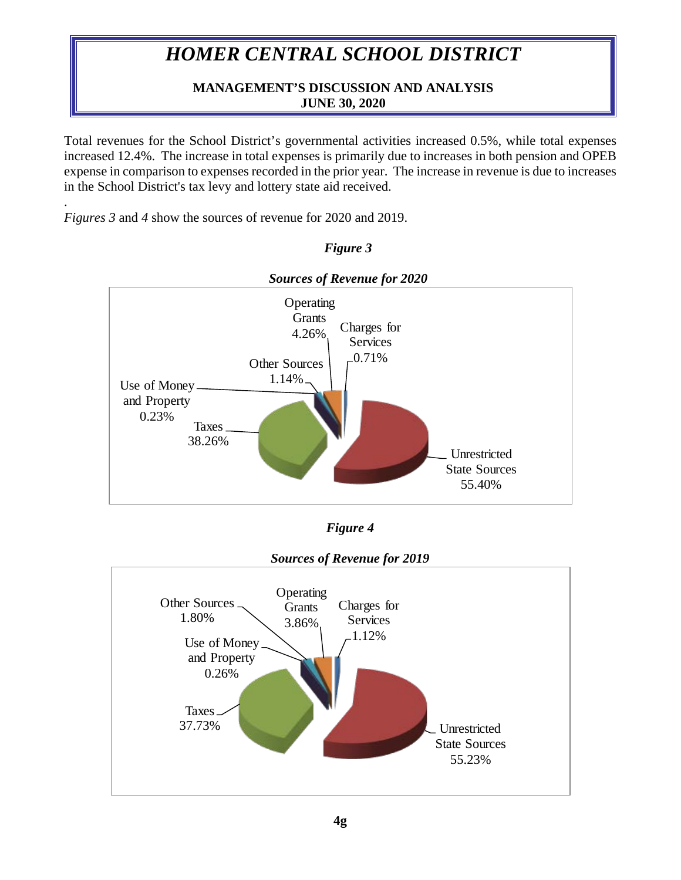Total revenues for the School District's governmental activities increased 0.5%, while total expenses increased 12.4%. The increase in total expenses is primarily due to increases in both pension and OPEB expense in comparison to expenses recorded in the prior year. The increase in revenue is due to increases in the School District's tax levy and lottery state aid received.

*Figures 3* and *4* show the sources of revenue for 2020 and 2019.

***Figure 3***

***Sources of Revenue for 2020***

| Source | Percentage |
|---|---|
| Operating Grants | 4.26% |
| Charges for Services | 0.71% |
| Other Sources | 1.14% |
| Use of Money and Property | 0.23% |
| Taxes | 38.26% |
| Unrestricted State Sources | 55.40% |

***Figure 4***

***Sources of Revenue for 2019***

| Source | Percentage |
|---|---|
| Other Sources | 1.80% |
| Operating Grants | 3.86% |
| Charges for Services | 1.12% |
| Use of Money and Property | 0.26% |
| Taxes | 37.73% |
| Unrestricted State Sources | 55.23% |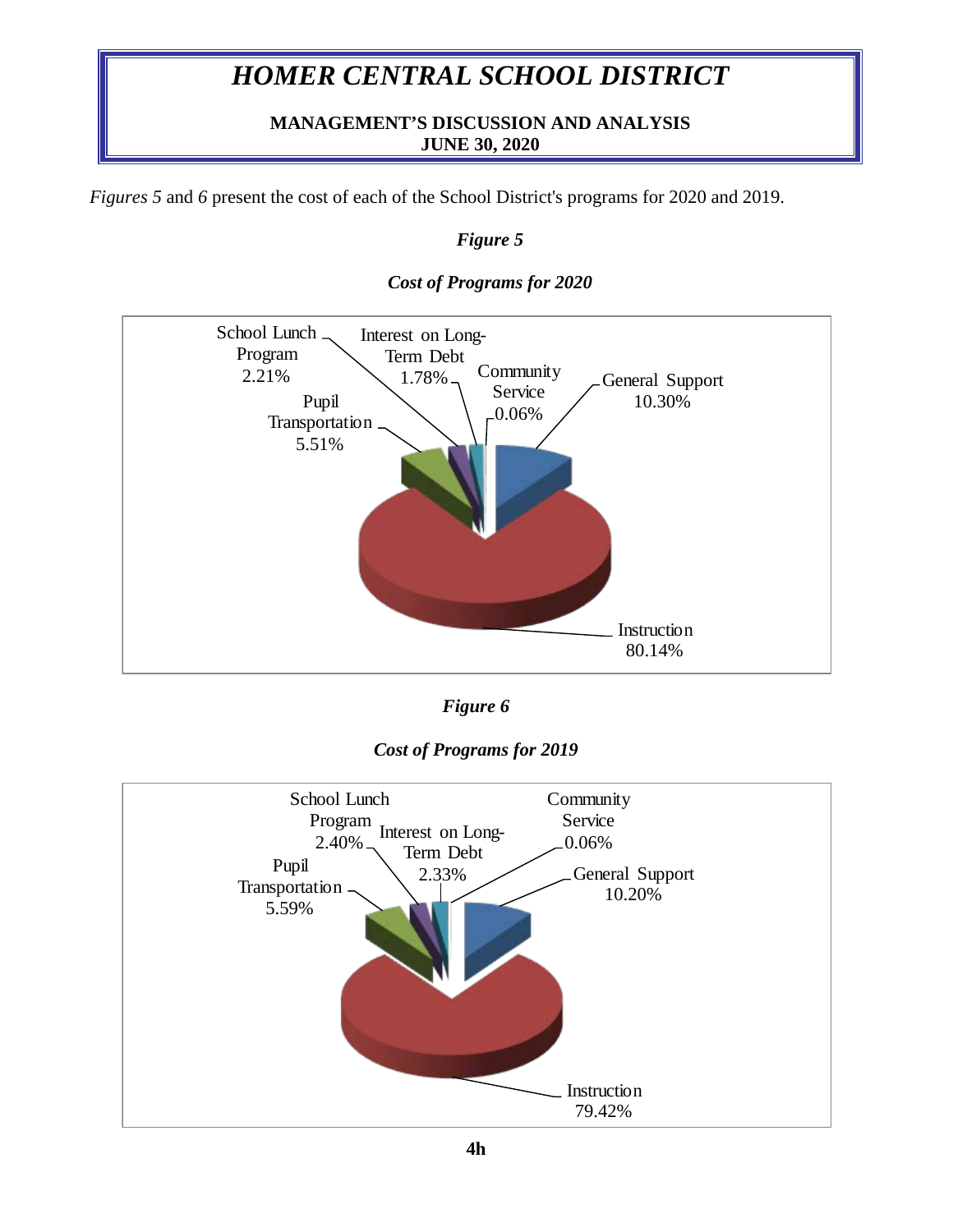*Figures 5* and *6* present the cost of each of the School District's programs for 2020 and 2019.

***Figure 5***

***Cost of Programs for 2020***

School Lunch Program 2.21%

Interest on Long-Term Debt 1.78%

Community Service 0.06%

General Support 10.30%

Pupil Transportation 5.51%

Instruction 80.14%

***Figure 6***

***Cost of Programs for 2019***

School Lunch Program 2.40%

Interest on Long-Term Debt 2.33%

Community Service 0.06%

General Support 10.20%

Pupil Transportation 5.59%

Instruction 79.42%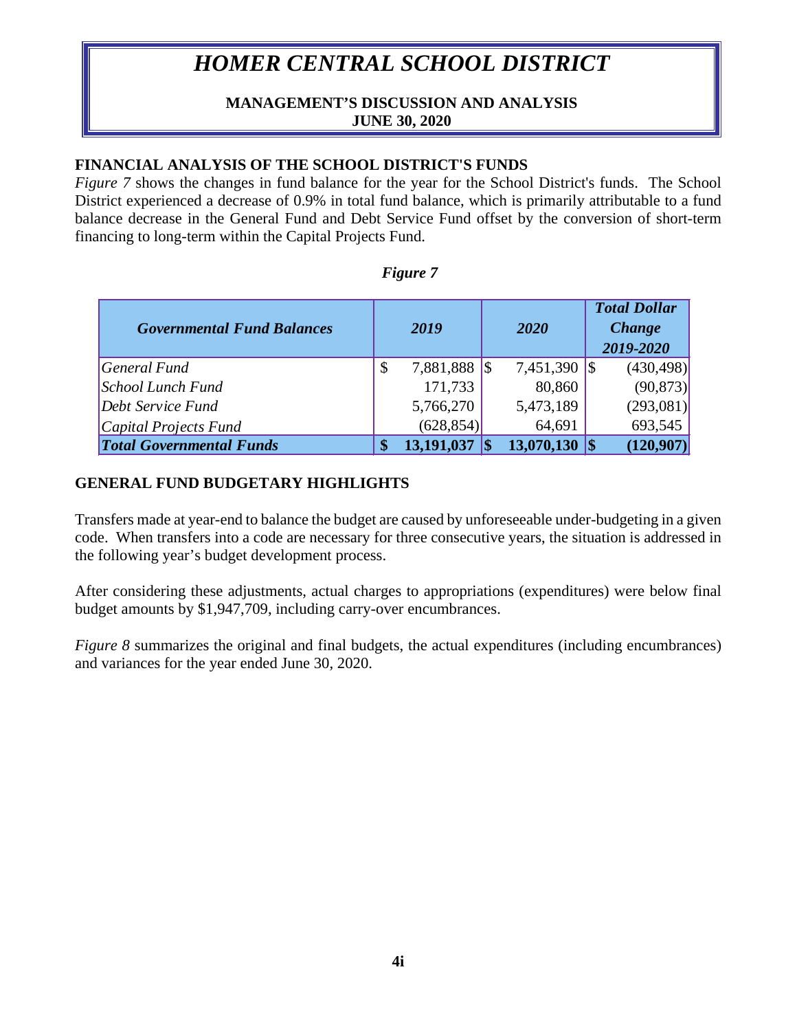# HOMER CENTRAL SCHOOL DISTRICT

**MANAGEMENT'S DISCUSSION AND ANALYSIS**
**JUNE 30, 2020**

## FINANCIAL ANALYSIS OF THE SCHOOL DISTRICT'S FUNDS

*Figure 7* shows the changes in fund balance for the year for the School District's funds. The School District experienced a decrease of 0.9% in total fund balance, which is primarily attributable to a fund balance decrease in the General Fund and Debt Service Fund offset by the conversion of short-term financing to long-term within the Capital Projects Fund.

*Figure 7*

| *Governmental Fund Balances* | *2019* | *2020* | *Total Dollar Change 2019-2020* |
|---|---|---|---|
| *General Fund* | $ 7,881,888 | $ 7,451,390 | $ (430,498) |
| *School Lunch Fund* | 171,733 | 80,860 | (90,873) |
| *Debt Service Fund* | 5,766,270 | 5,473,189 | (293,081) |
| *Capital Projects Fund* | (628,854) | 64,691 | 693,545 |
| ***Total Governmental Funds*** | **$ 13,191,037** | **$ 13,070,130** | **$ (120,907)** |

## GENERAL FUND BUDGETARY HIGHLIGHTS

Transfers made at year-end to balance the budget are caused by unforeseeable under-budgeting in a given code. When transfers into a code are necessary for three consecutive years, the situation is addressed in the following year's budget development process.

After considering these adjustments, actual charges to appropriations (expenditures) were below final budget amounts by $1,947,709, including carry-over encumbrances.

*Figure 8* summarizes the original and final budgets, the actual expenditures (including encumbrances) and variances for the year ended June 30, 2020.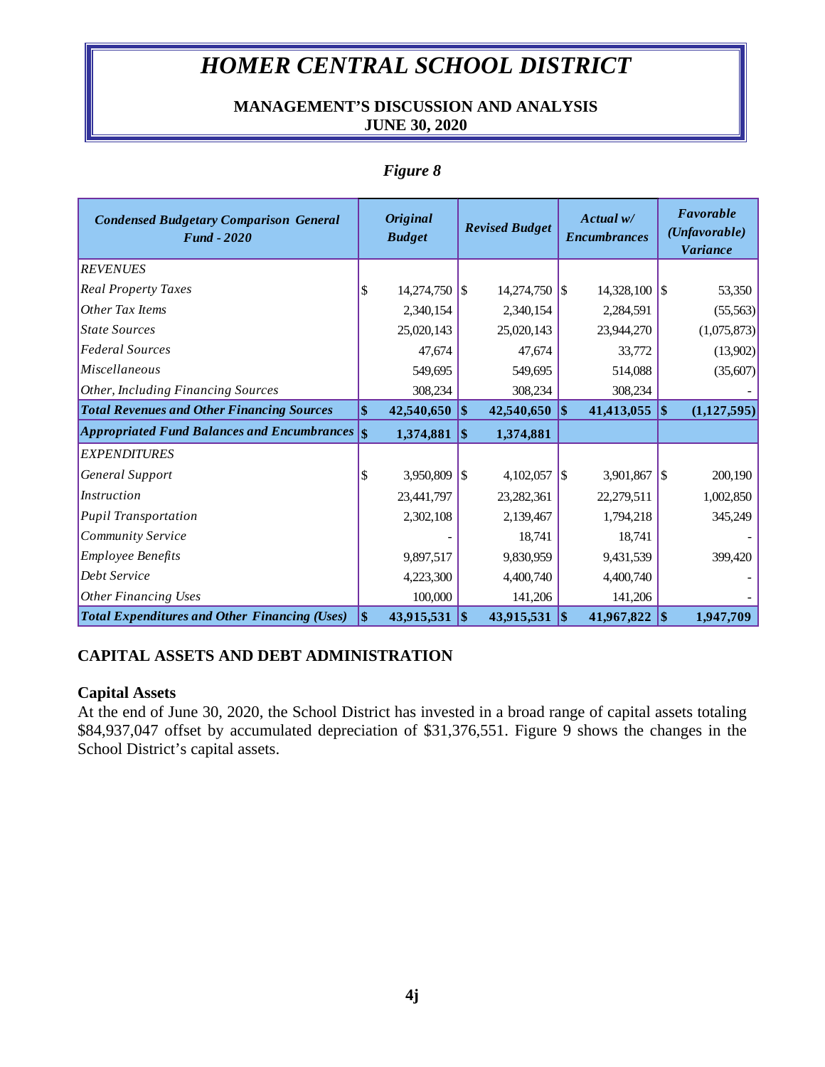*Figure 8*

| ***Condensed Budgetary Comparison General Fund - 2020*** | ***Original Budget*** | ***Revised Budget*** | ***Actual w/ Encumbrances*** | ***Favorable (Unfavorable) Variance*** |
|---|---|---|---|---|
| *REVENUES* | | | | |
| *Real Property Taxes* | $ 14,274,750 | $ 14,274,750 | $ 14,328,100 | $ 53,350 |
| *Other Tax Items* | 2,340,154 | 2,340,154 | 2,284,591 | (55,563) |
| *State Sources* | 25,020,143 | 25,020,143 | 23,944,270 | (1,075,873) |
| *Federal Sources* | 47,674 | 47,674 | 33,772 | (13,902) |
| *Miscellaneous* | 549,695 | 549,695 | 514,088 | (35,607) |
| *Other, Including Financing Sources* | 308,234 | 308,234 | 308,234 | - |
| ***Total Revenues and Other Financing Sources*** | **$ 42,540,650** | **$ 42,540,650** | **$ 41,413,055** | **$ (1,127,595)** |
| ***Appropriated Fund Balances and Encumbrances*** | **$ 1,374,881** | **$ 1,374,881** | | |
| *EXPENDITURES* | | | | |
| *General Support* | $ 3,950,809 | $ 4,102,057 | $ 3,901,867 | $ 200,190 |
| *Instruction* | 23,441,797 | 23,282,361 | 22,279,511 | 1,002,850 |
| *Pupil Transportation* | 2,302,108 | 2,139,467 | 1,794,218 | 345,249 |
| *Community Service* | - | 18,741 | 18,741 | - |
| *Employee Benefits* | 9,897,517 | 9,830,959 | 9,431,539 | 399,420 |
| *Debt Service* | 4,223,300 | 4,400,740 | 4,400,740 | - |
| *Other Financing Uses* | 100,000 | 141,206 | 141,206 | - |
| ***Total Expenditures and Other Financing (Uses)*** | **$ 43,915,531** | **$ 43,915,531** | **$ 41,967,822** | **$ 1,947,709** |

## CAPITAL ASSETS AND DEBT ADMINISTRATION

### Capital Assets

At the end of June 30, 2020, the School District has invested in a broad range of capital assets totaling $84,937,047 offset by accumulated depreciation of $31,376,551. Figure 9 shows the changes in the School District's capital assets.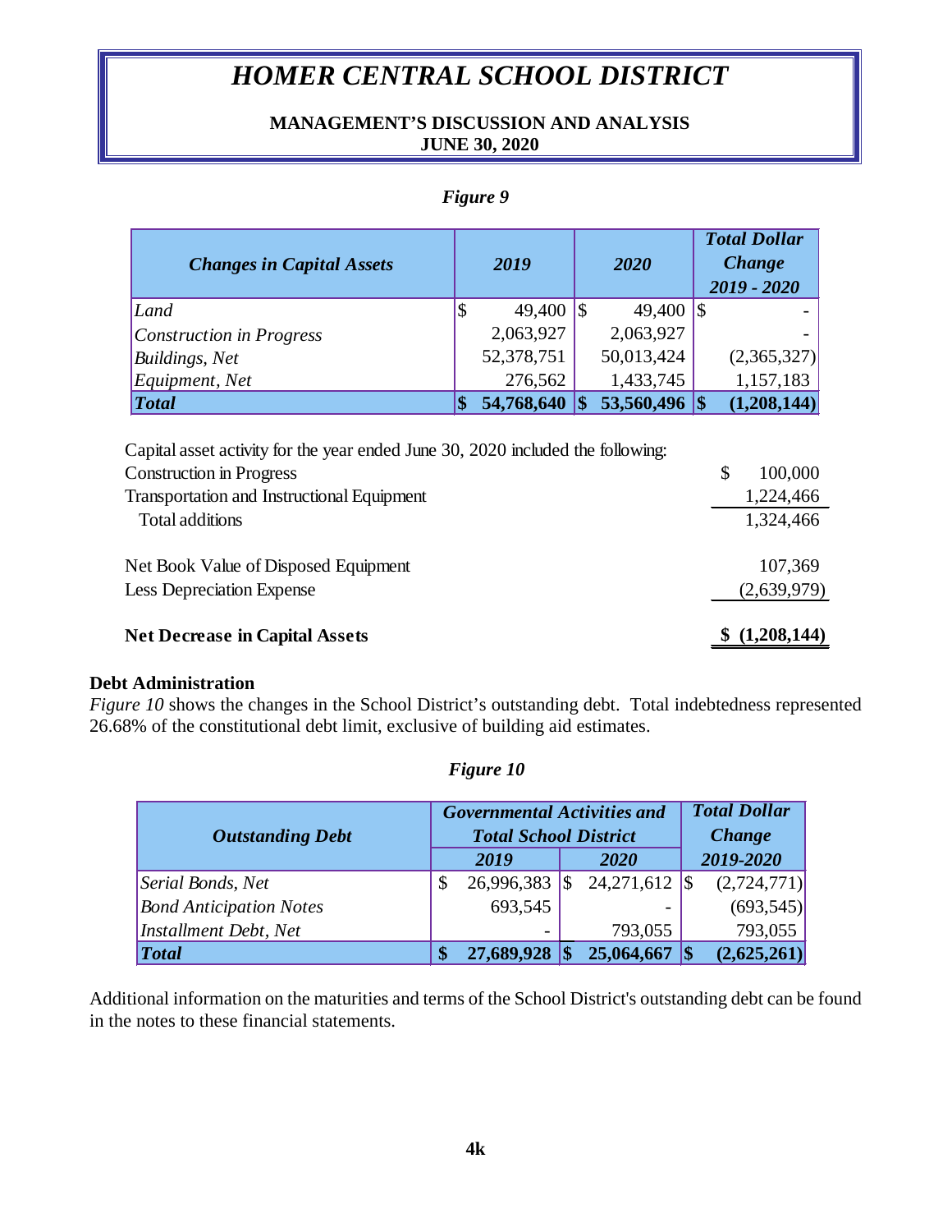*Figure 9*

| *Changes in Capital Assets* | *2019* | *2020* | *Total Dollar Change 2019 - 2020* |
|---|---|---|---|
| *Land* | $ 49,400 | $ 49,400 | $ - |
| *Construction in Progress* | 2,063,927 | 2,063,927 | - |
| *Buildings, Net* | 52,378,751 | 50,013,424 | (2,365,327) |
| *Equipment, Net* | 276,562 | 1,433,745 | 1,157,183 |
| ***Total*** | **$ 54,768,640** | **$ 53,560,496** | **$ (1,208,144)** |

| Capital asset activity for the year ended June 30, 2020 included the following: | |
|---|---|
| Construction in Progress | $ 100,000 |
| Transportation and Instructional Equipment | 1,224,466 |
| Total additions | 1,324,466 |
| | |
| Net Book Value of Disposed Equipment | 107,369 |
| Less Depreciation Expense | (2,639,979) |
| | |
| **Net Decrease in Capital Assets** | **$ (1,208,144)** |

**Debt Administration**

*Figure 10* shows the changes in the School District's outstanding debt. Total indebtedness represented 26.68% of the constitutional debt limit, exclusive of building aid estimates.

*Figure 10*

| *Outstanding Debt* | *Governmental Activities and Total School District* | | *Total Dollar Change* |
|---|---|---|---|
| | *2019* | *2020* | *2019-2020* |
| *Serial Bonds, Net* | $ 26,996,383 | $ 24,271,612 | $ (2,724,771) |
| *Bond Anticipation Notes* | 693,545 | - | (693,545) |
| *Installment Debt, Net* | - | 793,055 | 793,055 |
| ***Total*** | **$ 27,689,928** | **$ 25,064,667** | **$ (2,625,261)** |

Additional information on the maturities and terms of the School District's outstanding debt can be found in the notes to these financial statements.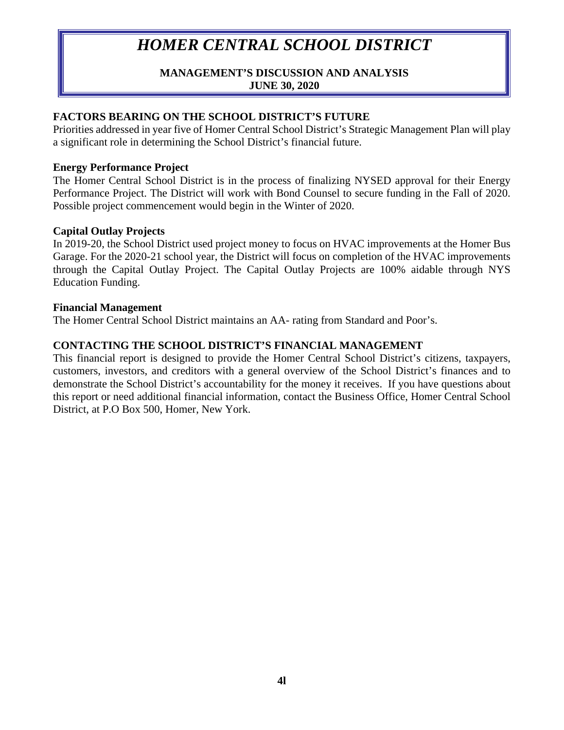## FACTORS BEARING ON THE SCHOOL DISTRICT'S FUTURE

Priorities addressed in year five of Homer Central School District's Strategic Management Plan will play a significant role in determining the School District's financial future.

### Energy Performance Project

The Homer Central School District is in the process of finalizing NYSED approval for their Energy Performance Project. The District will work with Bond Counsel to secure funding in the Fall of 2020. Possible project commencement would begin in the Winter of 2020.

### Capital Outlay Projects

In 2019-20, the School District used project money to focus on HVAC improvements at the Homer Bus Garage. For the 2020-21 school year, the District will focus on completion of the HVAC improvements through the Capital Outlay Project. The Capital Outlay Projects are 100% aidable through NYS Education Funding.

### Financial Management

The Homer Central School District maintains an AA- rating from Standard and Poor's.

## CONTACTING THE SCHOOL DISTRICT'S FINANCIAL MANAGEMENT

This financial report is designed to provide the Homer Central School District's citizens, taxpayers, customers, investors, and creditors with a general overview of the School District's finances and to demonstrate the School District's accountability for the money it receives. If you have questions about this report or need additional financial information, contact the Business Office, Homer Central School District, at P.O Box 500, Homer, New York.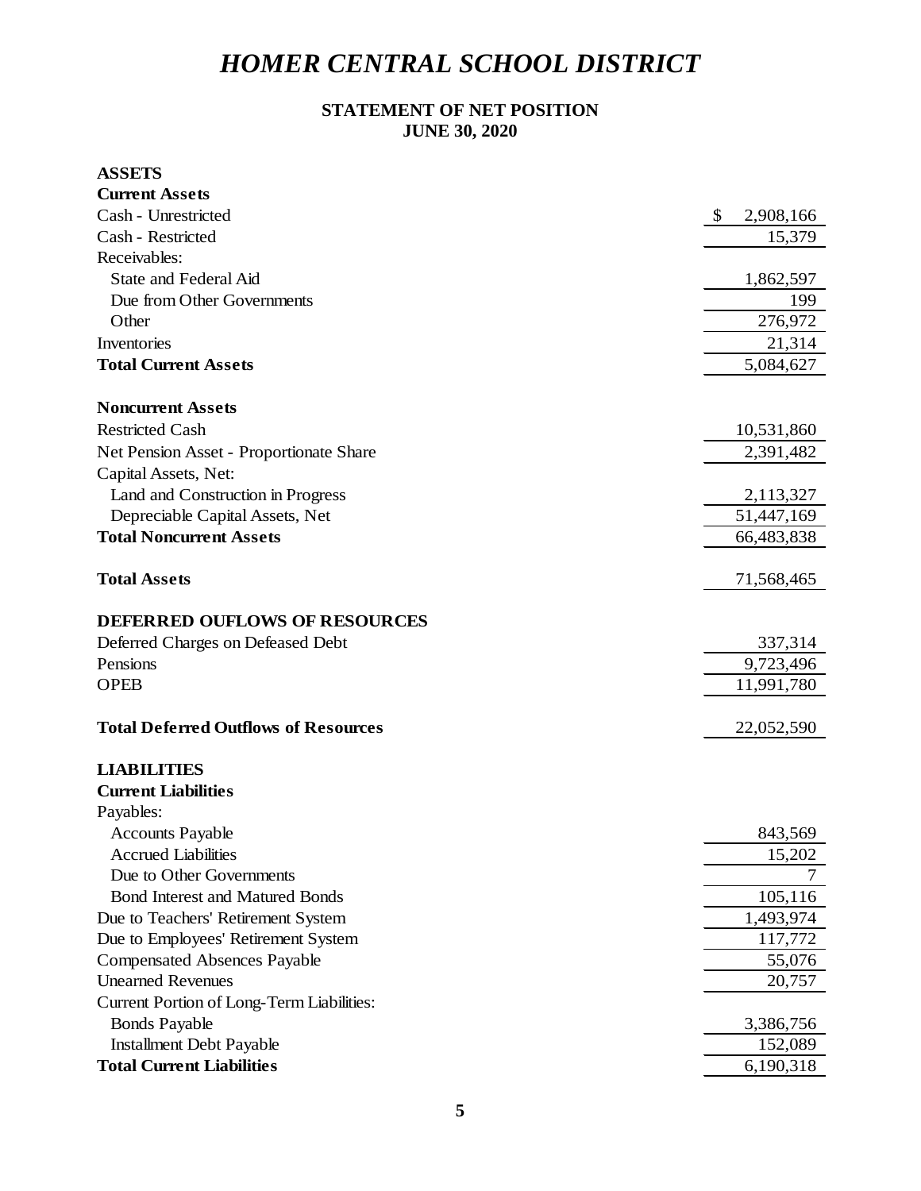# HOMER CENTRAL SCHOOL DISTRICT

## STATEMENT OF NET POSITION
## JUNE 30, 2020

| | |
|---|---|
| **ASSETS** | |
| **Current Assets** | |
| Cash - Unrestricted | $ 2,908,166 |
| Cash - Restricted | 15,379 |
| Receivables: | |
| State and Federal Aid | 1,862,597 |
| Due from Other Governments | 199 |
| Other | 276,972 |
| Inventories | 21,314 |
| **Total Current Assets** | 5,084,627 |
| | |
| **Noncurrent Assets** | |
| Restricted Cash | 10,531,860 |
| Net Pension Asset - Proportionate Share | 2,391,482 |
| Capital Assets, Net: | |
| Land and Construction in Progress | 2,113,327 |
| Depreciable Capital Assets, Net | 51,447,169 |
| **Total Noncurrent Assets** | 66,483,838 |
| | |
| **Total Assets** | 71,568,465 |
| | |
| **DEFERRED OUFLOWS OF RESOURCES** | |
| Deferred Charges on Defeased Debt | 337,314 |
| Pensions | 9,723,496 |
| OPEB | 11,991,780 |
| | |
| **Total Deferred Outflows of Resources** | 22,052,590 |
| | |
| **LIABILITIES** | |
| **Current Liabilities** | |
| Payables: | |
| Accounts Payable | 843,569 |
| Accrued Liabilities | 15,202 |
| Due to Other Governments | 7 |
| Bond Interest and Matured Bonds | 105,116 |
| Due to Teachers' Retirement System | 1,493,974 |
| Due to Employees' Retirement System | 117,772 |
| Compensated Absences Payable | 55,076 |
| Unearned Revenues | 20,757 |
| Current Portion of Long-Term Liabilities: | |
| Bonds Payable | 3,386,756 |
| Installment Debt Payable | 152,089 |
| **Total Current Liabilities** | 6,190,318 |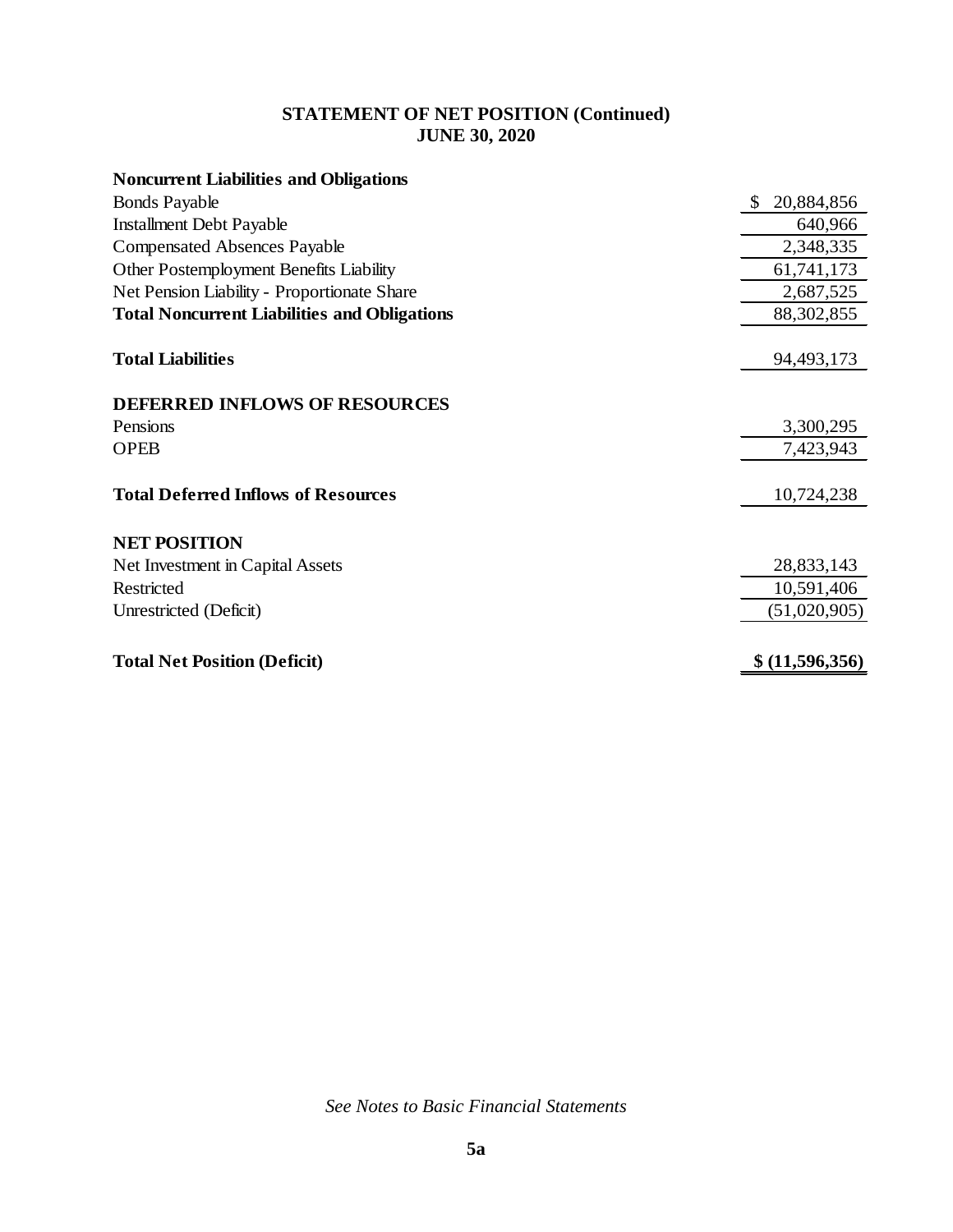## STATEMENT OF NET POSITION (Continued)
## JUNE 30, 2020

| | |
|---|---|
| **Noncurrent Liabilities and Obligations** | |
| Bonds Payable | $ 20,884,856 |
| Installment Debt Payable | 640,966 |
| Compensated Absences Payable | 2,348,335 |
| Other Postemployment Benefits Liability | 61,741,173 |
| Net Pension Liability - Proportionate Share | 2,687,525 |
| **Total Noncurrent Liabilities and Obligations** | 88,302,855 |
| | |
| **Total Liabilities** | 94,493,173 |
| | |
| **DEFERRED INFLOWS OF RESOURCES** | |
| Pensions | 3,300,295 |
| OPEB | 7,423,943 |
| | |
| **Total Deferred Inflows of Resources** | 10,724,238 |
| | |
| **NET POSITION** | |
| Net Investment in Capital Assets | 28,833,143 |
| Restricted | 10,591,406 |
| Unrestricted (Deficit) | (51,020,905) |
| | |
| **Total Net Position (Deficit)** | **$ (11,596,356)** |

*See Notes to Basic Financial Statements*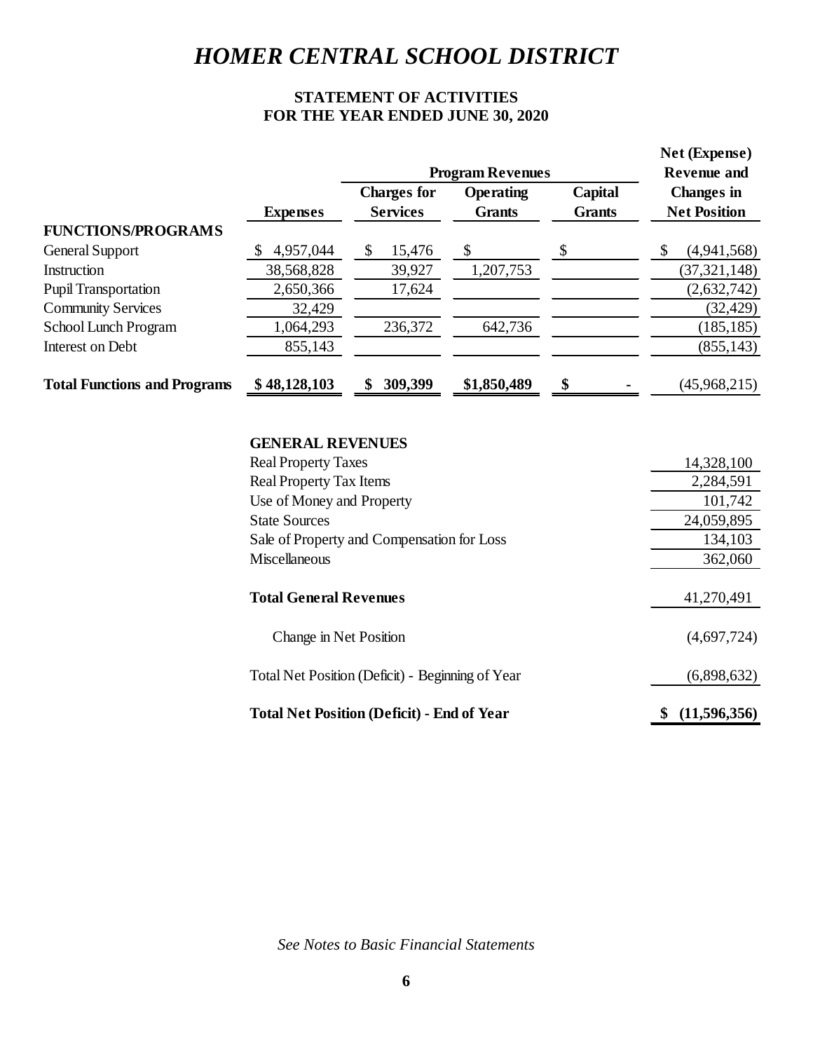# *HOMER CENTRAL SCHOOL DISTRICT*

## STATEMENT OF ACTIVITIES
## FOR THE YEAR ENDED JUNE 30, 2020

| | | Program Revenues | | | Net (Expense) Revenue and |
|---|---|---|---|---|---|
| | **Expenses** | **Charges for Services** | **Operating Grants** | **Capital Grants** | **Changes in Net Position** |
| **FUNCTIONS/PROGRAMS** | | | | | |
| General Support | $ 4,957,044 | $ 15,476 | $ | $ | $ (4,941,568) |
| Instruction | 38,568,828 | 39,927 | 1,207,753 | | (37,321,148) |
| Pupil Transportation | 2,650,366 | 17,624 | | | (2,632,742) |
| Community Services | 32,429 | | | | (32,429) |
| School Lunch Program | 1,064,293 | 236,372 | 642,736 | | (185,185) |
| Interest on Debt | 855,143 | | | | (855,143) |
| **Total Functions and Programs** | **$ 48,128,103** | **$ 309,399** | **$1,850,489** | **$ -** | (45,968,215) |

| | |
|---|---|
| **GENERAL REVENUES** | |
| Real Property Taxes | 14,328,100 |
| Real Property Tax Items | 2,284,591 |
| Use of Money and Property | 101,742 |
| State Sources | 24,059,895 |
| Sale of Property and Compensation for Loss | 134,103 |
| Miscellaneous | 362,060 |
| **Total General Revenues** | 41,270,491 |
| Change in Net Position | (4,697,724) |
| Total Net Position (Deficit) - Beginning of Year | (6,898,632) |
| **Total Net Position (Deficit) - End of Year** | **$ (11,596,356)** |

*See Notes to Basic Financial Statements*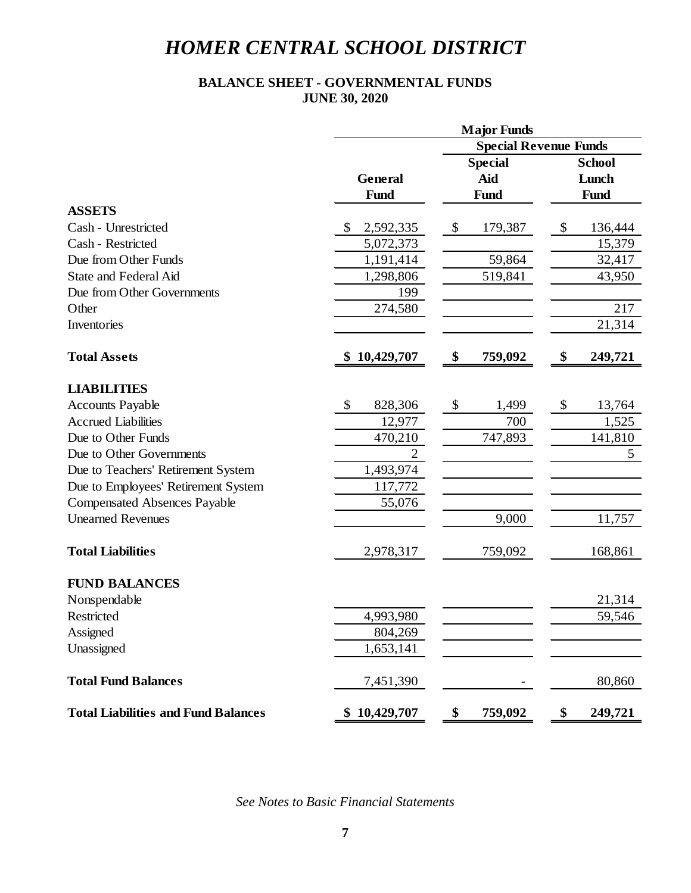# *HOMER CENTRAL SCHOOL DISTRICT*

## BALANCE SHEET - GOVERNMENTAL FUNDS
## JUNE 30, 2020

| | Major Funds | | |
|---|---|---|---|
| | | Special Revenue Funds | |
| | General Fund | Special Aid Fund | School Lunch Fund |
| **ASSETS** | | | |
| Cash - Unrestricted | $ 2,592,335 | $ 179,387 | $ 136,444 |
| Cash - Restricted | 5,072,373 | | 15,379 |
| Due from Other Funds | 1,191,414 | 59,864 | 32,417 |
| State and Federal Aid | 1,298,806 | 519,841 | 43,950 |
| Due from Other Governments | 199 | | |
| Other | 274,580 | | 217 |
| Inventories | | | 21,314 |
| **Total Assets** | **$ 10,429,707** | **$ 759,092** | **$ 249,721** |
| **LIABILITIES** | | | |
| Accounts Payable | $ 828,306 | $ 1,499 | $ 13,764 |
| Accrued Liabilities | 12,977 | 700 | 1,525 |
| Due to Other Funds | 470,210 | 747,893 | 141,810 |
| Due to Other Governments | 2 | | 5 |
| Due to Teachers' Retirement System | 1,493,974 | | |
| Due to Employees' Retirement System | 117,772 | | |
| Compensated Absences Payable | 55,076 | | |
| Unearned Revenues | | 9,000 | 11,757 |
| **Total Liabilities** | 2,978,317 | 759,092 | 168,861 |
| **FUND BALANCES** | | | |
| Nonspendable | | | 21,314 |
| Restricted | 4,993,980 | | 59,546 |
| Assigned | 804,269 | | |
| Unassigned | 1,653,141 | | |
| **Total Fund Balances** | 7,451,390 | - | 80,860 |
| **Total Liabilities and Fund Balances** | **$ 10,429,707** | **$ 759,092** | **$ 249,721** |

*See Notes to Basic Financial Statements*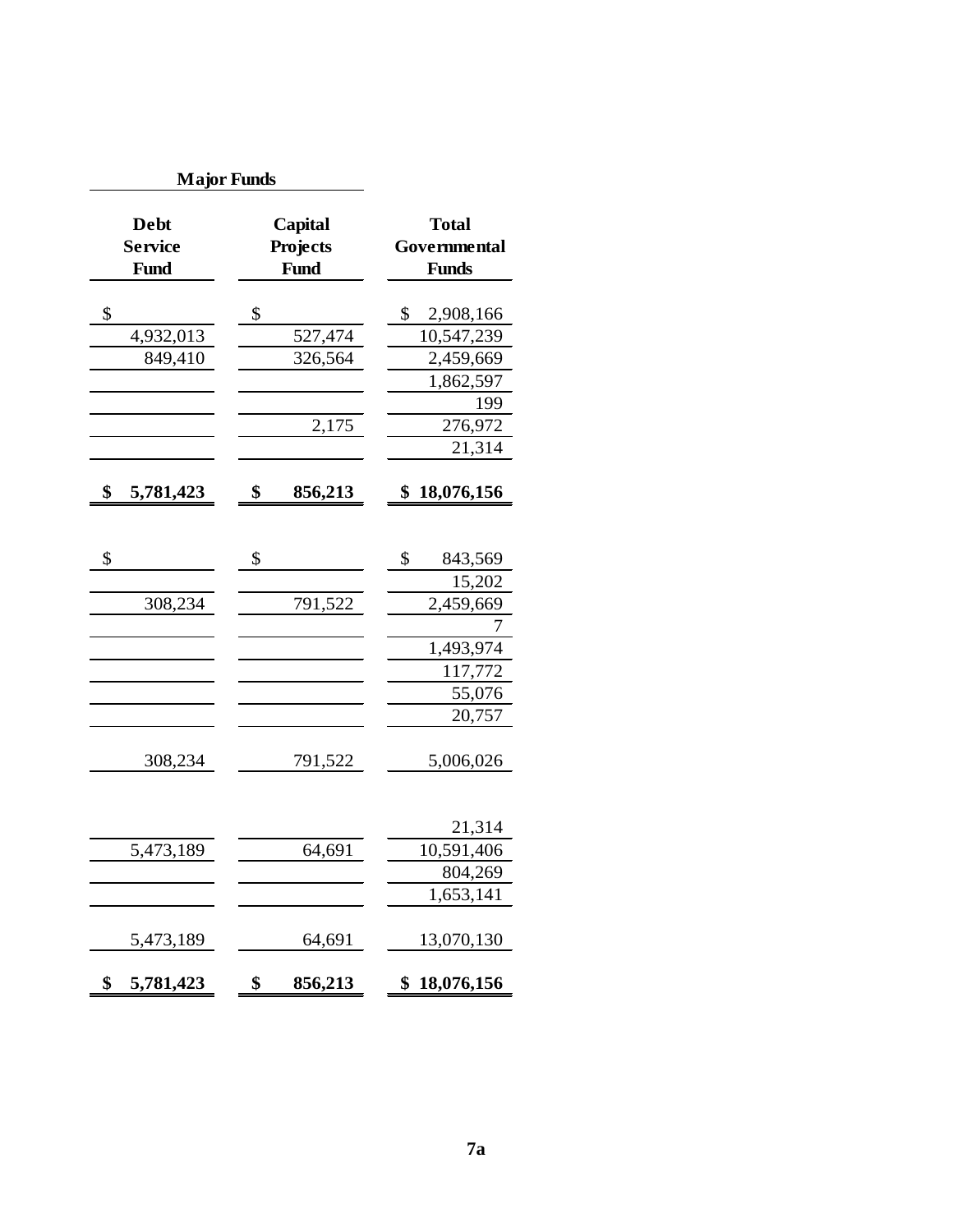| Major Funds | | |
|---|---|---|
| **Debt Service Fund** | **Capital Projects Fund** | **Total Governmental Funds** |
| $ | $ | $ 2,908,166 |
| 4,932,013 | 527,474 | 10,547,239 |
| 849,410 | 326,564 | 2,459,669 |
| | | 1,862,597 |
| | | 199 |
| | 2,175 | 276,972 |
| | | 21,314 |
| **$ 5,781,423** | **$ 856,213** | **$ 18,076,156** |
| | | |
| $ | $ | $ 843,569 |
| | | 15,202 |
| 308,234 | 791,522 | 2,459,669 |
| | | 7 |
| | | 1,493,974 |
| | | 117,772 |
| | | 55,076 |
| | | 20,757 |
| 308,234 | 791,522 | 5,006,026 |
| | | |
| | | 21,314 |
| 5,473,189 | 64,691 | 10,591,406 |
| | | 804,269 |
| | | 1,653,141 |
| 5,473,189 | 64,691 | 13,070,130 |
| **$ 5,781,423** | **$ 856,213** | **$ 18,076,156** |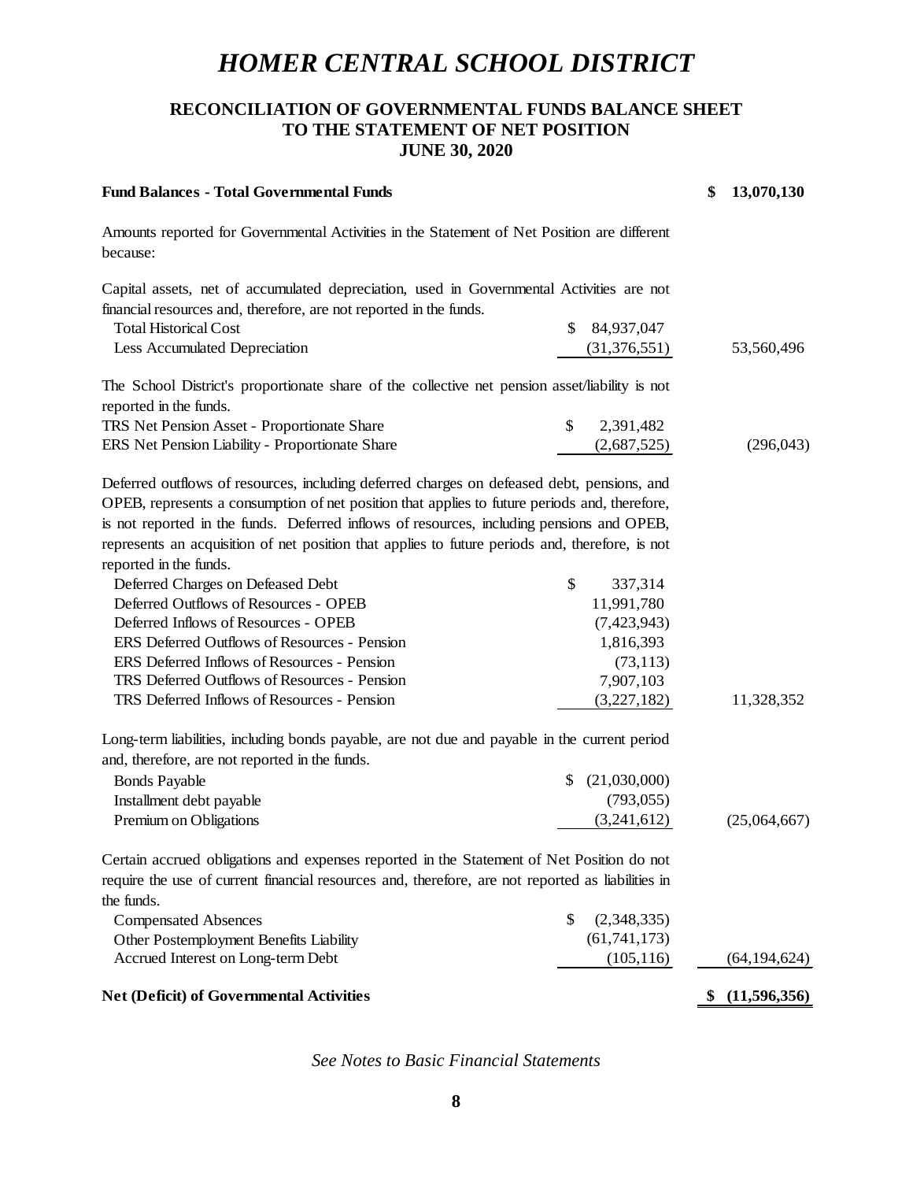# *HOMER CENTRAL SCHOOL DISTRICT*

## RECONCILIATION OF GOVERNMENTAL FUNDS BALANCE SHEET TO THE STATEMENT OF NET POSITION JUNE 30, 2020

| | | |
|---|---|---|
| **Fund Balances - Total Governmental Funds** | | **$ 13,070,130** |
| Amounts reported for Governmental Activities in the Statement of Net Position are different because: | | |
| Capital assets, net of accumulated depreciation, used in Governmental Activities are not financial resources and, therefore, are not reported in the funds. | | |
| Total Historical Cost | $ 84,937,047 | |
| Less Accumulated Depreciation | (31,376,551) | 53,560,496 |
| The School District's proportionate share of the collective net pension asset/liability is not reported in the funds. | | |
| TRS Net Pension Asset - Proportionate Share | $ 2,391,482 | |
| ERS Net Pension Liability - Proportionate Share | (2,687,525) | (296,043) |
| Deferred outflows of resources, including deferred charges on defeased debt, pensions, and OPEB, represents a consumption of net position that applies to future periods and, therefore, is not reported in the funds. Deferred inflows of resources, including pensions and OPEB, represents an acquisition of net position that applies to future periods and, therefore, is not reported in the funds. | | |
| Deferred Charges on Defeased Debt | $ 337,314 | |
| Deferred Outflows of Resources - OPEB | 11,991,780 | |
| Deferred Inflows of Resources - OPEB | (7,423,943) | |
| ERS Deferred Outflows of Resources - Pension | 1,816,393 | |
| ERS Deferred Inflows of Resources - Pension | (73,113) | |
| TRS Deferred Outflows of Resources - Pension | 7,907,103 | |
| TRS Deferred Inflows of Resources - Pension | (3,227,182) | 11,328,352 |
| Long-term liabilities, including bonds payable, are not due and payable in the current period and, therefore, are not reported in the funds. | | |
| Bonds Payable | $ (21,030,000) | |
| Installment debt payable | (793,055) | |
| Premium on Obligations | (3,241,612) | (25,064,667) |
| Certain accrued obligations and expenses reported in the Statement of Net Position do not require the use of current financial resources and, therefore, are not reported as liabilities in the funds. | | |
| Compensated Absences | $ (2,348,335) | |
| Other Postemployment Benefits Liability | (61,741,173) | |
| Accrued Interest on Long-term Debt | (105,116) | (64,194,624) |
| **Net (Deficit) of Governmental Activities** | | **$ (11,596,356)** |

*See Notes to Basic Financial Statements*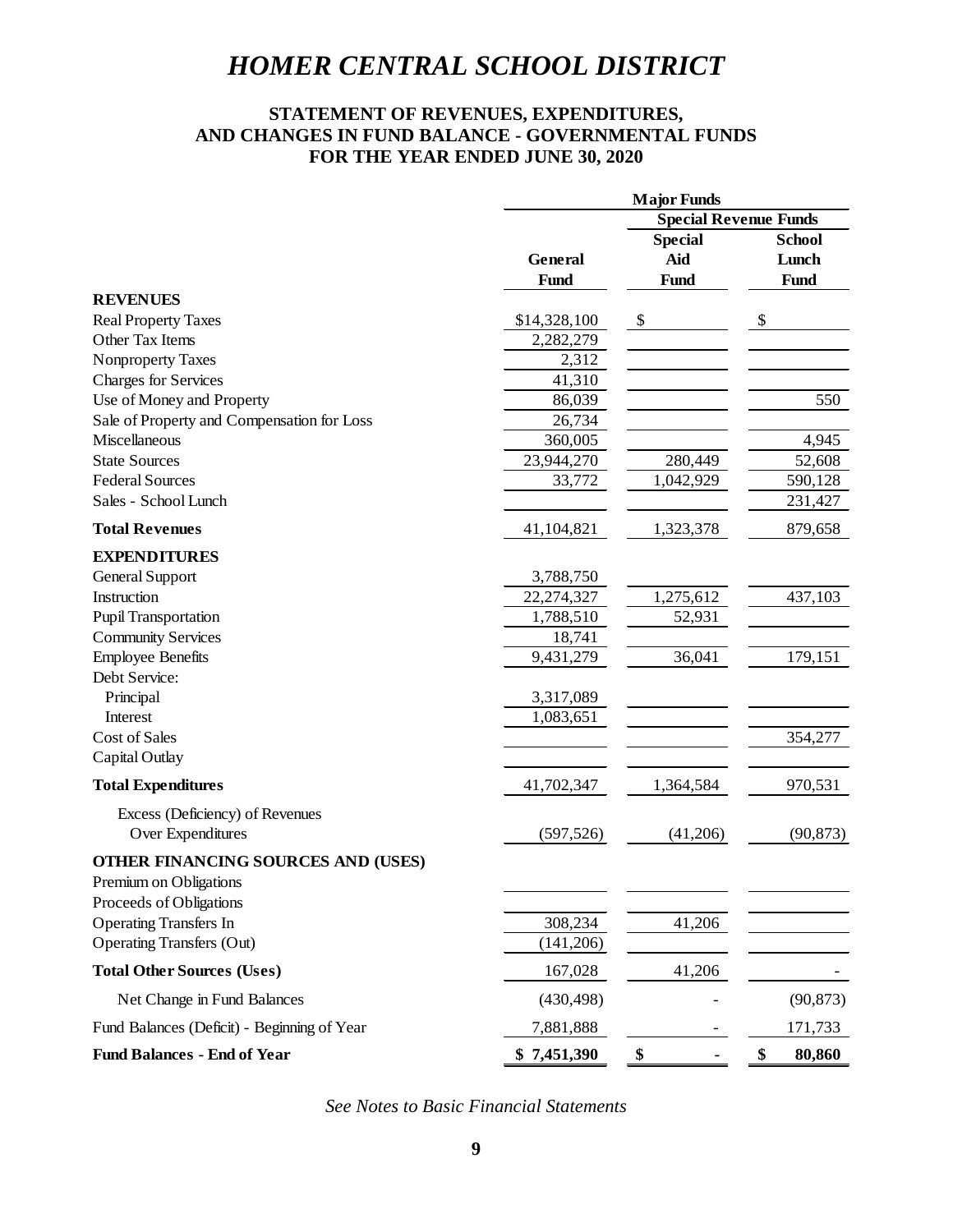# HOMER CENTRAL SCHOOL DISTRICT

## STATEMENT OF REVENUES, EXPENDITURES, AND CHANGES IN FUND BALANCE - GOVERNMENTAL FUNDS FOR THE YEAR ENDED JUNE 30, 2020

| | Major Funds | | |
|---|---|---|---|
| | | Special Revenue Funds | |
| | General Fund | Special Aid Fund | School Lunch Fund |
| **REVENUES** | | | |
| Real Property Taxes | $14,328,100 | $ | $ |
| Other Tax Items | 2,282,279 | | |
| Nonproperty Taxes | 2,312 | | |
| Charges for Services | 41,310 | | |
| Use of Money and Property | 86,039 | | 550 |
| Sale of Property and Compensation for Loss | 26,734 | | |
| Miscellaneous | 360,005 | | 4,945 |
| State Sources | 23,944,270 | 280,449 | 52,608 |
| Federal Sources | 33,772 | 1,042,929 | 590,128 |
| Sales - School Lunch | | | 231,427 |
| **Total Revenues** | 41,104,821 | 1,323,378 | 879,658 |
| **EXPENDITURES** | | | |
| General Support | 3,788,750 | | |
| Instruction | 22,274,327 | 1,275,612 | 437,103 |
| Pupil Transportation | 1,788,510 | 52,931 | |
| Community Services | 18,741 | | |
| Employee Benefits | 9,431,279 | 36,041 | 179,151 |
| Debt Service: | | | |
| Principal | 3,317,089 | | |
| Interest | 1,083,651 | | |
| Cost of Sales | | | 354,277 |
| Capital Outlay | | | |
| **Total Expenditures** | 41,702,347 | 1,364,584 | 970,531 |
| Excess (Deficiency) of Revenues Over Expenditures | (597,526) | (41,206) | (90,873) |
| **OTHER FINANCING SOURCES AND (USES)** | | | |
| Premium on Obligations | | | |
| Proceeds of Obligations | | | |
| Operating Transfers In | 308,234 | 41,206 | |
| Operating Transfers (Out) | (141,206) | | |
| **Total Other Sources (Uses)** | 167,028 | 41,206 | - |
| Net Change in Fund Balances | (430,498) | - | (90,873) |
| Fund Balances (Deficit) - Beginning of Year | 7,881,888 | - | 171,733 |
| **Fund Balances - End of Year** | **$ 7,451,390** | **$ -** | **$ 80,860** |

*See Notes to Basic Financial Statements*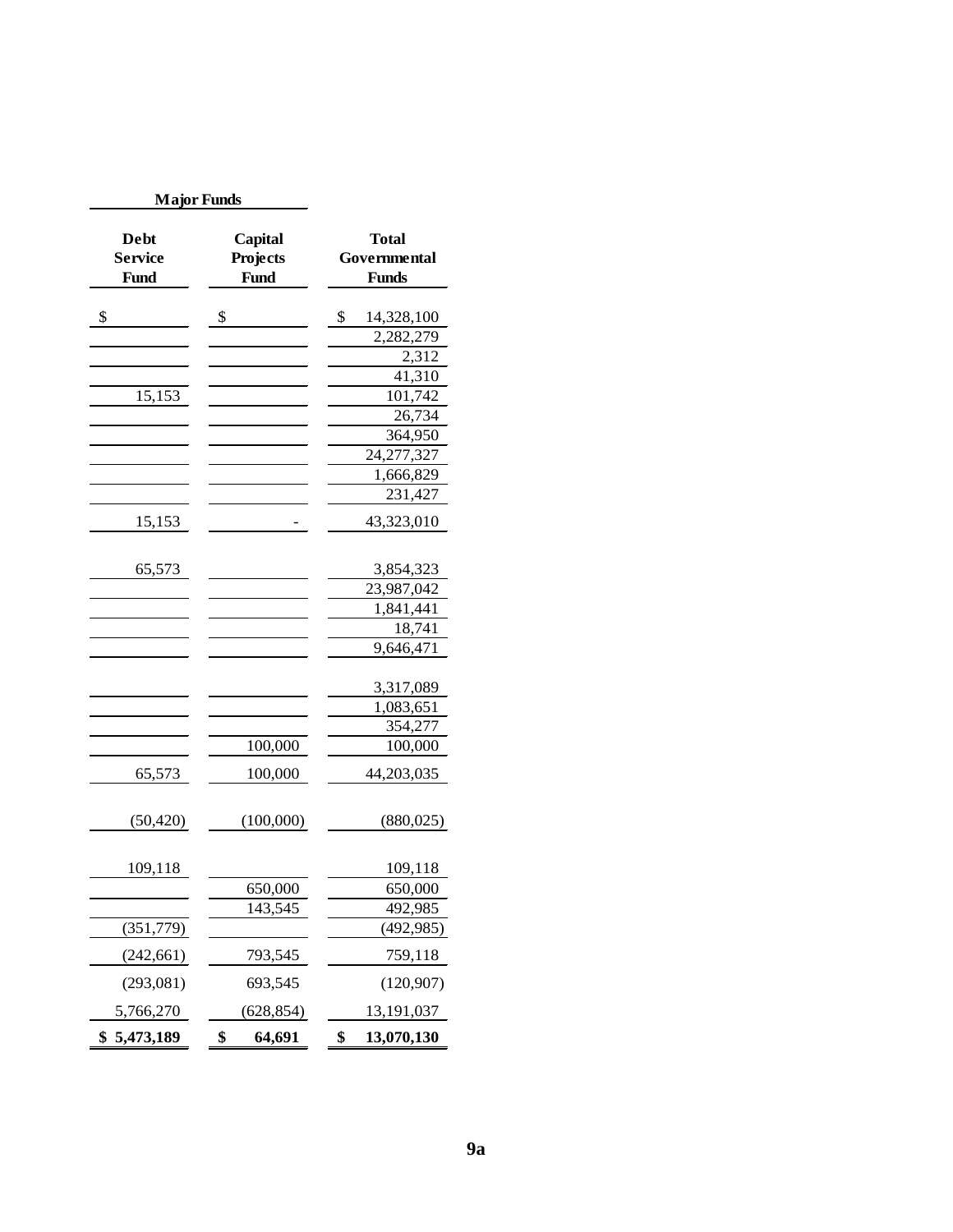| Major Funds | | |
|---|---|---|
| Debt Service Fund | Capital Projects Fund | Total Governmental Funds |
| $ | $ | $ 14,328,100 |
| | | 2,282,279 |
| | | 2,312 |
| | | 41,310 |
| 15,153 | | 101,742 |
| | | 26,734 |
| | | 364,950 |
| | | 24,277,327 |
| | | 1,666,829 |
| | | 231,427 |
| 15,153 | - | 43,323,010 |
| | | |
| 65,573 | | 3,854,323 |
| | | 23,987,042 |
| | | 1,841,441 |
| | | 18,741 |
| | | 9,646,471 |
| | | |
| | | 3,317,089 |
| | | 1,083,651 |
| | | 354,277 |
| | 100,000 | 100,000 |
| 65,573 | 100,000 | 44,203,035 |
| | | |
| (50,420) | (100,000) | (880,025) |
| | | |
| 109,118 | | 109,118 |
| | 650,000 | 650,000 |
| | 143,545 | 492,985 |
| (351,779) | | (492,985) |
| (242,661) | 793,545 | 759,118 |
| (293,081) | 693,545 | (120,907) |
| 5,766,270 | (628,854) | 13,191,037 |
| **$ 5,473,189** | **$ 64,691** | **$ 13,070,130** |

**9a**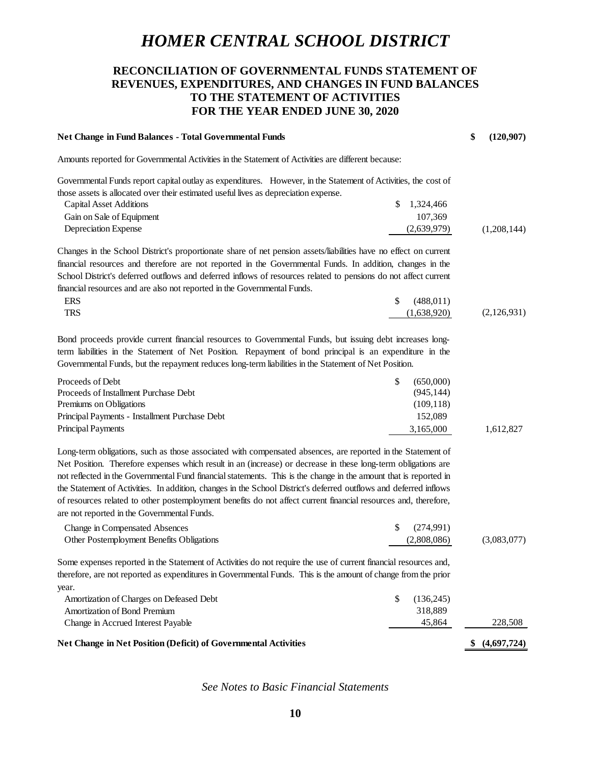# *HOMER CENTRAL SCHOOL DISTRICT*

## RECONCILIATION OF GOVERNMENTAL FUNDS STATEMENT OF REVENUES, EXPENDITURES, AND CHANGES IN FUND BALANCES TO THE STATEMENT OF ACTIVITIES FOR THE YEAR ENDED JUNE 30, 2020

| | | |
|---|---|---|
| **Net Change in Fund Balances - Total Governmental Funds** | | **$ (120,907)** |
| Amounts reported for Governmental Activities in the Statement of Activities are different because: | | |
| Governmental Funds report capital outlay as expenditures. However, in the Statement of Activities, the cost of those assets is allocated over their estimated useful lives as depreciation expense. | | |
| Capital Asset Additions | $ 1,324,466 | |
| Gain on Sale of Equipment | 107,369 | |
| Depreciation Expense | (2,639,979) | (1,208,144) |
| Changes in the School District's proportionate share of net pension assets/liabilities have no effect on current financial resources and therefore are not reported in the Governmental Funds. In addition, changes in the School District's deferred outflows and deferred inflows of resources related to pensions do not affect current financial resources and are also not reported in the Governmental Funds. | | |
| ERS | $ (488,011) | |
| TRS | (1,638,920) | (2,126,931) |
| Bond proceeds provide current financial resources to Governmental Funds, but issuing debt increases long-term liabilities in the Statement of Net Position. Repayment of bond principal is an expenditure in the Governmental Funds, but the repayment reduces long-term liabilities in the Statement of Net Position. | | |
| Proceeds of Debt | $ (650,000) | |
| Proceeds of Installment Purchase Debt | (945,144) | |
| Premiums on Obligations | (109,118) | |
| Principal Payments - Installment Purchase Debt | 152,089 | |
| Principal Payments | 3,165,000 | 1,612,827 |
| Long-term obligations, such as those associated with compensated absences, are reported in the Statement of Net Position. Therefore expenses which result in an (increase) or decrease in these long-term obligations are not reflected in the Governmental Fund financial statements. This is the change in the amount that is reported in the Statement of Activities. In addition, changes in the School District's deferred outflows and deferred inflows of resources related to other postemployment benefits do not affect current financial resources and, therefore, are not reported in the Governmental Funds. | | |
| Change in Compensated Absences | $ (274,991) | |
| Other Postemployment Benefits Obligations | (2,808,086) | (3,083,077) |
| Some expenses reported in the Statement of Activities do not require the use of current financial resources and, therefore, are not reported as expenditures in Governmental Funds. This is the amount of change from the prior year. | | |
| Amortization of Charges on Defeased Debt | $ (136,245) | |
| Amortization of Bond Premium | 318,889 | |
| Change in Accrued Interest Payable | 45,864 | 228,508 |
| **Net Change in Net Position (Deficit) of Governmental Activities** | | **$ (4,697,724)** |

*See Notes to Basic Financial Statements*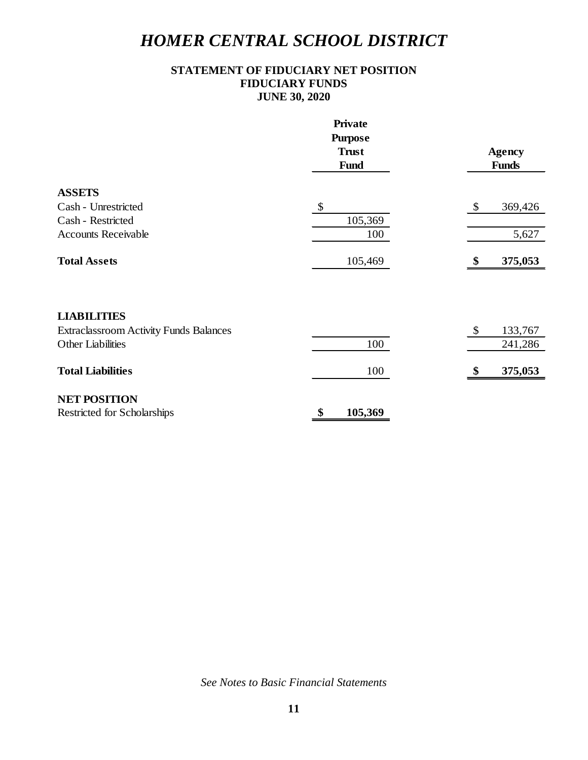# HOMER CENTRAL SCHOOL DISTRICT

**STATEMENT OF FIDUCIARY NET POSITION**
**FIDUCIARY FUNDS**
**JUNE 30, 2020**

| | Private Purpose Trust Fund | Agency Funds |
|---|---|---|
| **ASSETS** | | |
| Cash - Unrestricted | $ | $ 369,426 |
| Cash - Restricted | 105,369 | |
| Accounts Receivable | 100 | 5,627 |
| **Total Assets** | 105,469 | **$ 375,053** |
| **LIABILITIES** | | |
| Extraclassroom Activity Funds Balances | | $ 133,767 |
| Other Liabilities | 100 | 241,286 |
| **Total Liabilities** | 100 | **$ 375,053** |
| **NET POSITION** | | |
| Restricted for Scholarships | **$ 105,369** | |

*See Notes to Basic Financial Statements*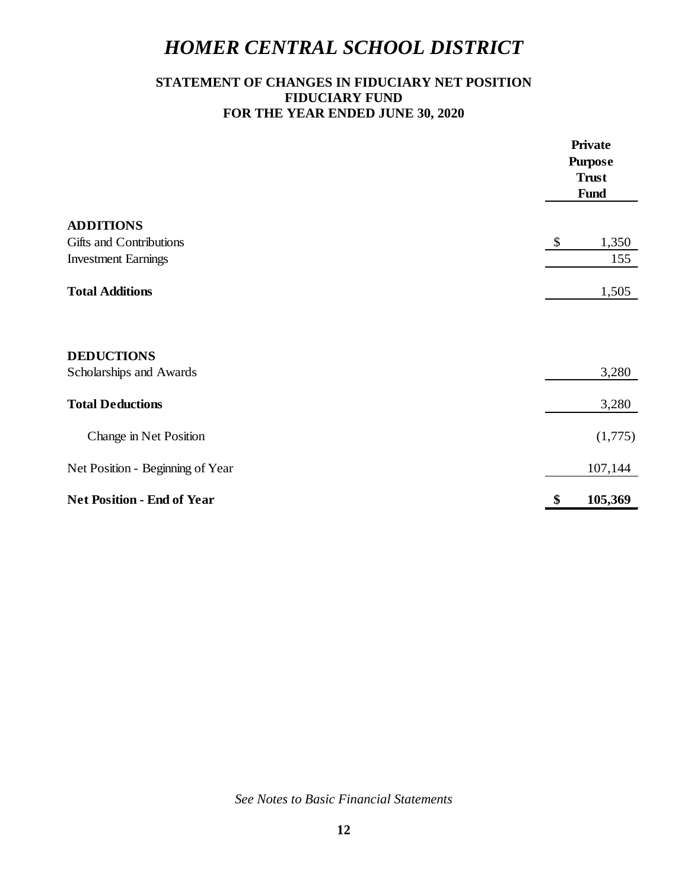# *HOMER CENTRAL SCHOOL DISTRICT*

## STATEMENT OF CHANGES IN FIDUCIARY NET POSITION
## FIDUCIARY FUND
## FOR THE YEAR ENDED JUNE 30, 2020

| | Private Purpose Trust Fund |
|---|---|
| **ADDITIONS** | |
| Gifts and Contributions | $ 1,350 |
| Investment Earnings | 155 |
| **Total Additions** | 1,505 |
| | |
| **DEDUCTIONS** | |
| Scholarships and Awards | 3,280 |
| **Total Deductions** | 3,280 |
| Change in Net Position | (1,775) |
| Net Position - Beginning of Year | 107,144 |
| **Net Position - End of Year** | **$ 105,369** |

*See Notes to Basic Financial Statements*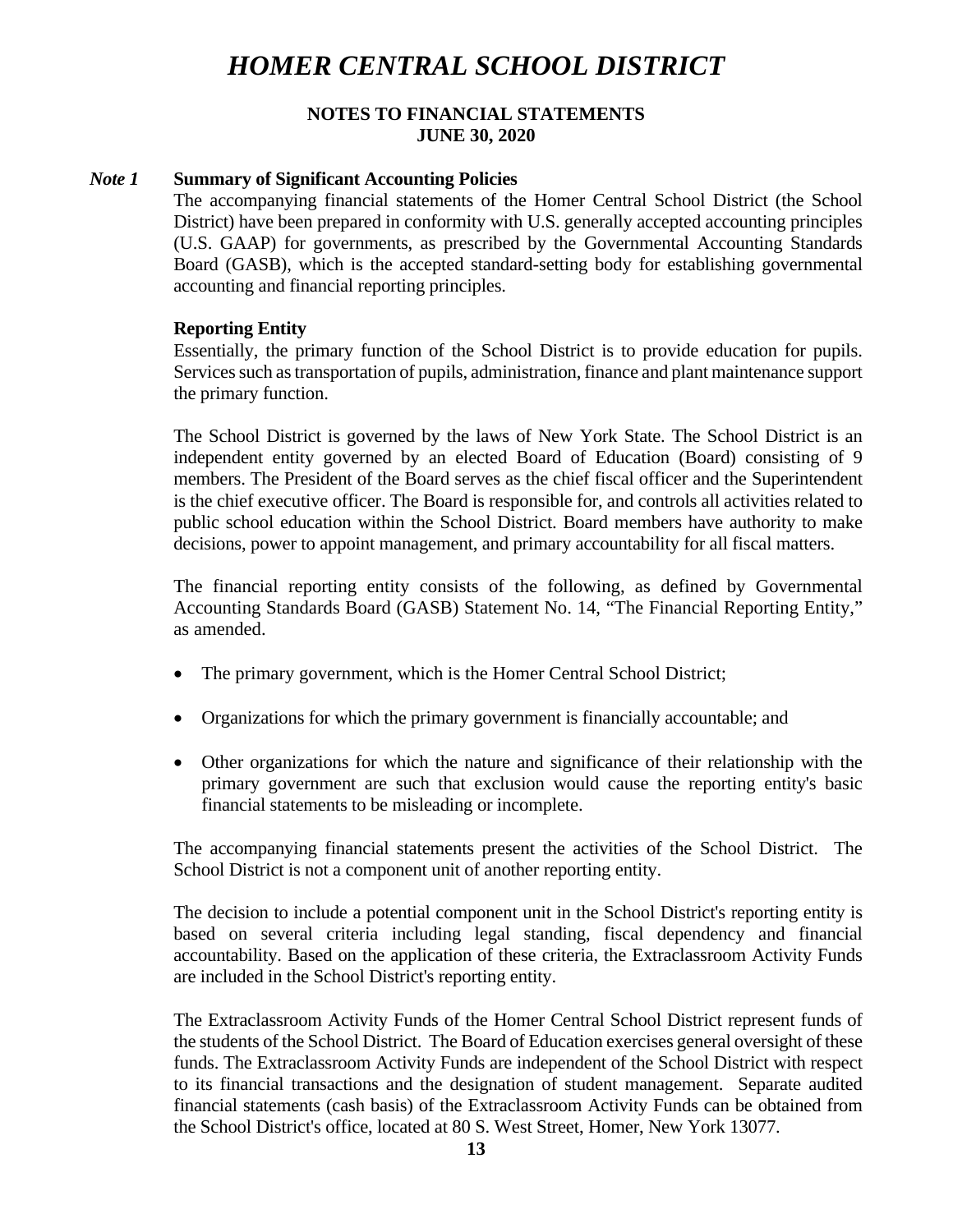# HOMER CENTRAL SCHOOL DISTRICT

**NOTES TO FINANCIAL STATEMENTS**
**JUNE 30, 2020**

***Note 1*** **Summary of Significant Accounting Policies**

The accompanying financial statements of the Homer Central School District (the School District) have been prepared in conformity with U.S. generally accepted accounting principles (U.S. GAAP) for governments, as prescribed by the Governmental Accounting Standards Board (GASB), which is the accepted standard-setting body for establishing governmental accounting and financial reporting principles.

**Reporting Entity**

Essentially, the primary function of the School District is to provide education for pupils. Services such as transportation of pupils, administration, finance and plant maintenance support the primary function.

The School District is governed by the laws of New York State. The School District is an independent entity governed by an elected Board of Education (Board) consisting of 9 members. The President of the Board serves as the chief fiscal officer and the Superintendent is the chief executive officer. The Board is responsible for, and controls all activities related to public school education within the School District. Board members have authority to make decisions, power to appoint management, and primary accountability for all fiscal matters.

The financial reporting entity consists of the following, as defined by Governmental Accounting Standards Board (GASB) Statement No. 14, "The Financial Reporting Entity," as amended.

- The primary government, which is the Homer Central School District;
- Organizations for which the primary government is financially accountable; and
- Other organizations for which the nature and significance of their relationship with the primary government are such that exclusion would cause the reporting entity's basic financial statements to be misleading or incomplete.

The accompanying financial statements present the activities of the School District. The School District is not a component unit of another reporting entity.

The decision to include a potential component unit in the School District's reporting entity is based on several criteria including legal standing, fiscal dependency and financial accountability. Based on the application of these criteria, the Extraclassroom Activity Funds are included in the School District's reporting entity.

The Extraclassroom Activity Funds of the Homer Central School District represent funds of the students of the School District. The Board of Education exercises general oversight of these funds. The Extraclassroom Activity Funds are independent of the School District with respect to its financial transactions and the designation of student management. Separate audited financial statements (cash basis) of the Extraclassroom Activity Funds can be obtained from the School District's office, located at 80 S. West Street, Homer, New York 13077.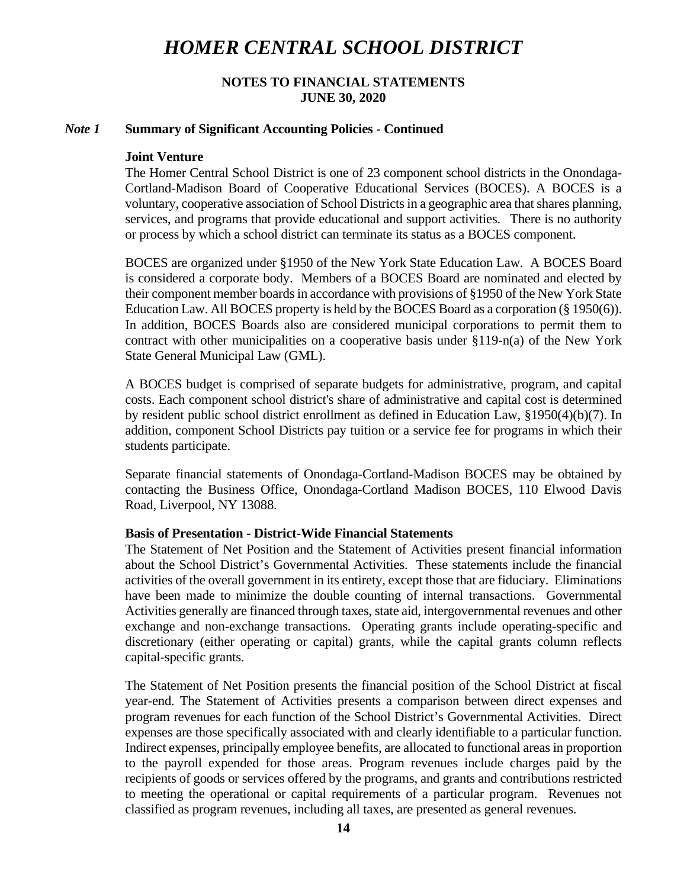# HOMER CENTRAL SCHOOL DISTRICT

**NOTES TO FINANCIAL STATEMENTS**
**JUNE 30, 2020**

***Note 1*** **Summary of Significant Accounting Policies - Continued**

**Joint Venture**

The Homer Central School District is one of 23 component school districts in the Onondaga-Cortland-Madison Board of Cooperative Educational Services (BOCES). A BOCES is a voluntary, cooperative association of School Districts in a geographic area that shares planning, services, and programs that provide educational and support activities. There is no authority or process by which a school district can terminate its status as a BOCES component.

BOCES are organized under §1950 of the New York State Education Law. A BOCES Board is considered a corporate body. Members of a BOCES Board are nominated and elected by their component member boards in accordance with provisions of §1950 of the New York State Education Law. All BOCES property is held by the BOCES Board as a corporation (§ 1950(6)). In addition, BOCES Boards also are considered municipal corporations to permit them to contract with other municipalities on a cooperative basis under §119-n(a) of the New York State General Municipal Law (GML).

A BOCES budget is comprised of separate budgets for administrative, program, and capital costs. Each component school district's share of administrative and capital cost is determined by resident public school district enrollment as defined in Education Law, §1950(4)(b)(7). In addition, component School Districts pay tuition or a service fee for programs in which their students participate.

Separate financial statements of Onondaga-Cortland-Madison BOCES may be obtained by contacting the Business Office, Onondaga-Cortland Madison BOCES, 110 Elwood Davis Road, Liverpool, NY 13088.

**Basis of Presentation - District-Wide Financial Statements**

The Statement of Net Position and the Statement of Activities present financial information about the School District's Governmental Activities. These statements include the financial activities of the overall government in its entirety, except those that are fiduciary. Eliminations have been made to minimize the double counting of internal transactions. Governmental Activities generally are financed through taxes, state aid, intergovernmental revenues and other exchange and non-exchange transactions. Operating grants include operating-specific and discretionary (either operating or capital) grants, while the capital grants column reflects capital-specific grants.

The Statement of Net Position presents the financial position of the School District at fiscal year-end. The Statement of Activities presents a comparison between direct expenses and program revenues for each function of the School District's Governmental Activities. Direct expenses are those specifically associated with and clearly identifiable to a particular function. Indirect expenses, principally employee benefits, are allocated to functional areas in proportion to the payroll expended for those areas. Program revenues include charges paid by the recipients of goods or services offered by the programs, and grants and contributions restricted to meeting the operational or capital requirements of a particular program. Revenues not classified as program revenues, including all taxes, are presented as general revenues.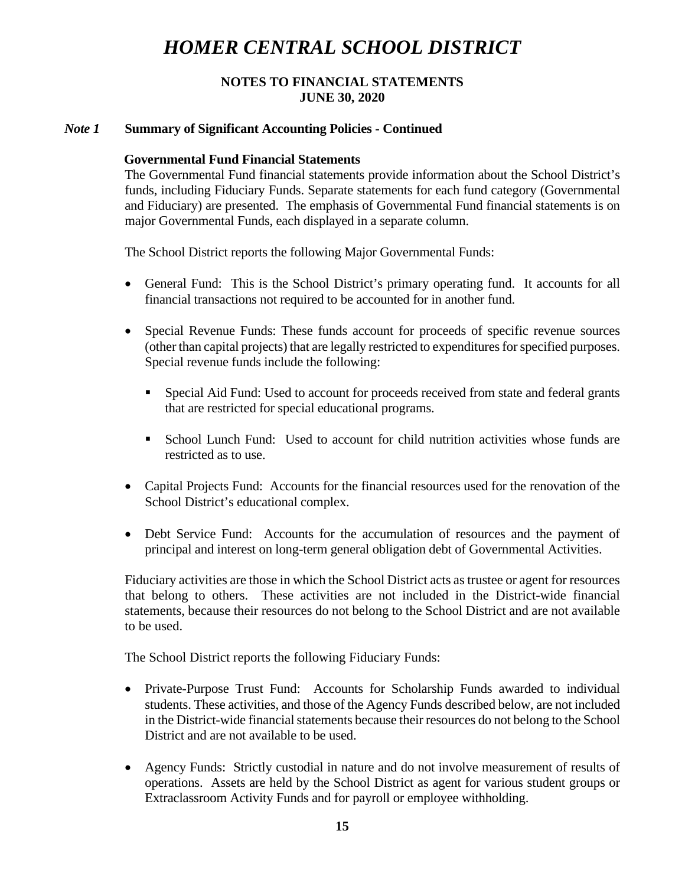# HOMER CENTRAL SCHOOL DISTRICT

**NOTES TO FINANCIAL STATEMENTS**
**JUNE 30, 2020**

## *Note 1* Summary of Significant Accounting Policies - Continued

### Governmental Fund Financial Statements

The Governmental Fund financial statements provide information about the School District's funds, including Fiduciary Funds. Separate statements for each fund category (Governmental and Fiduciary) are presented. The emphasis of Governmental Fund financial statements is on major Governmental Funds, each displayed in a separate column.

The School District reports the following Major Governmental Funds:

- General Fund: This is the School District's primary operating fund. It accounts for all financial transactions not required to be accounted for in another fund.

- Special Revenue Funds: These funds account for proceeds of specific revenue sources (other than capital projects) that are legally restricted to expenditures for specified purposes. Special revenue funds include the following:

  - Special Aid Fund: Used to account for proceeds received from state and federal grants that are restricted for special educational programs.

  - School Lunch Fund: Used to account for child nutrition activities whose funds are restricted as to use.

- Capital Projects Fund: Accounts for the financial resources used for the renovation of the School District's educational complex.

- Debt Service Fund: Accounts for the accumulation of resources and the payment of principal and interest on long-term general obligation debt of Governmental Activities.

Fiduciary activities are those in which the School District acts as trustee or agent for resources that belong to others. These activities are not included in the District-wide financial statements, because their resources do not belong to the School District and are not available to be used.

The School District reports the following Fiduciary Funds:

- Private-Purpose Trust Fund: Accounts for Scholarship Funds awarded to individual students. These activities, and those of the Agency Funds described below, are not included in the District-wide financial statements because their resources do not belong to the School District and are not available to be used.

- Agency Funds: Strictly custodial in nature and do not involve measurement of results of operations. Assets are held by the School District as agent for various student groups or Extraclassroom Activity Funds and for payroll or employee withholding.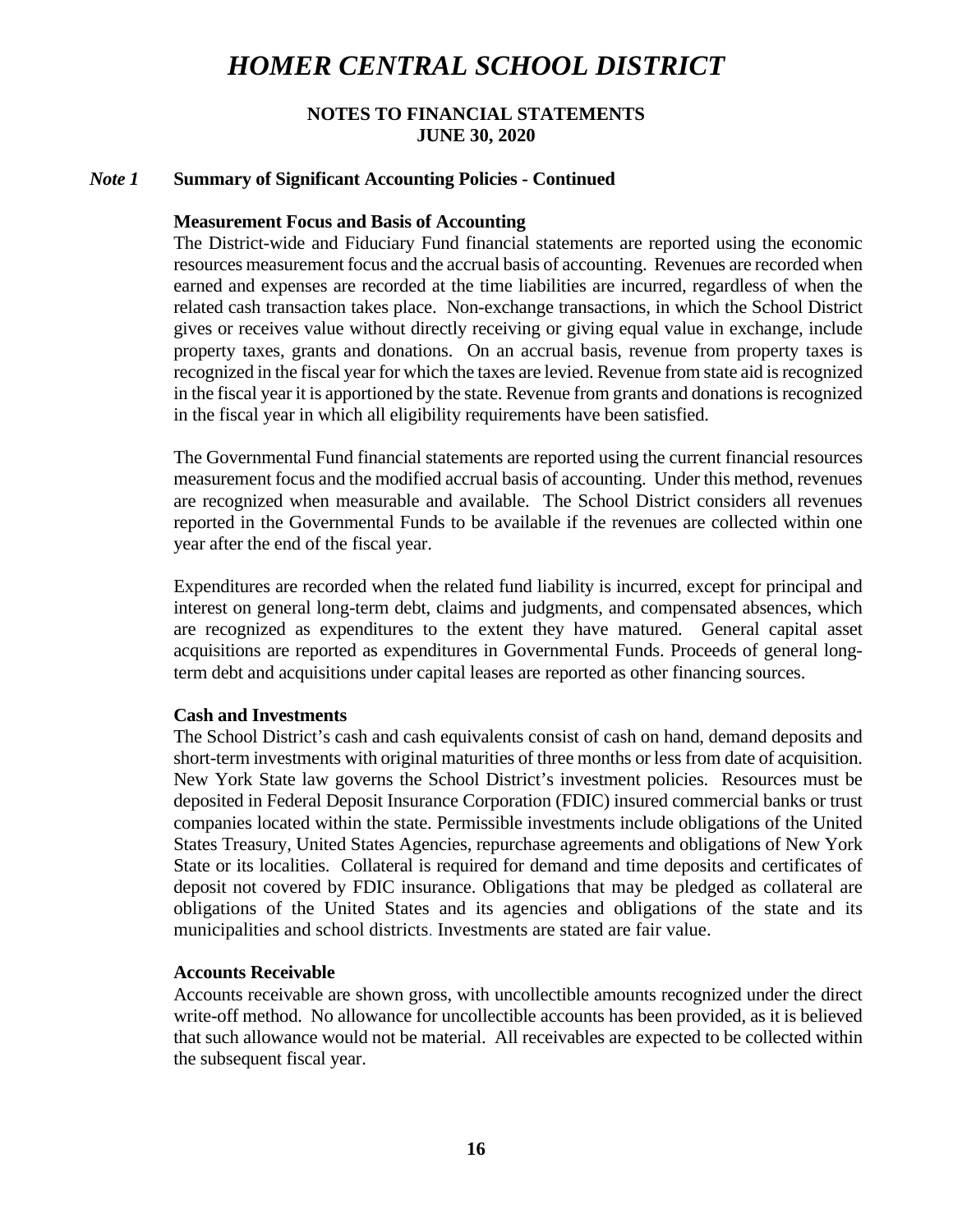# HOMER CENTRAL SCHOOL DISTRICT

**NOTES TO FINANCIAL STATEMENTS**
**JUNE 30, 2020**

## *Note 1* Summary of Significant Accounting Policies - Continued

**Measurement Focus and Basis of Accounting**

The District-wide and Fiduciary Fund financial statements are reported using the economic resources measurement focus and the accrual basis of accounting. Revenues are recorded when earned and expenses are recorded at the time liabilities are incurred, regardless of when the related cash transaction takes place. Non-exchange transactions, in which the School District gives or receives value without directly receiving or giving equal value in exchange, include property taxes, grants and donations. On an accrual basis, revenue from property taxes is recognized in the fiscal year for which the taxes are levied. Revenue from state aid is recognized in the fiscal year it is apportioned by the state. Revenue from grants and donations is recognized in the fiscal year in which all eligibility requirements have been satisfied.

The Governmental Fund financial statements are reported using the current financial resources measurement focus and the modified accrual basis of accounting. Under this method, revenues are recognized when measurable and available. The School District considers all revenues reported in the Governmental Funds to be available if the revenues are collected within one year after the end of the fiscal year.

Expenditures are recorded when the related fund liability is incurred, except for principal and interest on general long-term debt, claims and judgments, and compensated absences, which are recognized as expenditures to the extent they have matured. General capital asset acquisitions are reported as expenditures in Governmental Funds. Proceeds of general long-term debt and acquisitions under capital leases are reported as other financing sources.

**Cash and Investments**

The School District's cash and cash equivalents consist of cash on hand, demand deposits and short-term investments with original maturities of three months or less from date of acquisition. New York State law governs the School District's investment policies. Resources must be deposited in Federal Deposit Insurance Corporation (FDIC) insured commercial banks or trust companies located within the state. Permissible investments include obligations of the United States Treasury, United States Agencies, repurchase agreements and obligations of New York State or its localities. Collateral is required for demand and time deposits and certificates of deposit not covered by FDIC insurance. Obligations that may be pledged as collateral are obligations of the United States and its agencies and obligations of the state and its municipalities and school districts. Investments are stated are fair value.

**Accounts Receivable**

Accounts receivable are shown gross, with uncollectible amounts recognized under the direct write-off method. No allowance for uncollectible accounts has been provided, as it is believed that such allowance would not be material. All receivables are expected to be collected within the subsequent fiscal year.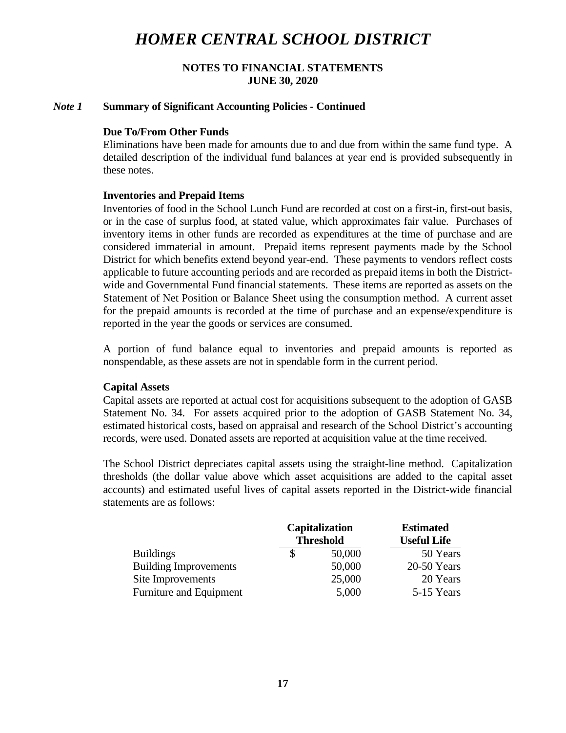# HOMER CENTRAL SCHOOL DISTRICT

**NOTES TO FINANCIAL STATEMENTS**
**JUNE 30, 2020**

***Note 1*** **Summary of Significant Accounting Policies - Continued**

**Due To/From Other Funds**

Eliminations have been made for amounts due to and due from within the same fund type. A detailed description of the individual fund balances at year end is provided subsequently in these notes.

**Inventories and Prepaid Items**

Inventories of food in the School Lunch Fund are recorded at cost on a first-in, first-out basis, or in the case of surplus food, at stated value, which approximates fair value. Purchases of inventory items in other funds are recorded as expenditures at the time of purchase and are considered immaterial in amount. Prepaid items represent payments made by the School District for which benefits extend beyond year-end. These payments to vendors reflect costs applicable to future accounting periods and are recorded as prepaid items in both the District-wide and Governmental Fund financial statements. These items are reported as assets on the Statement of Net Position or Balance Sheet using the consumption method. A current asset for the prepaid amounts is recorded at the time of purchase and an expense/expenditure is reported in the year the goods or services are consumed.

A portion of fund balance equal to inventories and prepaid amounts is reported as nonspendable, as these assets are not in spendable form in the current period.

**Capital Assets**

Capital assets are reported at actual cost for acquisitions subsequent to the adoption of GASB Statement No. 34. For assets acquired prior to the adoption of GASB Statement No. 34, estimated historical costs, based on appraisal and research of the School District's accounting records, were used. Donated assets are reported at acquisition value at the time received.

The School District depreciates capital assets using the straight-line method. Capitalization thresholds (the dollar value above which asset acquisitions are added to the capital asset accounts) and estimated useful lives of capital assets reported in the District-wide financial statements are as follows:

| | Capitalization Threshold | Estimated Useful Life |
|---|---|---|
| Buildings | $ 50,000 | 50 Years |
| Building Improvements | 50,000 | 20-50 Years |
| Site Improvements | 25,000 | 20 Years |
| Furniture and Equipment | 5,000 | 5-15 Years |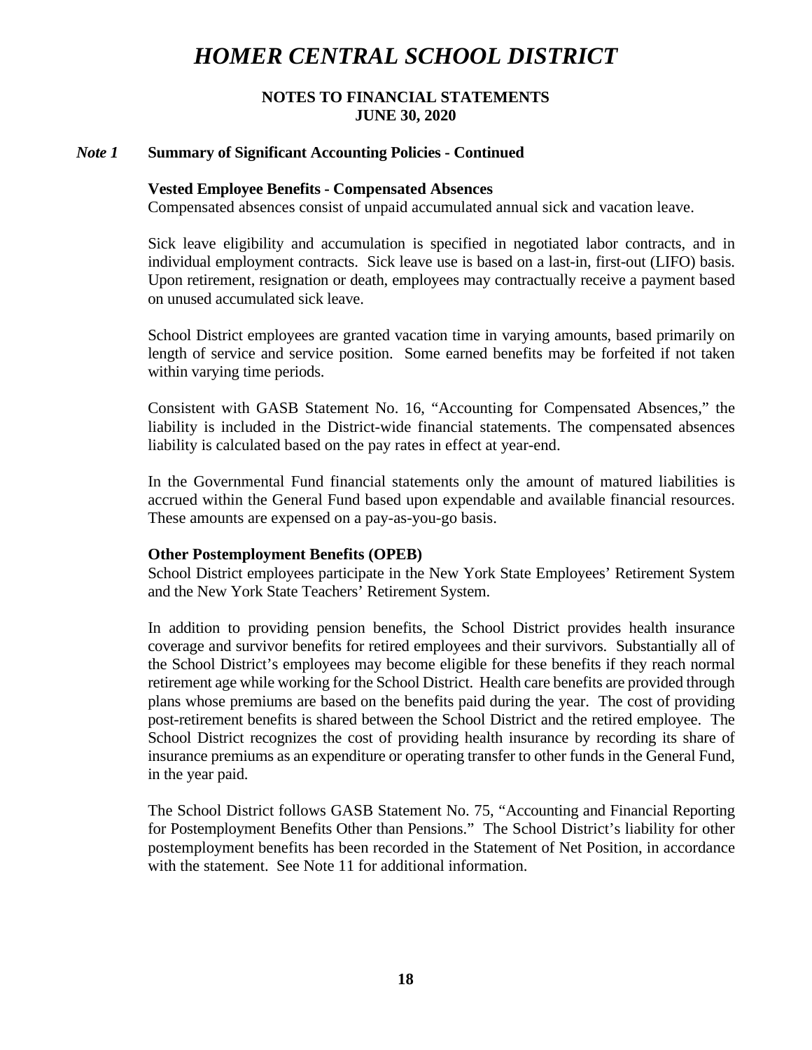# HOMER CENTRAL SCHOOL DISTRICT

## NOTES TO FINANCIAL STATEMENTS
## JUNE 30, 2020

### *Note 1* Summary of Significant Accounting Policies - Continued

**Vested Employee Benefits - Compensated Absences**

Compensated absences consist of unpaid accumulated annual sick and vacation leave.

Sick leave eligibility and accumulation is specified in negotiated labor contracts, and in individual employment contracts. Sick leave use is based on a last-in, first-out (LIFO) basis. Upon retirement, resignation or death, employees may contractually receive a payment based on unused accumulated sick leave.

School District employees are granted vacation time in varying amounts, based primarily on length of service and service position. Some earned benefits may be forfeited if not taken within varying time periods.

Consistent with GASB Statement No. 16, "Accounting for Compensated Absences," the liability is included in the District-wide financial statements. The compensated absences liability is calculated based on the pay rates in effect at year-end.

In the Governmental Fund financial statements only the amount of matured liabilities is accrued within the General Fund based upon expendable and available financial resources. These amounts are expensed on a pay-as-you-go basis.

**Other Postemployment Benefits (OPEB)**

School District employees participate in the New York State Employees' Retirement System and the New York State Teachers' Retirement System.

In addition to providing pension benefits, the School District provides health insurance coverage and survivor benefits for retired employees and their survivors. Substantially all of the School District's employees may become eligible for these benefits if they reach normal retirement age while working for the School District. Health care benefits are provided through plans whose premiums are based on the benefits paid during the year. The cost of providing post-retirement benefits is shared between the School District and the retired employee. The School District recognizes the cost of providing health insurance by recording its share of insurance premiums as an expenditure or operating transfer to other funds in the General Fund, in the year paid.

The School District follows GASB Statement No. 75, "Accounting and Financial Reporting for Postemployment Benefits Other than Pensions." The School District's liability for other postemployment benefits has been recorded in the Statement of Net Position, in accordance with the statement. See Note 11 for additional information.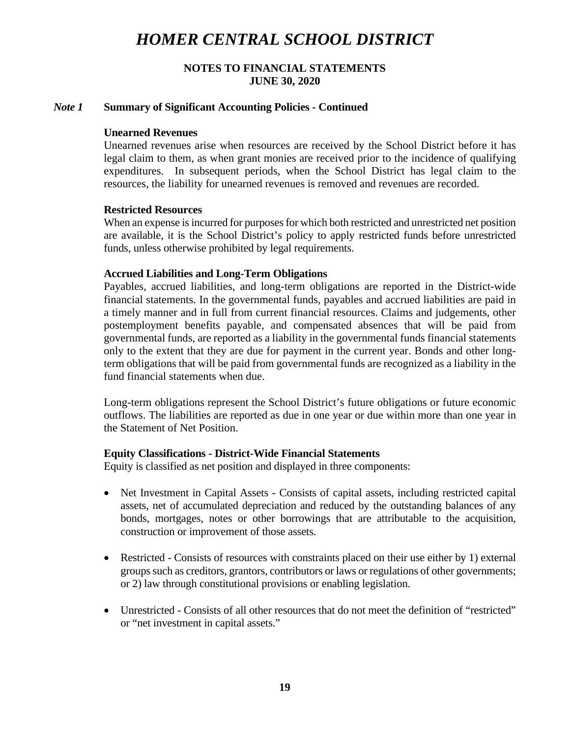# *HOMER CENTRAL SCHOOL DISTRICT*

**NOTES TO FINANCIAL STATEMENTS**
**JUNE 30, 2020**

## *Note 1* Summary of Significant Accounting Policies - Continued

**Unearned Revenues**
Unearned revenues arise when resources are received by the School District before it has legal claim to them, as when grant monies are received prior to the incidence of qualifying expenditures. In subsequent periods, when the School District has legal claim to the resources, the liability for unearned revenues is removed and revenues are recorded.

**Restricted Resources**
When an expense is incurred for purposes for which both restricted and unrestricted net position are available, it is the School District's policy to apply restricted funds before unrestricted funds, unless otherwise prohibited by legal requirements.

**Accrued Liabilities and Long-Term Obligations**
Payables, accrued liabilities, and long-term obligations are reported in the District-wide financial statements. In the governmental funds, payables and accrued liabilities are paid in a timely manner and in full from current financial resources. Claims and judgements, other postemployment benefits payable, and compensated absences that will be paid from governmental funds, are reported as a liability in the governmental funds financial statements only to the extent that they are due for payment in the current year. Bonds and other long-term obligations that will be paid from governmental funds are recognized as a liability in the fund financial statements when due.

Long-term obligations represent the School District's future obligations or future economic outflows. The liabilities are reported as due in one year or due within more than one year in the Statement of Net Position.

**Equity Classifications - District-Wide Financial Statements**
Equity is classified as net position and displayed in three components:

- Net Investment in Capital Assets - Consists of capital assets, including restricted capital assets, net of accumulated depreciation and reduced by the outstanding balances of any bonds, mortgages, notes or other borrowings that are attributable to the acquisition, construction or improvement of those assets.

- Restricted - Consists of resources with constraints placed on their use either by 1) external groups such as creditors, grantors, contributors or laws or regulations of other governments; or 2) law through constitutional provisions or enabling legislation.

- Unrestricted - Consists of all other resources that do not meet the definition of "restricted" or "net investment in capital assets."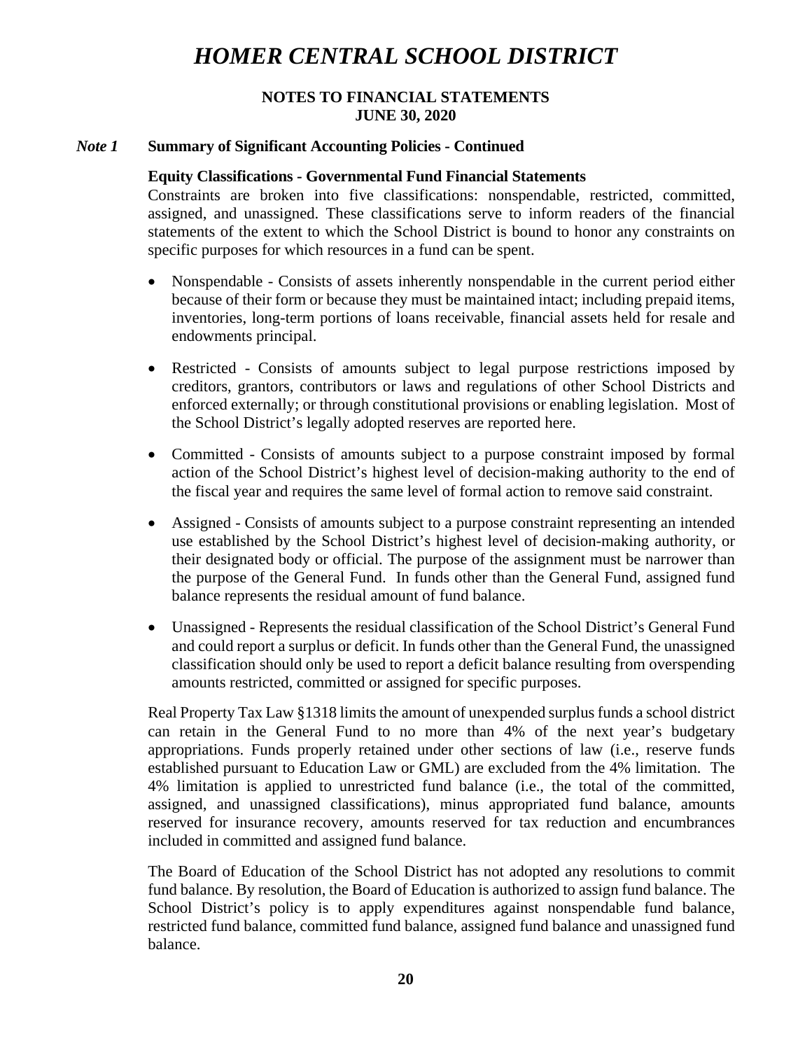# HOMER CENTRAL SCHOOL DISTRICT

**NOTES TO FINANCIAL STATEMENTS**
**JUNE 30, 2020**

## *Note 1* Summary of Significant Accounting Policies - Continued

**Equity Classifications - Governmental Fund Financial Statements**

Constraints are broken into five classifications: nonspendable, restricted, committed, assigned, and unassigned. These classifications serve to inform readers of the financial statements of the extent to which the School District is bound to honor any constraints on specific purposes for which resources in a fund can be spent.

- Nonspendable - Consists of assets inherently nonspendable in the current period either because of their form or because they must be maintained intact; including prepaid items, inventories, long-term portions of loans receivable, financial assets held for resale and endowments principal.

- Restricted - Consists of amounts subject to legal purpose restrictions imposed by creditors, grantors, contributors or laws and regulations of other School Districts and enforced externally; or through constitutional provisions or enabling legislation. Most of the School District's legally adopted reserves are reported here.

- Committed - Consists of amounts subject to a purpose constraint imposed by formal action of the School District's highest level of decision-making authority to the end of the fiscal year and requires the same level of formal action to remove said constraint.

- Assigned - Consists of amounts subject to a purpose constraint representing an intended use established by the School District's highest level of decision-making authority, or their designated body or official. The purpose of the assignment must be narrower than the purpose of the General Fund. In funds other than the General Fund, assigned fund balance represents the residual amount of fund balance.

- Unassigned - Represents the residual classification of the School District's General Fund and could report a surplus or deficit. In funds other than the General Fund, the unassigned classification should only be used to report a deficit balance resulting from overspending amounts restricted, committed or assigned for specific purposes.

Real Property Tax Law §1318 limits the amount of unexpended surplus funds a school district can retain in the General Fund to no more than 4% of the next year's budgetary appropriations. Funds properly retained under other sections of law (i.e., reserve funds established pursuant to Education Law or GML) are excluded from the 4% limitation. The 4% limitation is applied to unrestricted fund balance (i.e., the total of the committed, assigned, and unassigned classifications), minus appropriated fund balance, amounts reserved for insurance recovery, amounts reserved for tax reduction and encumbrances included in committed and assigned fund balance.

The Board of Education of the School District has not adopted any resolutions to commit fund balance. By resolution, the Board of Education is authorized to assign fund balance. The School District's policy is to apply expenditures against nonspendable fund balance, restricted fund balance, committed fund balance, assigned fund balance and unassigned fund balance.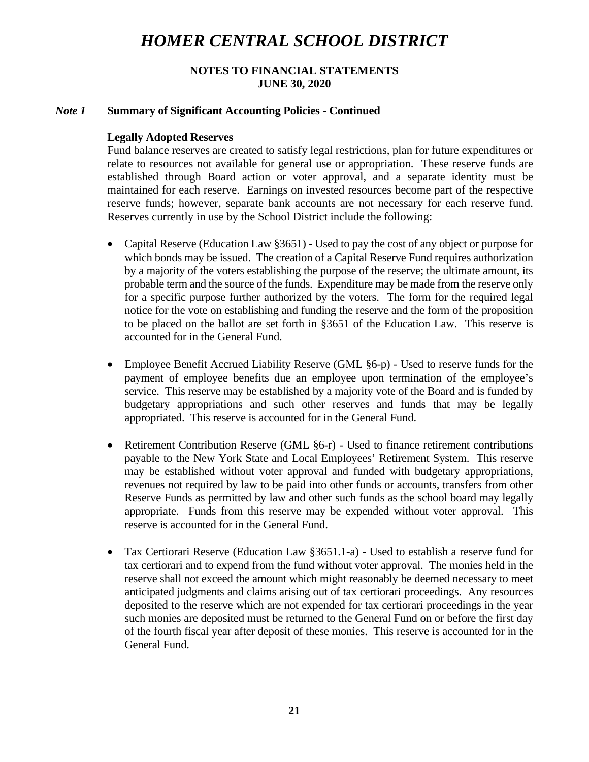# HOMER CENTRAL SCHOOL DISTRICT

**NOTES TO FINANCIAL STATEMENTS**
**JUNE 30, 2020**

***Note 1*** **Summary of Significant Accounting Policies - Continued**

**Legally Adopted Reserves**

Fund balance reserves are created to satisfy legal restrictions, plan for future expenditures or relate to resources not available for general use or appropriation. These reserve funds are established through Board action or voter approval, and a separate identity must be maintained for each reserve. Earnings on invested resources become part of the respective reserve funds; however, separate bank accounts are not necessary for each reserve fund. Reserves currently in use by the School District include the following:

- Capital Reserve (Education Law §3651) - Used to pay the cost of any object or purpose for which bonds may be issued. The creation of a Capital Reserve Fund requires authorization by a majority of the voters establishing the purpose of the reserve; the ultimate amount, its probable term and the source of the funds. Expenditure may be made from the reserve only for a specific purpose further authorized by the voters. The form for the required legal notice for the vote on establishing and funding the reserve and the form of the proposition to be placed on the ballot are set forth in §3651 of the Education Law. This reserve is accounted for in the General Fund.

- Employee Benefit Accrued Liability Reserve (GML §6-p) - Used to reserve funds for the payment of employee benefits due an employee upon termination of the employee's service. This reserve may be established by a majority vote of the Board and is funded by budgetary appropriations and such other reserves and funds that may be legally appropriated. This reserve is accounted for in the General Fund.

- Retirement Contribution Reserve (GML §6-r) - Used to finance retirement contributions payable to the New York State and Local Employees' Retirement System. This reserve may be established without voter approval and funded with budgetary appropriations, revenues not required by law to be paid into other funds or accounts, transfers from other Reserve Funds as permitted by law and other such funds as the school board may legally appropriate. Funds from this reserve may be expended without voter approval. This reserve is accounted for in the General Fund.

- Tax Certiorari Reserve (Education Law §3651.1-a) - Used to establish a reserve fund for tax certiorari and to expend from the fund without voter approval. The monies held in the reserve shall not exceed the amount which might reasonably be deemed necessary to meet anticipated judgments and claims arising out of tax certiorari proceedings. Any resources deposited to the reserve which are not expended for tax certiorari proceedings in the year such monies are deposited must be returned to the General Fund on or before the first day of the fourth fiscal year after deposit of these monies. This reserve is accounted for in the General Fund.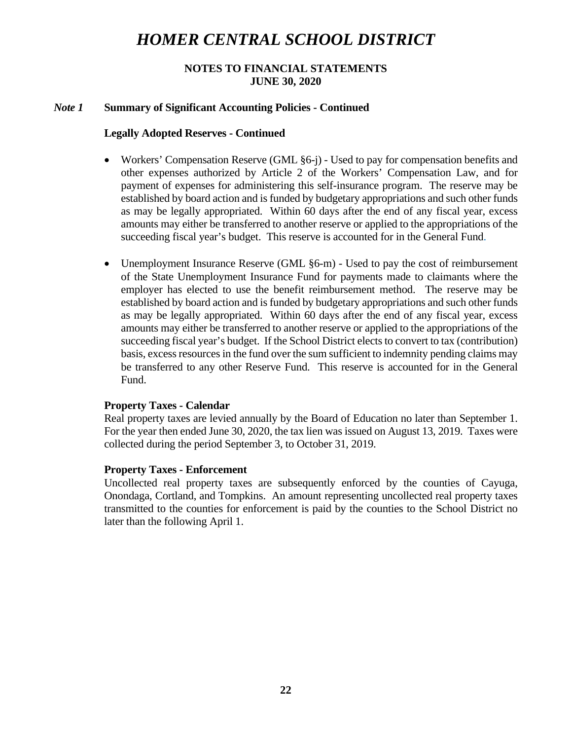# HOMER CENTRAL SCHOOL DISTRICT

**NOTES TO FINANCIAL STATEMENTS**
**JUNE 30, 2020**

## *Note 1* Summary of Significant Accounting Policies - Continued

### Legally Adopted Reserves - Continued

- Workers' Compensation Reserve (GML §6-j) - Used to pay for compensation benefits and other expenses authorized by Article 2 of the Workers' Compensation Law, and for payment of expenses for administering this self-insurance program. The reserve may be established by board action and is funded by budgetary appropriations and such other funds as may be legally appropriated. Within 60 days after the end of any fiscal year, excess amounts may either be transferred to another reserve or applied to the appropriations of the succeeding fiscal year's budget. This reserve is accounted for in the General Fund.

- Unemployment Insurance Reserve (GML §6-m) - Used to pay the cost of reimbursement of the State Unemployment Insurance Fund for payments made to claimants where the employer has elected to use the benefit reimbursement method. The reserve may be established by board action and is funded by budgetary appropriations and such other funds as may be legally appropriated. Within 60 days after the end of any fiscal year, excess amounts may either be transferred to another reserve or applied to the appropriations of the succeeding fiscal year's budget. If the School District elects to convert to tax (contribution) basis, excess resources in the fund over the sum sufficient to indemnity pending claims may be transferred to any other Reserve Fund. This reserve is accounted for in the General Fund.

### Property Taxes - Calendar

Real property taxes are levied annually by the Board of Education no later than September 1. For the year then ended June 30, 2020, the tax lien was issued on August 13, 2019. Taxes were collected during the period September 3, to October 31, 2019.

### Property Taxes - Enforcement

Uncollected real property taxes are subsequently enforced by the counties of Cayuga, Onondaga, Cortland, and Tompkins. An amount representing uncollected real property taxes transmitted to the counties for enforcement is paid by the counties to the School District no later than the following April 1.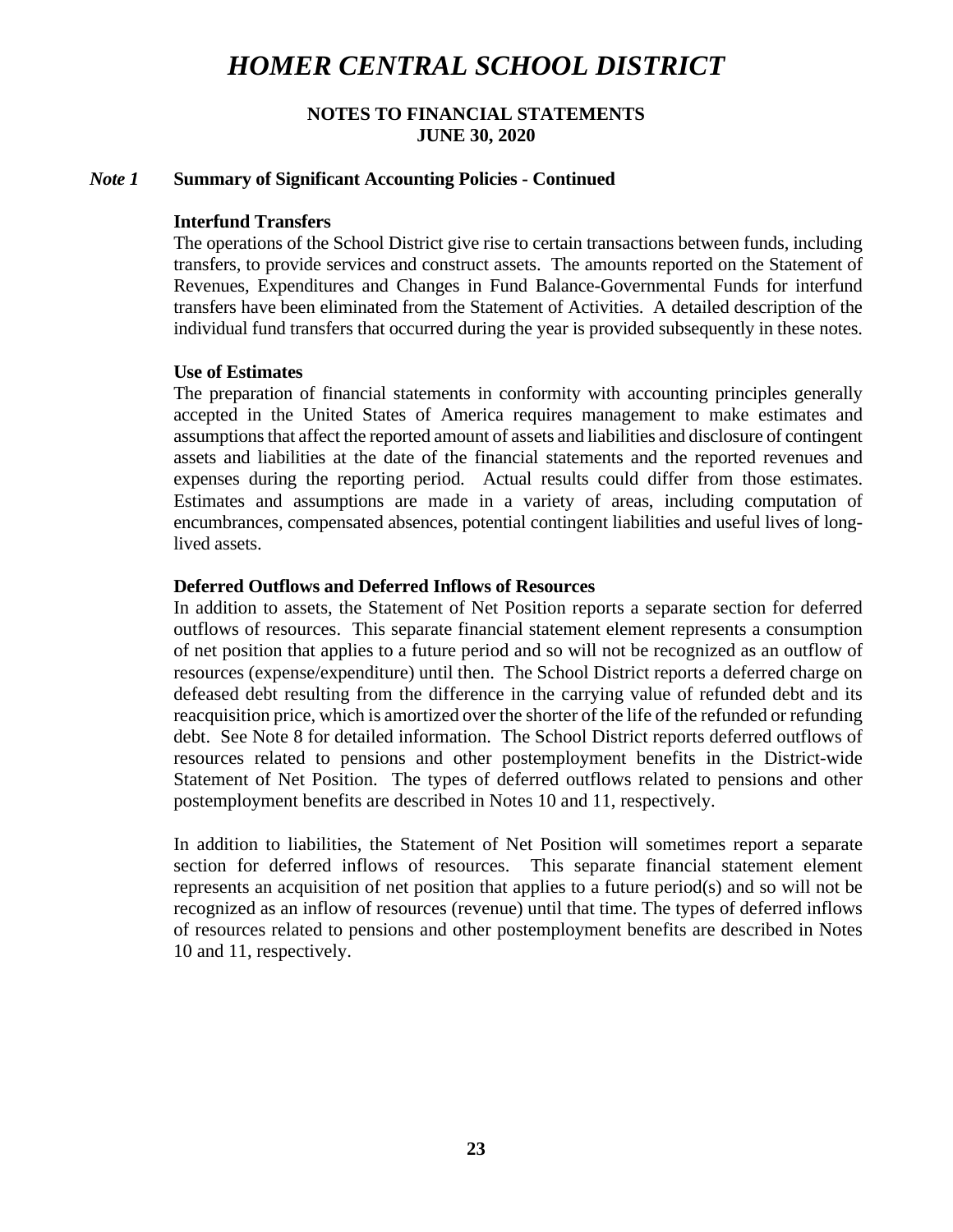# HOMER CENTRAL SCHOOL DISTRICT

**NOTES TO FINANCIAL STATEMENTS**
**JUNE 30, 2020**

## *Note 1* Summary of Significant Accounting Policies - Continued

### Interfund Transfers

The operations of the School District give rise to certain transactions between funds, including transfers, to provide services and construct assets. The amounts reported on the Statement of Revenues, Expenditures and Changes in Fund Balance-Governmental Funds for interfund transfers have been eliminated from the Statement of Activities. A detailed description of the individual fund transfers that occurred during the year is provided subsequently in these notes.

### Use of Estimates

The preparation of financial statements in conformity with accounting principles generally accepted in the United States of America requires management to make estimates and assumptions that affect the reported amount of assets and liabilities and disclosure of contingent assets and liabilities at the date of the financial statements and the reported revenues and expenses during the reporting period. Actual results could differ from those estimates. Estimates and assumptions are made in a variety of areas, including computation of encumbrances, compensated absences, potential contingent liabilities and useful lives of long-lived assets.

### Deferred Outflows and Deferred Inflows of Resources

In addition to assets, the Statement of Net Position reports a separate section for deferred outflows of resources. This separate financial statement element represents a consumption of net position that applies to a future period and so will not be recognized as an outflow of resources (expense/expenditure) until then. The School District reports a deferred charge on defeased debt resulting from the difference in the carrying value of refunded debt and its reacquisition price, which is amortized over the shorter of the life of the refunded or refunding debt. See Note 8 for detailed information. The School District reports deferred outflows of resources related to pensions and other postemployment benefits in the District-wide Statement of Net Position. The types of deferred outflows related to pensions and other postemployment benefits are described in Notes 10 and 11, respectively.

In addition to liabilities, the Statement of Net Position will sometimes report a separate section for deferred inflows of resources. This separate financial statement element represents an acquisition of net position that applies to a future period(s) and so will not be recognized as an inflow of resources (revenue) until that time. The types of deferred inflows of resources related to pensions and other postemployment benefits are described in Notes 10 and 11, respectively.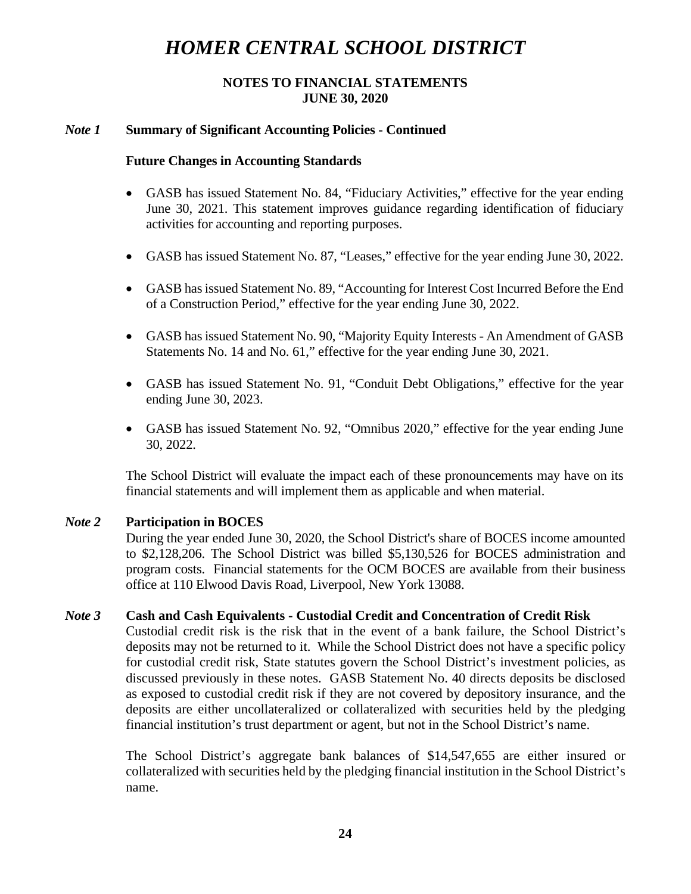# *HOMER CENTRAL SCHOOL DISTRICT*

**NOTES TO FINANCIAL STATEMENTS**
**JUNE 30, 2020**

***Note 1*** **Summary of Significant Accounting Policies - Continued**

**Future Changes in Accounting Standards**

- GASB has issued Statement No. 84, "Fiduciary Activities," effective for the year ending June 30, 2021. This statement improves guidance regarding identification of fiduciary activities for accounting and reporting purposes.
- GASB has issued Statement No. 87, "Leases," effective for the year ending June 30, 2022.
- GASB has issued Statement No. 89, "Accounting for Interest Cost Incurred Before the End of a Construction Period," effective for the year ending June 30, 2022.
- GASB has issued Statement No. 90, "Majority Equity Interests - An Amendment of GASB Statements No. 14 and No. 61," effective for the year ending June 30, 2021.
- GASB has issued Statement No. 91, "Conduit Debt Obligations," effective for the year ending June 30, 2023.
- GASB has issued Statement No. 92, "Omnibus 2020," effective for the year ending June 30, 2022.

The School District will evaluate the impact each of these pronouncements may have on its financial statements and will implement them as applicable and when material.

***Note 2*** **Participation in BOCES**

During the year ended June 30, 2020, the School District's share of BOCES income amounted to $2,128,206. The School District was billed $5,130,526 for BOCES administration and program costs. Financial statements for the OCM BOCES are available from their business office at 110 Elwood Davis Road, Liverpool, New York 13088.

***Note 3*** **Cash and Cash Equivalents - Custodial Credit and Concentration of Credit Risk**

Custodial credit risk is the risk that in the event of a bank failure, the School District's deposits may not be returned to it. While the School District does not have a specific policy for custodial credit risk, State statutes govern the School District's investment policies, as discussed previously in these notes. GASB Statement No. 40 directs deposits be disclosed as exposed to custodial credit risk if they are not covered by depository insurance, and the deposits are either uncollateralized or collateralized with securities held by the pledging financial institution's trust department or agent, but not in the School District's name.

The School District's aggregate bank balances of $14,547,655 are either insured or collateralized with securities held by the pledging financial institution in the School District's name.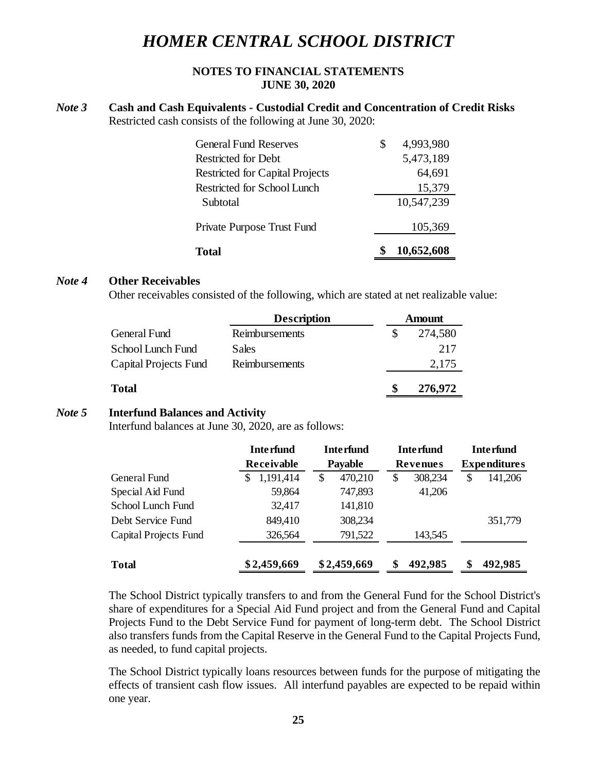# HOMER CENTRAL SCHOOL DISTRICT

**NOTES TO FINANCIAL STATEMENTS**
**JUNE 30, 2020**

***Note 3*** **Cash and Cash Equivalents - Custodial Credit and Concentration of Credit Risks**

Restricted cash consists of the following at June 30, 2020:

| | |
|---|---|
| General Fund Reserves | $ 4,993,980 |
| Restricted for Debt | 5,473,189 |
| Restricted for Capital Projects | 64,691 |
| Restricted for School Lunch | 15,379 |
| Subtotal | 10,547,239 |
| Private Purpose Trust Fund | 105,369 |
| **Total** | **$ 10,652,608** |

***Note 4*** **Other Receivables**

Other receivables consisted of the following, which are stated at net realizable value:

| | Description | Amount |
|---|---|---|
| General Fund | Reimbursements | $ 274,580 |
| School Lunch Fund | Sales | 217 |
| Capital Projects Fund | Reimbursements | 2,175 |
| **Total** | | **$ 276,972** |

***Note 5*** **Interfund Balances and Activity**

Interfund balances at June 30, 2020, are as follows:

| | Interfund Receivable | Interfund Payable | Interfund Revenues | Interfund Expenditures |
|---|---|---|---|---|
| General Fund | $ 1,191,414 | $ 470,210 | $ 308,234 | $ 141,206 |
| Special Aid Fund | 59,864 | 747,893 | 41,206 | |
| School Lunch Fund | 32,417 | 141,810 | | |
| Debt Service Fund | 849,410 | 308,234 | | 351,779 |
| Capital Projects Fund | 326,564 | 791,522 | 143,545 | |
| **Total** | **$ 2,459,669** | **$ 2,459,669** | **$ 492,985** | **$ 492,985** |

The School District typically transfers to and from the General Fund for the School District's share of expenditures for a Special Aid Fund project and from the General Fund and Capital Projects Fund to the Debt Service Fund for payment of long-term debt. The School District also transfers funds from the Capital Reserve in the General Fund to the Capital Projects Fund, as needed, to fund capital projects.

The School District typically loans resources between funds for the purpose of mitigating the effects of transient cash flow issues. All interfund payables are expected to be repaid within one year.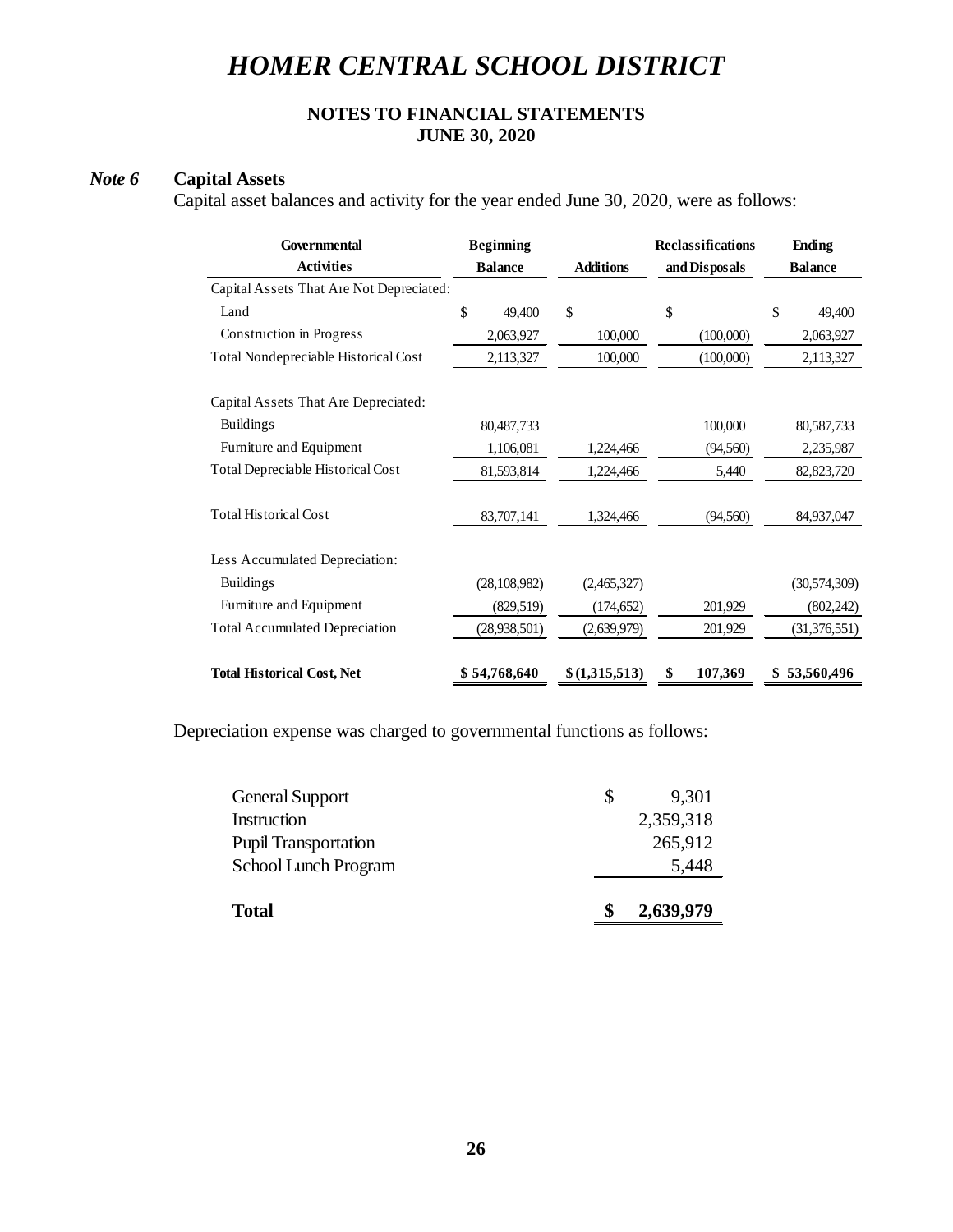# HOMER CENTRAL SCHOOL DISTRICT

**NOTES TO FINANCIAL STATEMENTS**
**JUNE 30, 2020**

***Note 6*** **Capital Assets**

Capital asset balances and activity for the year ended June 30, 2020, were as follows:

| Governmental Activities | Beginning Balance | Additions | Reclassifications and Disposals | Ending Balance |
|---|---|---|---|---|
| Capital Assets That Are Not Depreciated: | | | | |
| Land | $ 49,400 | $ | $ | $ 49,400 |
| Construction in Progress | 2,063,927 | 100,000 | (100,000) | 2,063,927 |
| Total Nondepreciable Historical Cost | 2,113,327 | 100,000 | (100,000) | 2,113,327 |
| Capital Assets That Are Depreciated: | | | | |
| Buildings | 80,487,733 | | 100,000 | 80,587,733 |
| Furniture and Equipment | 1,106,081 | 1,224,466 | (94,560) | 2,235,987 |
| Total Depreciable Historical Cost | 81,593,814 | 1,224,466 | 5,440 | 82,823,720 |
| Total Historical Cost | 83,707,141 | 1,324,466 | (94,560) | 84,937,047 |
| Less Accumulated Depreciation: | | | | |
| Buildings | (28,108,982) | (2,465,327) | | (30,574,309) |
| Furniture and Equipment | (829,519) | (174,652) | 201,929 | (802,242) |
| Total Accumulated Depreciation | (28,938,501) | (2,639,979) | 201,929 | (31,376,551) |
| **Total Historical Cost, Net** | **$ 54,768,640** | **$ (1,315,513)** | **$ 107,369** | **$ 53,560,496** |

Depreciation expense was charged to governmental functions as follows:

| | |
|---|---|
| General Support | $ 9,301 |
| Instruction | 2,359,318 |
| Pupil Transportation | 265,912 |
| School Lunch Program | 5,448 |
| **Total** | **$ 2,639,979** |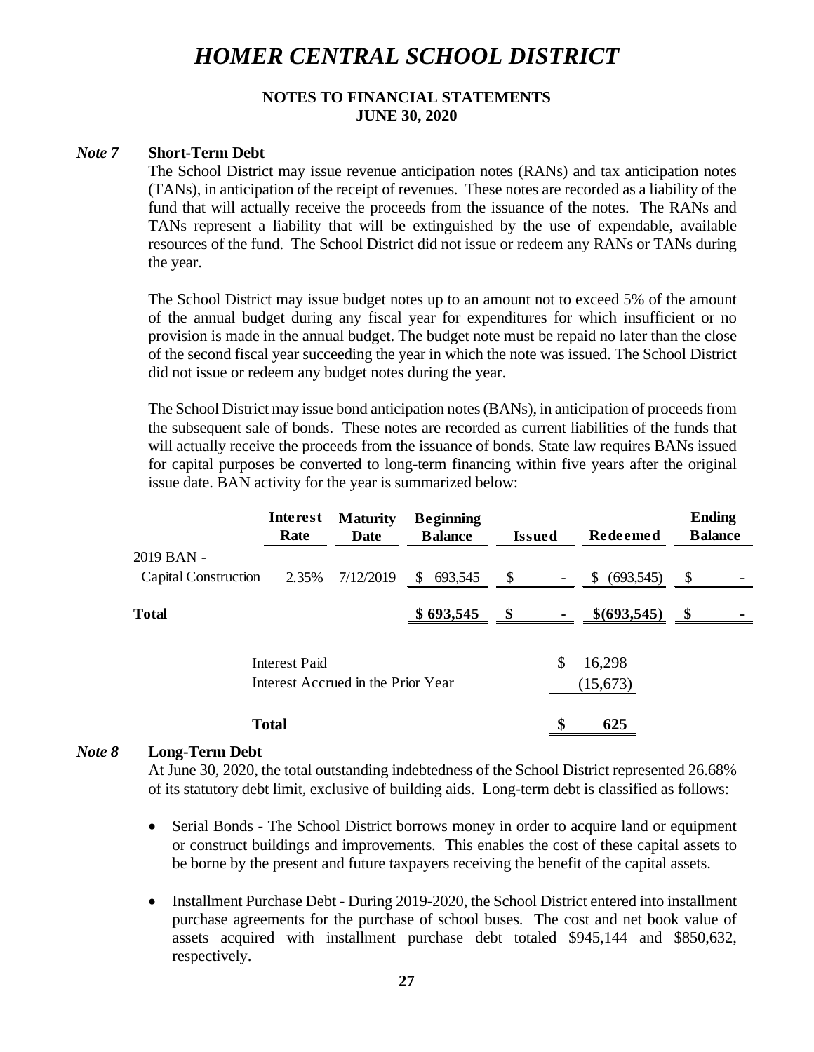# HOMER CENTRAL SCHOOL DISTRICT

**NOTES TO FINANCIAL STATEMENTS**
**JUNE 30, 2020**

***Note 7*** **Short-Term Debt**

The School District may issue revenue anticipation notes (RANs) and tax anticipation notes (TANs), in anticipation of the receipt of revenues. These notes are recorded as a liability of the fund that will actually receive the proceeds from the issuance of the notes. The RANs and TANs represent a liability that will be extinguished by the use of expendable, available resources of the fund. The School District did not issue or redeem any RANs or TANs during the year.

The School District may issue budget notes up to an amount not to exceed 5% of the amount of the annual budget during any fiscal year for expenditures for which insufficient or no provision is made in the annual budget. The budget note must be repaid no later than the close of the second fiscal year succeeding the year in which the note was issued. The School District did not issue or redeem any budget notes during the year.

The School District may issue bond anticipation notes (BANs), in anticipation of proceeds from the subsequent sale of bonds. These notes are recorded as current liabilities of the funds that will actually receive the proceeds from the issuance of bonds. State law requires BANs issued for capital purposes be converted to long-term financing within five years after the original issue date. BAN activity for the year is summarized below:

| | Interest Rate | Maturity Date | Beginning Balance | Issued | Redeemed | Ending Balance |
|---|---|---|---|---|---|---|
| 2019 BAN - Capital Construction | 2.35% | 7/12/2019 | $ 693,545 | $ - | $ (693,545) | $ - |
| **Total** | | | **$ 693,545** | **$ -** | **$(693,545)** | **$ -** |

| | |
|---|---|
| Interest Paid | $ 16,298 |
| Interest Accrued in the Prior Year | (15,673) |
| **Total** | **$ 625** |

***Note 8*** **Long-Term Debt**

At June 30, 2020, the total outstanding indebtedness of the School District represented 26.68% of its statutory debt limit, exclusive of building aids. Long-term debt is classified as follows:

- Serial Bonds - The School District borrows money in order to acquire land or equipment or construct buildings and improvements. This enables the cost of these capital assets to be borne by the present and future taxpayers receiving the benefit of the capital assets.

- Installment Purchase Debt - During 2019-2020, the School District entered into installment purchase agreements for the purchase of school buses. The cost and net book value of assets acquired with installment purchase debt totaled $945,144 and $850,632, respectively.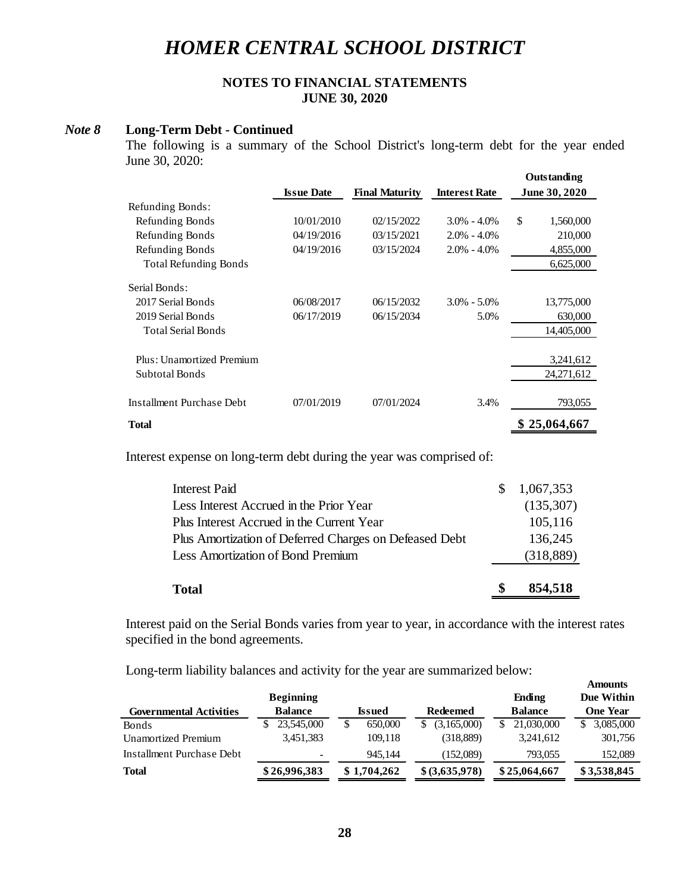# *HOMER CENTRAL SCHOOL DISTRICT*

**NOTES TO FINANCIAL STATEMENTS**
**JUNE 30, 2020**

***Note 8*** **Long-Term Debt - Continued**

The following is a summary of the School District's long-term debt for the year ended June 30, 2020:

| | Issue Date | Final Maturity | Interest Rate | Outstanding June 30, 2020 |
|---|---|---|---|---|
| Refunding Bonds: | | | | |
| Refunding Bonds | 10/01/2010 | 02/15/2022 | 3.0% - 4.0% | $ 1,560,000 |
| Refunding Bonds | 04/19/2016 | 03/15/2021 | 2.0% - 4.0% | 210,000 |
| Refunding Bonds | 04/19/2016 | 03/15/2024 | 2.0% - 4.0% | 4,855,000 |
| Total Refunding Bonds | | | | 6,625,000 |
| Serial Bonds: | | | | |
| 2017 Serial Bonds | 06/08/2017 | 06/15/2032 | 3.0% - 5.0% | 13,775,000 |
| 2019 Serial Bonds | 06/17/2019 | 06/15/2034 | 5.0% | 630,000 |
| Total Serial Bonds | | | | 14,405,000 |
| Plus: Unamortized Premium | | | | 3,241,612 |
| Subtotal Bonds | | | | 24,271,612 |
| Installment Purchase Debt | 07/01/2019 | 07/01/2024 | 3.4% | 793,055 |
| **Total** | | | | **$ 25,064,667** |

Interest expense on long-term debt during the year was comprised of:

| | |
|---|---|
| Interest Paid | $ 1,067,353 |
| Less Interest Accrued in the Prior Year | (135,307) |
| Plus Interest Accrued in the Current Year | 105,116 |
| Plus Amortization of Deferred Charges on Defeased Debt | 136,245 |
| Less Amortization of Bond Premium | (318,889) |
| **Total** | **$ 854,518** |

Interest paid on the Serial Bonds varies from year to year, in accordance with the interest rates specified in the bond agreements.

Long-term liability balances and activity for the year are summarized below:

| Governmental Activities | Beginning Balance | Issued | Redeemed | Ending Balance | Amounts Due Within One Year |
|---|---|---|---|---|---|
| Bonds | $ 23,545,000 | $ 650,000 | $ (3,165,000) | $ 21,030,000 | $ 3,085,000 |
| Unamortized Premium | 3,451,383 | 109,118 | (318,889) | 3,241,612 | 301,756 |
| Installment Purchase Debt | - | 945,144 | (152,089) | 793,055 | 152,089 |
| **Total** | **$ 26,996,383** | **$ 1,704,262** | **$ (3,635,978)** | **$ 25,064,667** | **$ 3,538,845** |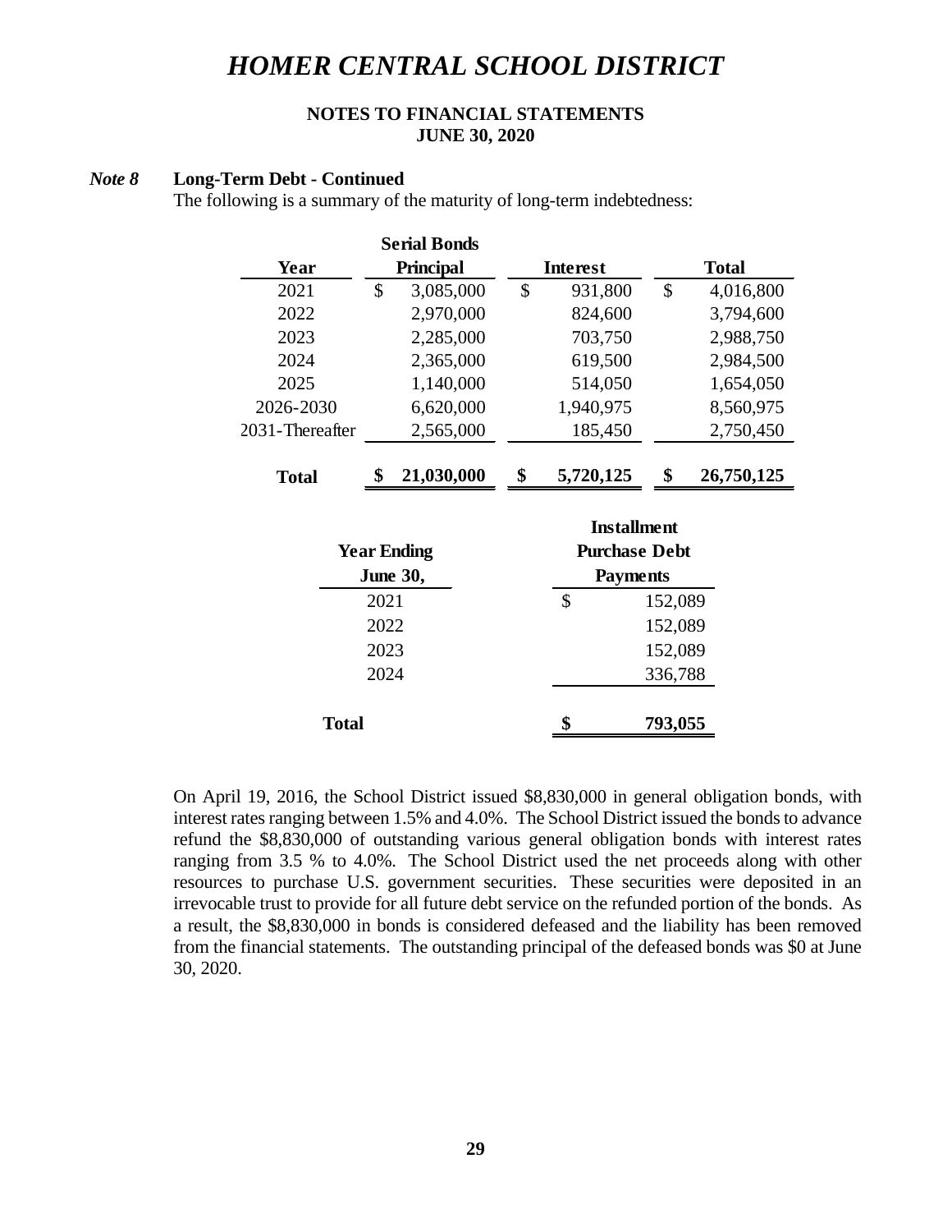# HOMER CENTRAL SCHOOL DISTRICT

**NOTES TO FINANCIAL STATEMENTS**
**JUNE 30, 2020**

***Note 8*** **Long-Term Debt - Continued**

The following is a summary of the maturity of long-term indebtedness:

| Year | Serial Bonds Principal | Interest | Total |
|---|---|---|---|
| 2021 | $ 3,085,000 | $ 931,800 | $ 4,016,800 |
| 2022 | 2,970,000 | 824,600 | 3,794,600 |
| 2023 | 2,285,000 | 703,750 | 2,988,750 |
| 2024 | 2,365,000 | 619,500 | 2,984,500 |
| 2025 | 1,140,000 | 514,050 | 1,654,050 |
| 2026-2030 | 6,620,000 | 1,940,975 | 8,560,975 |
| 2031-Thereafter | 2,565,000 | 185,450 | 2,750,450 |
| **Total** | **$ 21,030,000** | **$ 5,720,125** | **$ 26,750,125** |

| Year Ending June 30, | Installment Purchase Debt Payments |
|---|---|
| 2021 | $ 152,089 |
| 2022 | 152,089 |
| 2023 | 152,089 |
| 2024 | 336,788 |
| **Total** | **$ 793,055** |

On April 19, 2016, the School District issued $8,830,000 in general obligation bonds, with interest rates ranging between 1.5% and 4.0%. The School District issued the bonds to advance refund the $8,830,000 of outstanding various general obligation bonds with interest rates ranging from 3.5 % to 4.0%. The School District used the net proceeds along with other resources to purchase U.S. government securities. These securities were deposited in an irrevocable trust to provide for all future debt service on the refunded portion of the bonds. As a result, the $8,830,000 in bonds is considered defeased and the liability has been removed from the financial statements. The outstanding principal of the defeased bonds was $0 at June 30, 2020.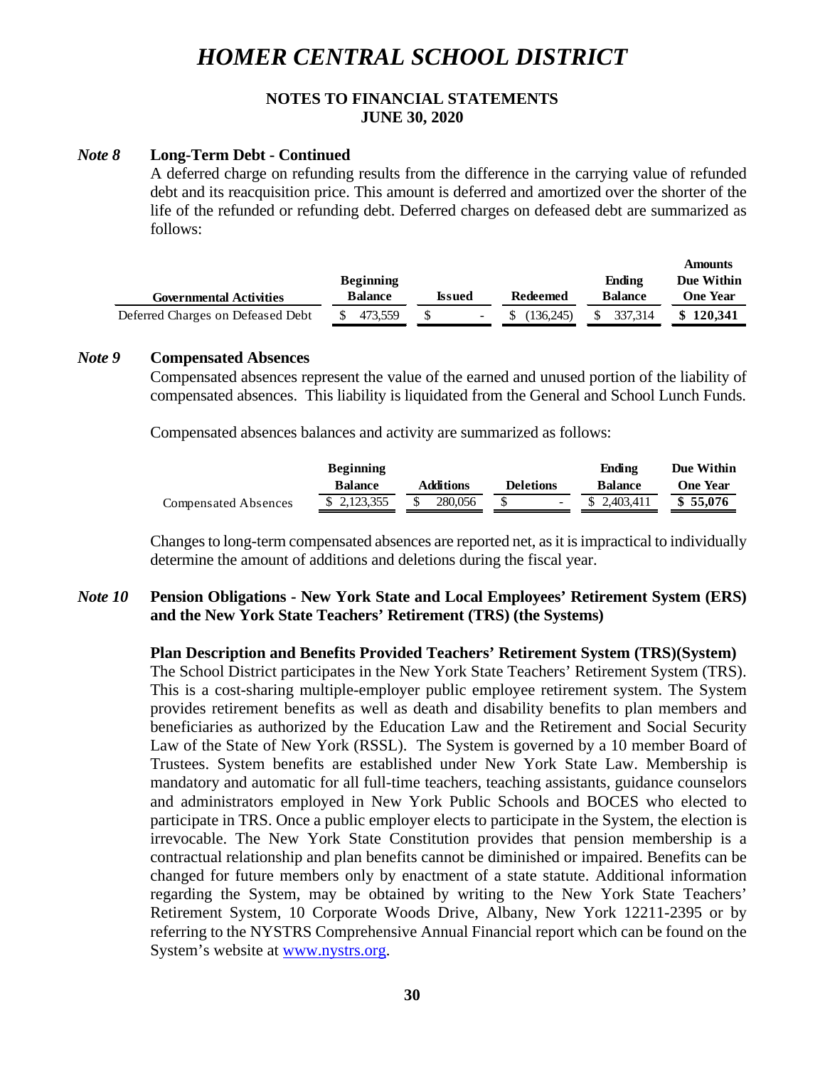# HOMER CENTRAL SCHOOL DISTRICT

**NOTES TO FINANCIAL STATEMENTS**
**JUNE 30, 2020**

### *Note 8* Long-Term Debt - Continued

A deferred charge on refunding results from the difference in the carrying value of refunded debt and its reacquisition price. This amount is deferred and amortized over the shorter of the life of the refunded or refunding debt. Deferred charges on defeased debt are summarized as follows:

| Governmental Activities | Beginning Balance | Issued | Redeemed | Ending Balance | Amounts Due Within One Year |
|---|---|---|---|---|---|
| Deferred Charges on Defeased Debt | $ 473,559 | $ - | $ (136,245) | $ 337,314 | **$ 120,341** |

### *Note 9* Compensated Absences

Compensated absences represent the value of the earned and unused portion of the liability of compensated absences. This liability is liquidated from the General and School Lunch Funds.

Compensated absences balances and activity are summarized as follows:

| | Beginning Balance | Additions | Deletions | Ending Balance | Due Within One Year |
|---|---|---|---|---|---|
| Compensated Absences | $ 2,123,355 | $ 280,056 | $ - | $ 2,403,411 | **$ 55,076** |

Changes to long-term compensated absences are reported net, as it is impractical to individually determine the amount of additions and deletions during the fiscal year.

### *Note 10* Pension Obligations - New York State and Local Employees' Retirement System (ERS) and the New York State Teachers' Retirement (TRS) (the Systems)

**Plan Description and Benefits Provided Teachers' Retirement System (TRS)(System)**

The School District participates in the New York State Teachers' Retirement System (TRS). This is a cost-sharing multiple-employer public employee retirement system. The System provides retirement benefits as well as death and disability benefits to plan members and beneficiaries as authorized by the Education Law and the Retirement and Social Security Law of the State of New York (RSSL). The System is governed by a 10 member Board of Trustees. System benefits are established under New York State Law. Membership is mandatory and automatic for all full-time teachers, teaching assistants, guidance counselors and administrators employed in New York Public Schools and BOCES who elected to participate in TRS. Once a public employer elects to participate in the System, the election is irrevocable. The New York State Constitution provides that pension membership is a contractual relationship and plan benefits cannot be diminished or impaired. Benefits can be changed for future members only by enactment of a state statute. Additional information regarding the System, may be obtained by writing to the New York State Teachers' Retirement System, 10 Corporate Woods Drive, Albany, New York 12211-2395 or by referring to the NYSTRS Comprehensive Annual Financial report which can be found on the System's website at www.nystrs.org.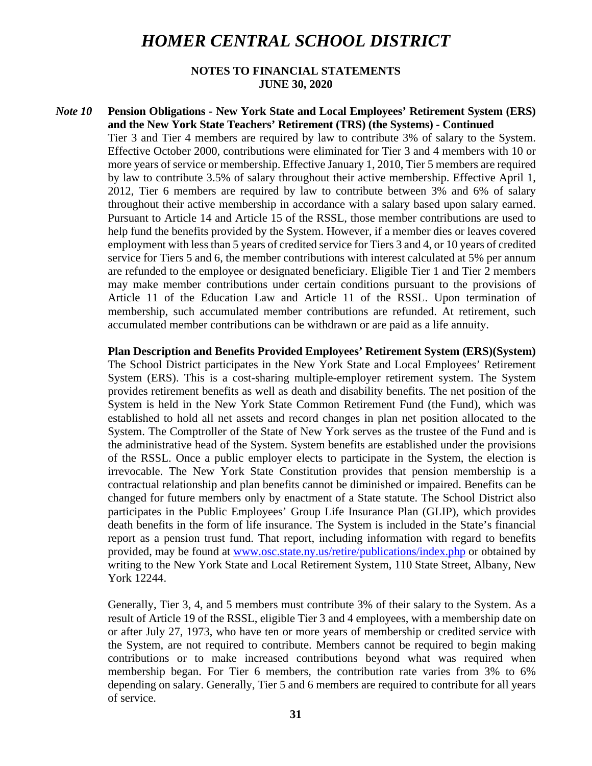# HOMER CENTRAL SCHOOL DISTRICT

**NOTES TO FINANCIAL STATEMENTS**
**JUNE 30, 2020**

***Note 10*** **Pension Obligations - New York State and Local Employees' Retirement System (ERS) and the New York State Teachers' Retirement (TRS) (the Systems) - Continued**

Tier 3 and Tier 4 members are required by law to contribute 3% of salary to the System. Effective October 2000, contributions were eliminated for Tier 3 and 4 members with 10 or more years of service or membership. Effective January 1, 2010, Tier 5 members are required by law to contribute 3.5% of salary throughout their active membership. Effective April 1, 2012, Tier 6 members are required by law to contribute between 3% and 6% of salary throughout their active membership in accordance with a salary based upon salary earned. Pursuant to Article 14 and Article 15 of the RSSL, those member contributions are used to help fund the benefits provided by the System. However, if a member dies or leaves covered employment with less than 5 years of credited service for Tiers 3 and 4, or 10 years of credited service for Tiers 5 and 6, the member contributions with interest calculated at 5% per annum are refunded to the employee or designated beneficiary. Eligible Tier 1 and Tier 2 members may make member contributions under certain conditions pursuant to the provisions of Article 11 of the Education Law and Article 11 of the RSSL. Upon termination of membership, such accumulated member contributions are refunded. At retirement, such accumulated member contributions can be withdrawn or are paid as a life annuity.

**Plan Description and Benefits Provided Employees' Retirement System (ERS)(System)**

The School District participates in the New York State and Local Employees' Retirement System (ERS). This is a cost-sharing multiple-employer retirement system. The System provides retirement benefits as well as death and disability benefits. The net position of the System is held in the New York State Common Retirement Fund (the Fund), which was established to hold all net assets and record changes in plan net position allocated to the System. The Comptroller of the State of New York serves as the trustee of the Fund and is the administrative head of the System. System benefits are established under the provisions of the RSSL. Once a public employer elects to participate in the System, the election is irrevocable. The New York State Constitution provides that pension membership is a contractual relationship and plan benefits cannot be diminished or impaired. Benefits can be changed for future members only by enactment of a State statute. The School District also participates in the Public Employees' Group Life Insurance Plan (GLIP), which provides death benefits in the form of life insurance. The System is included in the State's financial report as a pension trust fund. That report, including information with regard to benefits provided, may be found at [www.osc.state.ny.us/retire/publications/index.php](www.osc.state.ny.us/retire/publications/index.php) or obtained by writing to the New York State and Local Retirement System, 110 State Street, Albany, New York 12244.

Generally, Tier 3, 4, and 5 members must contribute 3% of their salary to the System. As a result of Article 19 of the RSSL, eligible Tier 3 and 4 employees, with a membership date on or after July 27, 1973, who have ten or more years of membership or credited service with the System, are not required to contribute. Members cannot be required to begin making contributions or to make increased contributions beyond what was required when membership began. For Tier 6 members, the contribution rate varies from 3% to 6% depending on salary. Generally, Tier 5 and 6 members are required to contribute for all years of service.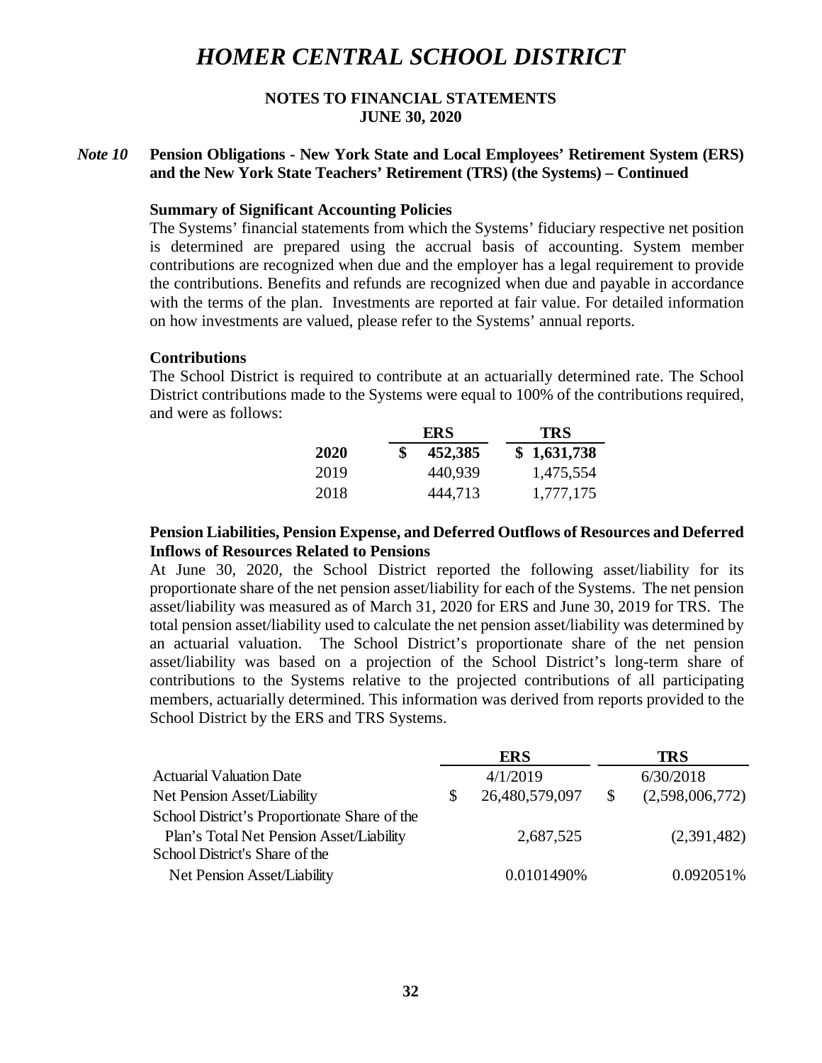# *HOMER CENTRAL SCHOOL DISTRICT*

**NOTES TO FINANCIAL STATEMENTS**
**JUNE 30, 2020**

***Note 10*** **Pension Obligations - New York State and Local Employees' Retirement System (ERS) and the New York State Teachers' Retirement (TRS) (the Systems) – Continued**

**Summary of Significant Accounting Policies**

The Systems' financial statements from which the Systems' fiduciary respective net position is determined are prepared using the accrual basis of accounting. System member contributions are recognized when due and the employer has a legal requirement to provide the contributions. Benefits and refunds are recognized when due and payable in accordance with the terms of the plan. Investments are reported at fair value. For detailed information on how investments are valued, please refer to the Systems' annual reports.

**Contributions**

The School District is required to contribute at an actuarially determined rate. The School District contributions made to the Systems were equal to 100% of the contributions required, and were as follows:

| | ERS | TRS |
|---|---|---|
| **2020** | **$ 452,385** | **$ 1,631,738** |
| 2019 | 440,939 | 1,475,554 |
| 2018 | 444,713 | 1,777,175 |

**Pension Liabilities, Pension Expense, and Deferred Outflows of Resources and Deferred Inflows of Resources Related to Pensions**

At June 30, 2020, the School District reported the following asset/liability for its proportionate share of the net pension asset/liability for each of the Systems. The net pension asset/liability was measured as of March 31, 2020 for ERS and June 30, 2019 for TRS. The total pension asset/liability used to calculate the net pension asset/liability was determined by an actuarial valuation. The School District's proportionate share of the net pension asset/liability was based on a projection of the School District's long-term share of contributions to the Systems relative to the projected contributions of all participating members, actuarially determined. This information was derived from reports provided to the School District by the ERS and TRS Systems.

| | ERS | TRS |
|---|---|---|
| Actuarial Valuation Date | 4/1/2019 | 6/30/2018 |
| Net Pension Asset/Liability | $ 26,480,579,097 | $ (2,598,006,772) |
| School District's Proportionate Share of the Plan's Total Net Pension Asset/Liability | 2,687,525 | (2,391,482) |
| School District's Share of the Net Pension Asset/Liability | 0.0101490% | 0.092051% |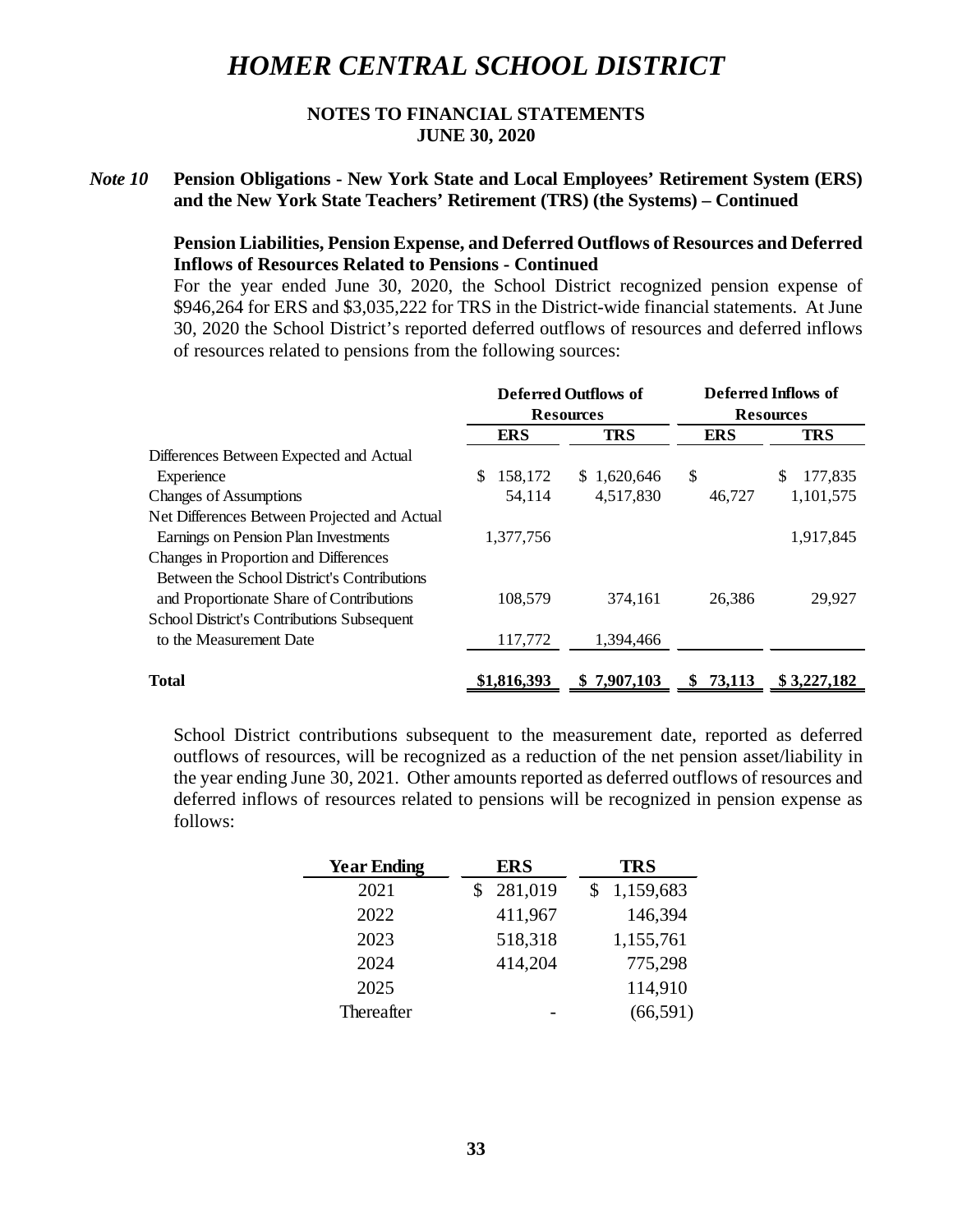# HOMER CENTRAL SCHOOL DISTRICT

**NOTES TO FINANCIAL STATEMENTS**
**JUNE 30, 2020**

***Note 10*** **Pension Obligations - New York State and Local Employees' Retirement System (ERS) and the New York State Teachers' Retirement (TRS) (the Systems) – Continued**

**Pension Liabilities, Pension Expense, and Deferred Outflows of Resources and Deferred Inflows of Resources Related to Pensions - Continued**

For the year ended June 30, 2020, the School District recognized pension expense of \$946,264 for ERS and \$3,035,222 for TRS in the District-wide financial statements. At June 30, 2020 the School District's reported deferred outflows of resources and deferred inflows of resources related to pensions from the following sources:

| | Deferred Outflows of Resources | | Deferred Inflows of Resources | |
|---|---|---|---|---|
| | **ERS** | **TRS** | **ERS** | **TRS** |
| Differences Between Expected and Actual Experience | \$ 158,172 | \$ 1,620,646 | \$ | \$ 177,835 |
| Changes of Assumptions | 54,114 | 4,517,830 | 46,727 | 1,101,575 |
| Net Differences Between Projected and Actual Earnings on Pension Plan Investments | 1,377,756 | | | 1,917,845 |
| Changes in Proportion and Differences Between the School District's Contributions and Proportionate Share of Contributions | 108,579 | 374,161 | 26,386 | 29,927 |
| School District's Contributions Subsequent to the Measurement Date | 117,772 | 1,394,466 | | |
| **Total** | **\$1,816,393** | **\$ 7,907,103** | **\$ 73,113** | **\$ 3,227,182** |

School District contributions subsequent to the measurement date, reported as deferred outflows of resources, will be recognized as a reduction of the net pension asset/liability in the year ending June 30, 2021. Other amounts reported as deferred outflows of resources and deferred inflows of resources related to pensions will be recognized in pension expense as follows:

| Year Ending | ERS | TRS |
|---|---|---|
| 2021 | \$ 281,019 | \$ 1,159,683 |
| 2022 | 411,967 | 146,394 |
| 2023 | 518,318 | 1,155,761 |
| 2024 | 414,204 | 775,298 |
| 2025 | | 114,910 |
| Thereafter | - | (66,591) |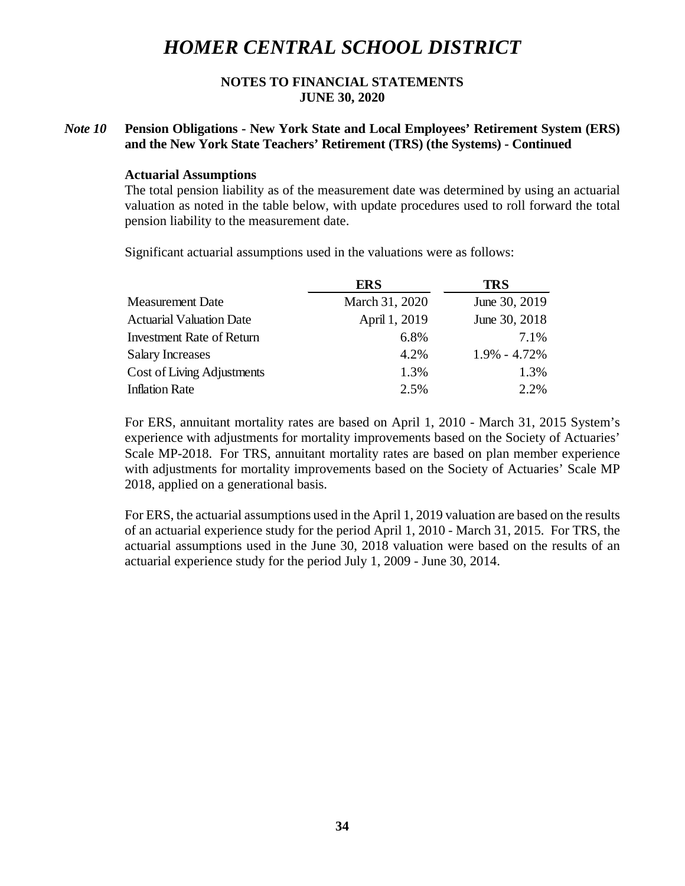# HOMER CENTRAL SCHOOL DISTRICT

**NOTES TO FINANCIAL STATEMENTS**
**JUNE 30, 2020**

***Note 10*** **Pension Obligations - New York State and Local Employees' Retirement System (ERS) and the New York State Teachers' Retirement (TRS) (the Systems) - Continued**

**Actuarial Assumptions**

The total pension liability as of the measurement date was determined by using an actuarial valuation as noted in the table below, with update procedures used to roll forward the total pension liability to the measurement date.

Significant actuarial assumptions used in the valuations were as follows:

| | ERS | TRS |
|---|---|---|
| Measurement Date | March 31, 2020 | June 30, 2019 |
| Actuarial Valuation Date | April 1, 2019 | June 30, 2018 |
| Investment Rate of Return | 6.8% | 7.1% |
| Salary Increases | 4.2% | 1.9% - 4.72% |
| Cost of Living Adjustments | 1.3% | 1.3% |
| Inflation Rate | 2.5% | 2.2% |

For ERS, annuitant mortality rates are based on April 1, 2010 - March 31, 2015 System's experience with adjustments for mortality improvements based on the Society of Actuaries' Scale MP-2018. For TRS, annuitant mortality rates are based on plan member experience with adjustments for mortality improvements based on the Society of Actuaries' Scale MP 2018, applied on a generational basis.

For ERS, the actuarial assumptions used in the April 1, 2019 valuation are based on the results of an actuarial experience study for the period April 1, 2010 - March 31, 2015. For TRS, the actuarial assumptions used in the June 30, 2018 valuation were based on the results of an actuarial experience study for the period July 1, 2009 - June 30, 2014.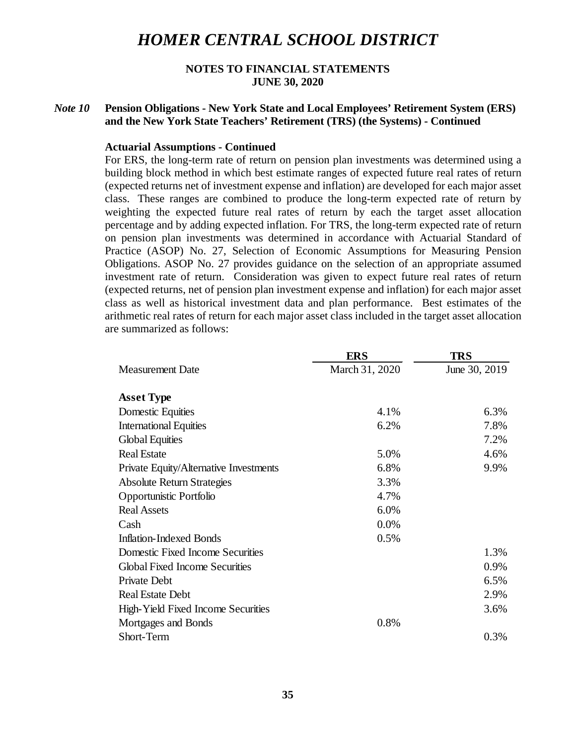# HOMER CENTRAL SCHOOL DISTRICT

**NOTES TO FINANCIAL STATEMENTS**
**JUNE 30, 2020**

***Note 10*** **Pension Obligations - New York State and Local Employees' Retirement System (ERS) and the New York State Teachers' Retirement (TRS) (the Systems) - Continued**

**Actuarial Assumptions - Continued**

For ERS, the long-term rate of return on pension plan investments was determined using a building block method in which best estimate ranges of expected future real rates of return (expected returns net of investment expense and inflation) are developed for each major asset class. These ranges are combined to produce the long-term expected rate of return by weighting the expected future real rates of return by each the target asset allocation percentage and by adding expected inflation. For TRS, the long-term expected rate of return on pension plan investments was determined in accordance with Actuarial Standard of Practice (ASOP) No. 27, Selection of Economic Assumptions for Measuring Pension Obligations. ASOP No. 27 provides guidance on the selection of an appropriate assumed investment rate of return. Consideration was given to expect future real rates of return (expected returns, net of pension plan investment expense and inflation) for each major asset class as well as historical investment data and plan performance. Best estimates of the arithmetic real rates of return for each major asset class included in the target asset allocation are summarized as follows:

| | ERS | TRS |
|---|---|---|
| Measurement Date | March 31, 2020 | June 30, 2019 |
| **Asset Type** | | |
| Domestic Equities | 4.1% | 6.3% |
| International Equities | 6.2% | 7.8% |
| Global Equities | | 7.2% |
| Real Estate | 5.0% | 4.6% |
| Private Equity/Alternative Investments | 6.8% | 9.9% |
| Absolute Return Strategies | 3.3% | |
| Opportunistic Portfolio | 4.7% | |
| Real Assets | 6.0% | |
| Cash | 0.0% | |
| Inflation-Indexed Bonds | 0.5% | |
| Domestic Fixed Income Securities | | 1.3% |
| Global Fixed Income Securities | | 0.9% |
| Private Debt | | 6.5% |
| Real Estate Debt | | 2.9% |
| High-Yield Fixed Income Securities | | 3.6% |
| Mortgages and Bonds | 0.8% | |
| Short-Term | | 0.3% |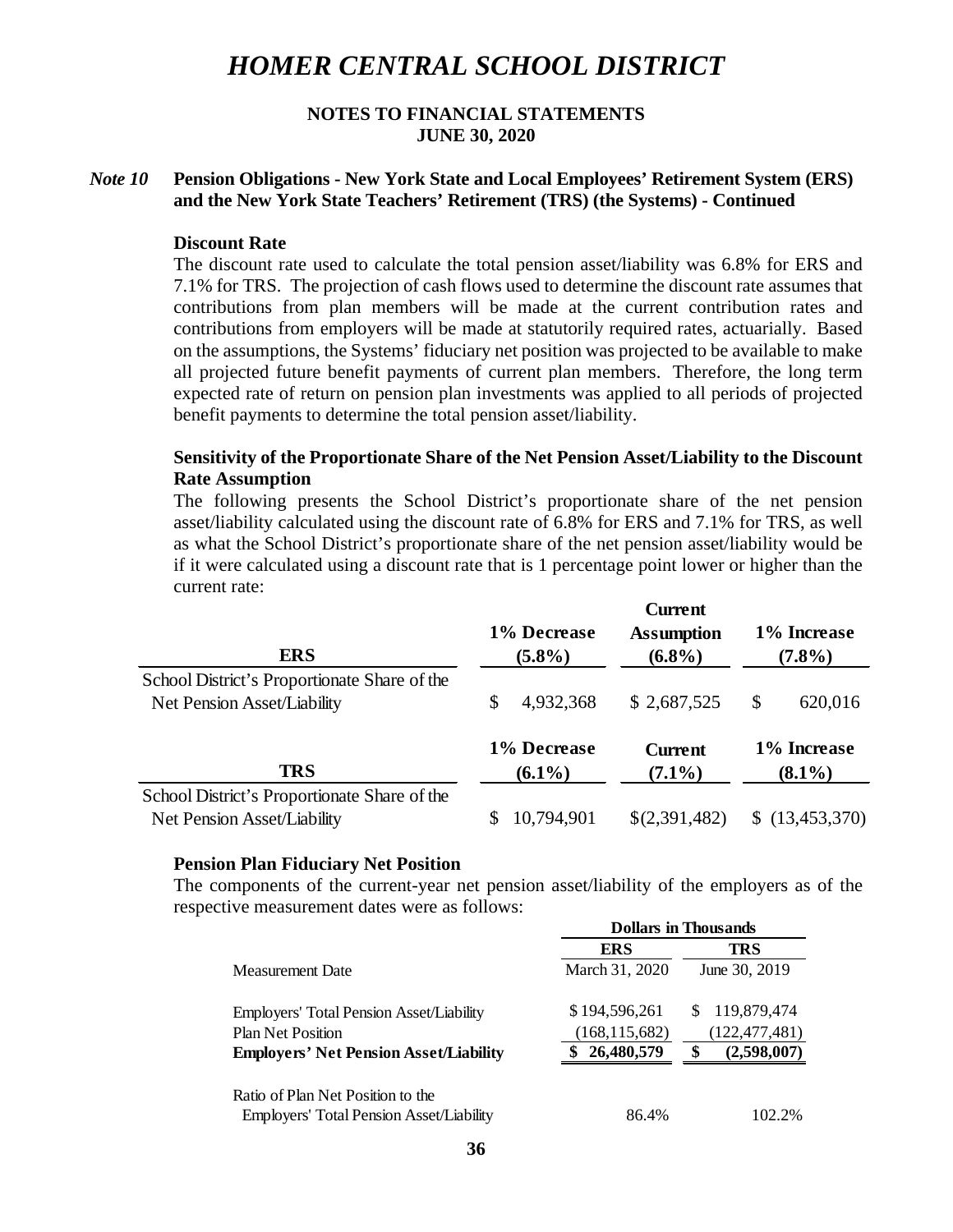# HOMER CENTRAL SCHOOL DISTRICT

**NOTES TO FINANCIAL STATEMENTS**
**JUNE 30, 2020**

***Note 10*** **Pension Obligations - New York State and Local Employees' Retirement System (ERS) and the New York State Teachers' Retirement (TRS) (the Systems) - Continued**

**Discount Rate**

The discount rate used to calculate the total pension asset/liability was 6.8% for ERS and 7.1% for TRS. The projection of cash flows used to determine the discount rate assumes that contributions from plan members will be made at the current contribution rates and contributions from employers will be made at statutorily required rates, actuarially. Based on the assumptions, the Systems' fiduciary net position was projected to be available to make all projected future benefit payments of current plan members. Therefore, the long term expected rate of return on pension plan investments was applied to all periods of projected benefit payments to determine the total pension asset/liability.

**Sensitivity of the Proportionate Share of the Net Pension Asset/Liability to the Discount Rate Assumption**

The following presents the School District's proportionate share of the net pension asset/liability calculated using the discount rate of 6.8% for ERS and 7.1% for TRS, as well as what the School District's proportionate share of the net pension asset/liability would be if it were calculated using a discount rate that is 1 percentage point lower or higher than the current rate:

| ERS | 1% Decrease (5.8%) | Current Assumption (6.8%) | 1% Increase (7.8%) |
|---|---|---|---|
| School District's Proportionate Share of the Net Pension Asset/Liability | $ 4,932,368 | $ 2,687,525 | $ 620,016 |

| TRS | 1% Decrease (6.1%) | Current (7.1%) | 1% Increase (8.1%) |
|---|---|---|---|
| School District's Proportionate Share of the Net Pension Asset/Liability | $ 10,794,901 | $(2,391,482) | $ (13,453,370) |

**Pension Plan Fiduciary Net Position**

The components of the current-year net pension asset/liability of the employers as of the respective measurement dates were as follows:

| | Dollars in Thousands | |
|---|---|---|
| | **ERS** | **TRS** |
| Measurement Date | March 31, 2020 | June 30, 2019 |
| Employers' Total Pension Asset/Liability | $ 194,596,261 | $ 119,879,474 |
| Plan Net Position | (168,115,682) | (122,477,481) |
| **Employers' Net Pension Asset/Liability** | **$ 26,480,579** | **$ (2,598,007)** |
| Ratio of Plan Net Position to the Employers' Total Pension Asset/Liability | 86.4% | 102.2% |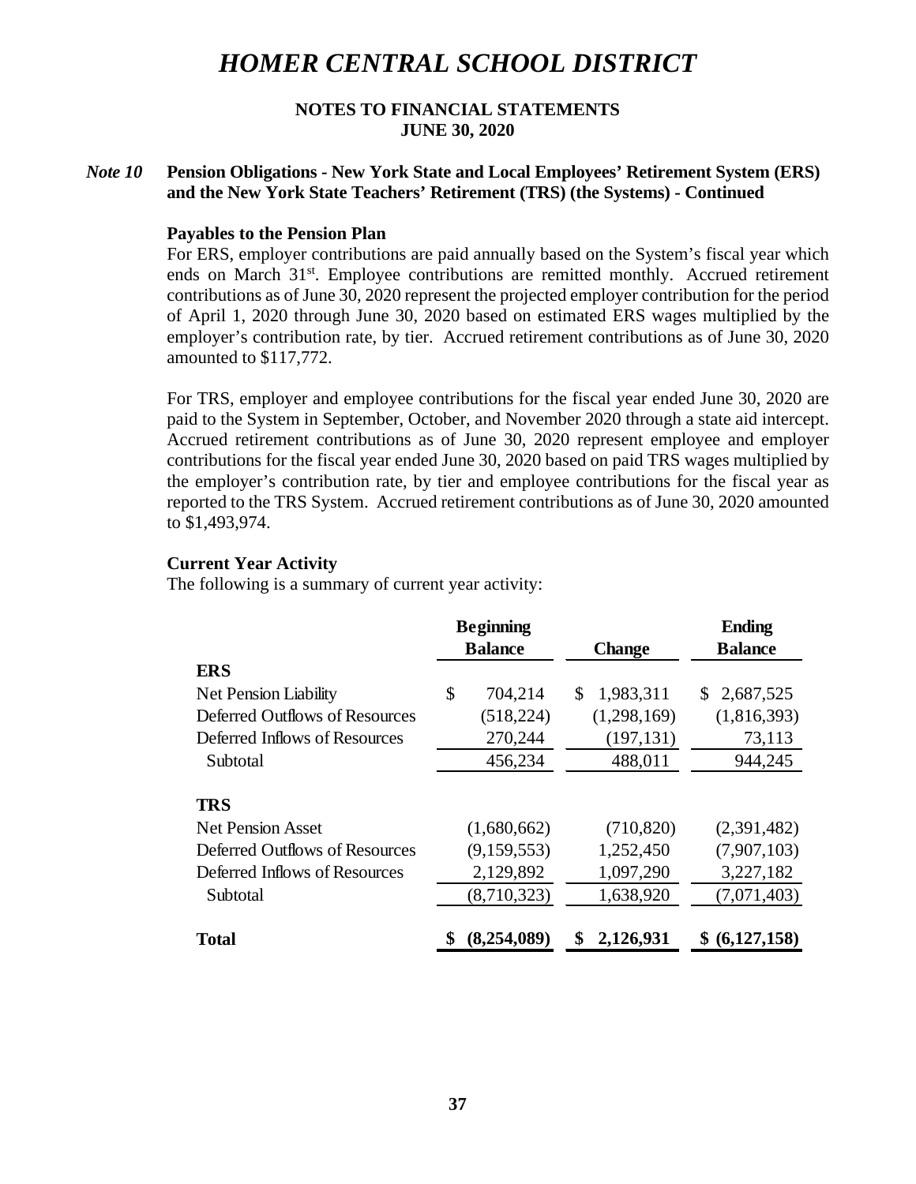# *HOMER CENTRAL SCHOOL DISTRICT*

**NOTES TO FINANCIAL STATEMENTS**
**JUNE 30, 2020**

***Note 10*** **Pension Obligations - New York State and Local Employees' Retirement System (ERS) and the New York State Teachers' Retirement (TRS) (the Systems) - Continued**

**Payables to the Pension Plan**

For ERS, employer contributions are paid annually based on the System's fiscal year which ends on March 31st. Employee contributions are remitted monthly. Accrued retirement contributions as of June 30, 2020 represent the projected employer contribution for the period of April 1, 2020 through June 30, 2020 based on estimated ERS wages multiplied by the employer's contribution rate, by tier. Accrued retirement contributions as of June 30, 2020 amounted to $117,772.

For TRS, employer and employee contributions for the fiscal year ended June 30, 2020 are paid to the System in September, October, and November 2020 through a state aid intercept. Accrued retirement contributions as of June 30, 2020 represent employee and employer contributions for the fiscal year ended June 30, 2020 based on paid TRS wages multiplied by the employer's contribution rate, by tier and employee contributions for the fiscal year as reported to the TRS System. Accrued retirement contributions as of June 30, 2020 amounted to $1,493,974.

**Current Year Activity**

The following is a summary of current year activity:

| | Beginning Balance | Change | Ending Balance |
|---|---|---|---|
| **ERS** | | | |
| Net Pension Liability | $ 704,214 | $ 1,983,311 | $ 2,687,525 |
| Deferred Outflows of Resources | (518,224) | (1,298,169) | (1,816,393) |
| Deferred Inflows of Resources | 270,244 | (197,131) | 73,113 |
| Subtotal | 456,234 | 488,011 | 944,245 |
| **TRS** | | | |
| Net Pension Asset | (1,680,662) | (710,820) | (2,391,482) |
| Deferred Outflows of Resources | (9,159,553) | 1,252,450 | (7,907,103) |
| Deferred Inflows of Resources | 2,129,892 | 1,097,290 | 3,227,182 |
| Subtotal | (8,710,323) | 1,638,920 | (7,071,403) |
| **Total** | **$ (8,254,089)** | **$ 2,126,931** | **$ (6,127,158)** |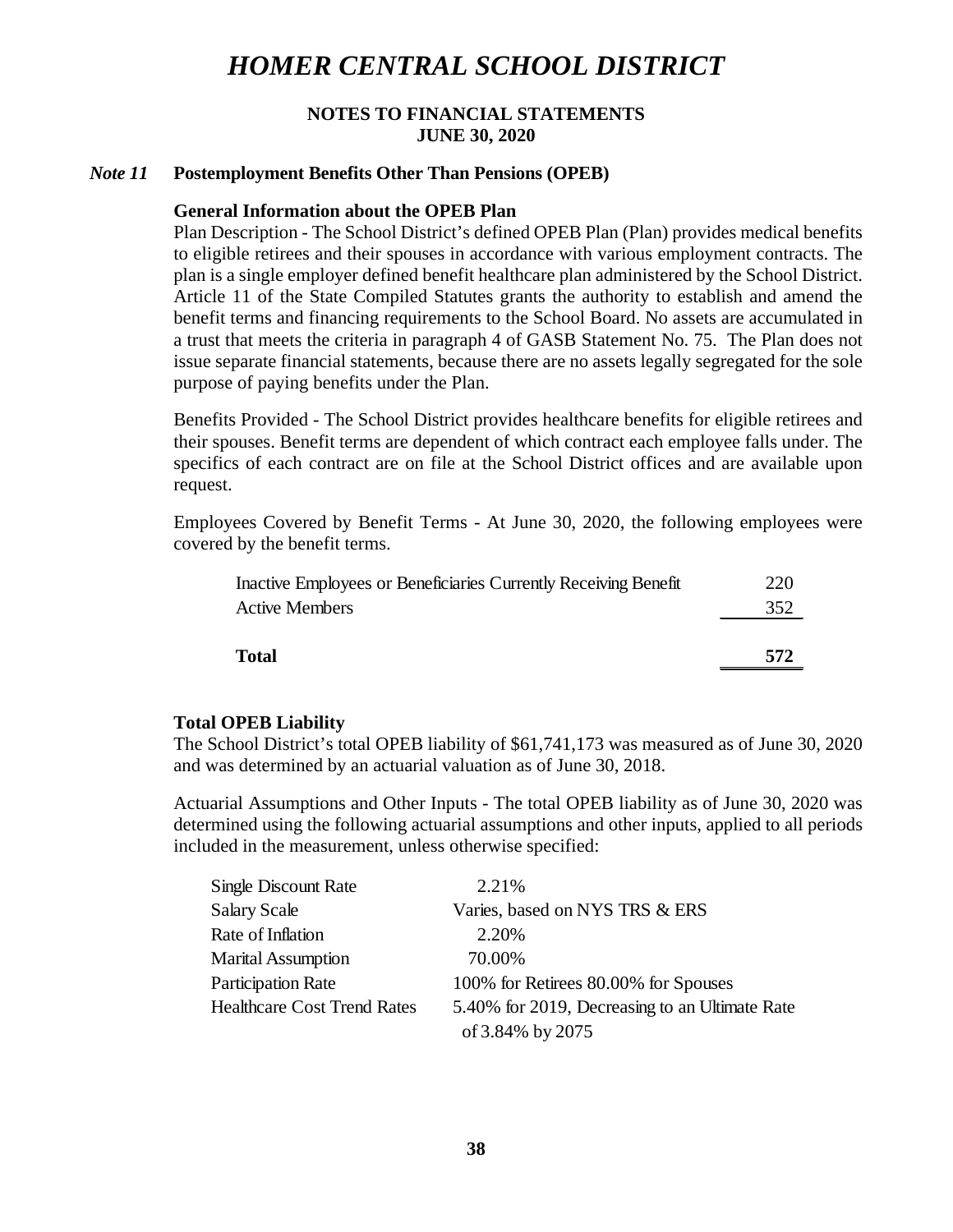# HOMER CENTRAL SCHOOL DISTRICT

**NOTES TO FINANCIAL STATEMENTS**
**JUNE 30, 2020**

## *Note 11* Postemployment Benefits Other Than Pensions (OPEB)

### General Information about the OPEB Plan

Plan Description - The School District's defined OPEB Plan (Plan) provides medical benefits to eligible retirees and their spouses in accordance with various employment contracts. The plan is a single employer defined benefit healthcare plan administered by the School District. Article 11 of the State Compiled Statutes grants the authority to establish and amend the benefit terms and financing requirements to the School Board. No assets are accumulated in a trust that meets the criteria in paragraph 4 of GASB Statement No. 75. The Plan does not issue separate financial statements, because there are no assets legally segregated for the sole purpose of paying benefits under the Plan.

Benefits Provided - The School District provides healthcare benefits for eligible retirees and their spouses. Benefit terms are dependent of which contract each employee falls under. The specifics of each contract are on file at the School District offices and are available upon request.

Employees Covered by Benefit Terms - At June 30, 2020, the following employees were covered by the benefit terms.

| | |
|---|---|
| Inactive Employees or Beneficiaries Currently Receiving Benefit | 220 |
| Active Members | 352 |
| **Total** | **572** |

### Total OPEB Liability

The School District's total OPEB liability of $61,741,173 was measured as of June 30, 2020 and was determined by an actuarial valuation as of June 30, 2018.

Actuarial Assumptions and Other Inputs - The total OPEB liability as of June 30, 2020 was determined using the following actuarial assumptions and other inputs, applied to all periods included in the measurement, unless otherwise specified:

| | |
|---|---|
| Single Discount Rate | 2.21% |
| Salary Scale | Varies, based on NYS TRS & ERS |
| Rate of Inflation | 2.20% |
| Marital Assumption | 70.00% |
| Participation Rate | 100% for Retirees 80.00% for Spouses |
| Healthcare Cost Trend Rates | 5.40% for 2019, Decreasing to an Ultimate Rate of 3.84% by 2075 |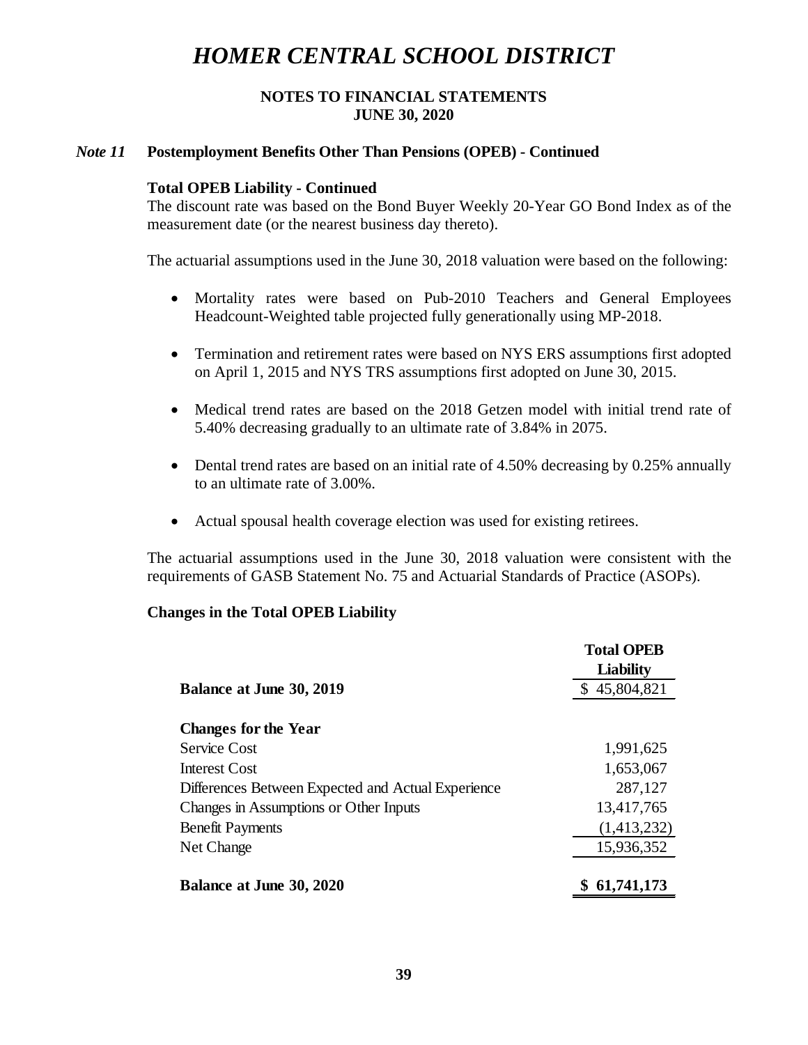# HOMER CENTRAL SCHOOL DISTRICT

**NOTES TO FINANCIAL STATEMENTS**
**JUNE 30, 2020**

## *Note 11* Postemployment Benefits Other Than Pensions (OPEB) - Continued

### Total OPEB Liability - Continued

The discount rate was based on the Bond Buyer Weekly 20-Year GO Bond Index as of the measurement date (or the nearest business day thereto).

The actuarial assumptions used in the June 30, 2018 valuation were based on the following:

- Mortality rates were based on Pub-2010 Teachers and General Employees Headcount-Weighted table projected fully generationally using MP-2018.
- Termination and retirement rates were based on NYS ERS assumptions first adopted on April 1, 2015 and NYS TRS assumptions first adopted on June 30, 2015.
- Medical trend rates are based on the 2018 Getzen model with initial trend rate of 5.40% decreasing gradually to an ultimate rate of 3.84% in 2075.
- Dental trend rates are based on an initial rate of 4.50% decreasing by 0.25% annually to an ultimate rate of 3.00%.
- Actual spousal health coverage election was used for existing retirees.

The actuarial assumptions used in the June 30, 2018 valuation were consistent with the requirements of GASB Statement No. 75 and Actuarial Standards of Practice (ASOPs).

### Changes in the Total OPEB Liability

| | Total OPEB Liability |
|---|---|
| **Balance at June 30, 2019** | $ 45,804,821 |
| | |
| **Changes for the Year** | |
| Service Cost | 1,991,625 |
| Interest Cost | 1,653,067 |
| Differences Between Expected and Actual Experience | 287,127 |
| Changes in Assumptions or Other Inputs | 13,417,765 |
| Benefit Payments | (1,413,232) |
| Net Change | 15,936,352 |
| | |
| **Balance at June 30, 2020** | **$ 61,741,173** |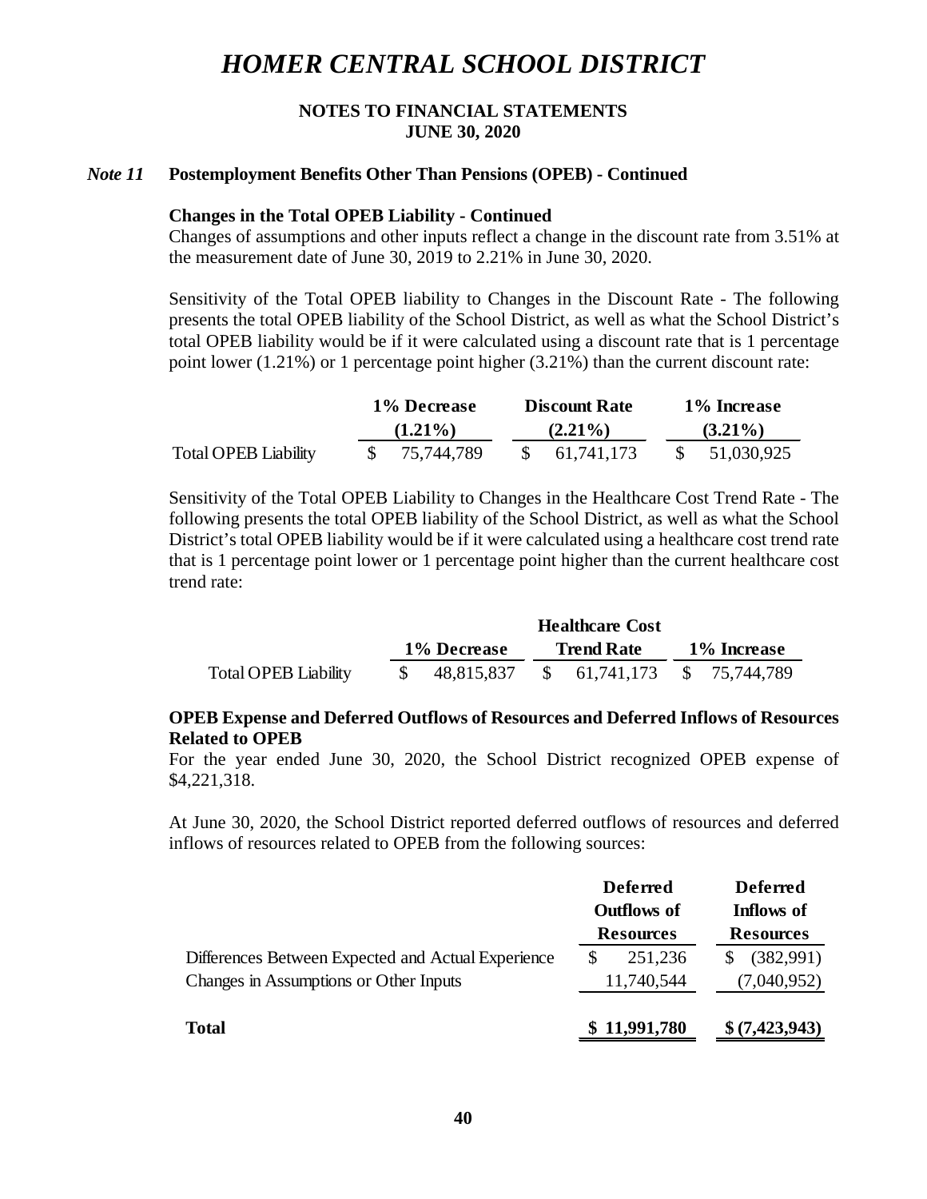# HOMER CENTRAL SCHOOL DISTRICT

**NOTES TO FINANCIAL STATEMENTS**
**JUNE 30, 2020**

## *Note 11* Postemployment Benefits Other Than Pensions (OPEB) - Continued

### Changes in the Total OPEB Liability - Continued

Changes of assumptions and other inputs reflect a change in the discount rate from 3.51% at the measurement date of June 30, 2019 to 2.21% in June 30, 2020.

Sensitivity of the Total OPEB liability to Changes in the Discount Rate - The following presents the total OPEB liability of the School District, as well as what the School District's total OPEB liability would be if it were calculated using a discount rate that is 1 percentage point lower (1.21%) or 1 percentage point higher (3.21%) than the current discount rate:

| | 1% Decrease (1.21%) | Discount Rate (2.21%) | 1% Increase (3.21%) |
|---|---|---|---|
| Total OPEB Liability | $ 75,744,789 | $ 61,741,173 | $ 51,030,925 |

Sensitivity of the Total OPEB Liability to Changes in the Healthcare Cost Trend Rate - The following presents the total OPEB liability of the School District, as well as what the School District's total OPEB liability would be if it were calculated using a healthcare cost trend rate that is 1 percentage point lower or 1 percentage point higher than the current healthcare cost trend rate:

| | 1% Decrease | Healthcare Cost Trend Rate | 1% Increase |
|---|---|---|---|
| Total OPEB Liability | $ 48,815,837 | $ 61,741,173 | $ 75,744,789 |

### OPEB Expense and Deferred Outflows of Resources and Deferred Inflows of Resources Related to OPEB

For the year ended June 30, 2020, the School District recognized OPEB expense of $4,221,318.

At June 30, 2020, the School District reported deferred outflows of resources and deferred inflows of resources related to OPEB from the following sources:

| | Deferred Outflows of Resources | Deferred Inflows of Resources |
|---|---|---|
| Differences Between Expected and Actual Experience | $ 251,236 | $ (382,991) |
| Changes in Assumptions or Other Inputs | 11,740,544 | (7,040,952) |
| **Total** | **$ 11,991,780** | **$ (7,423,943)** |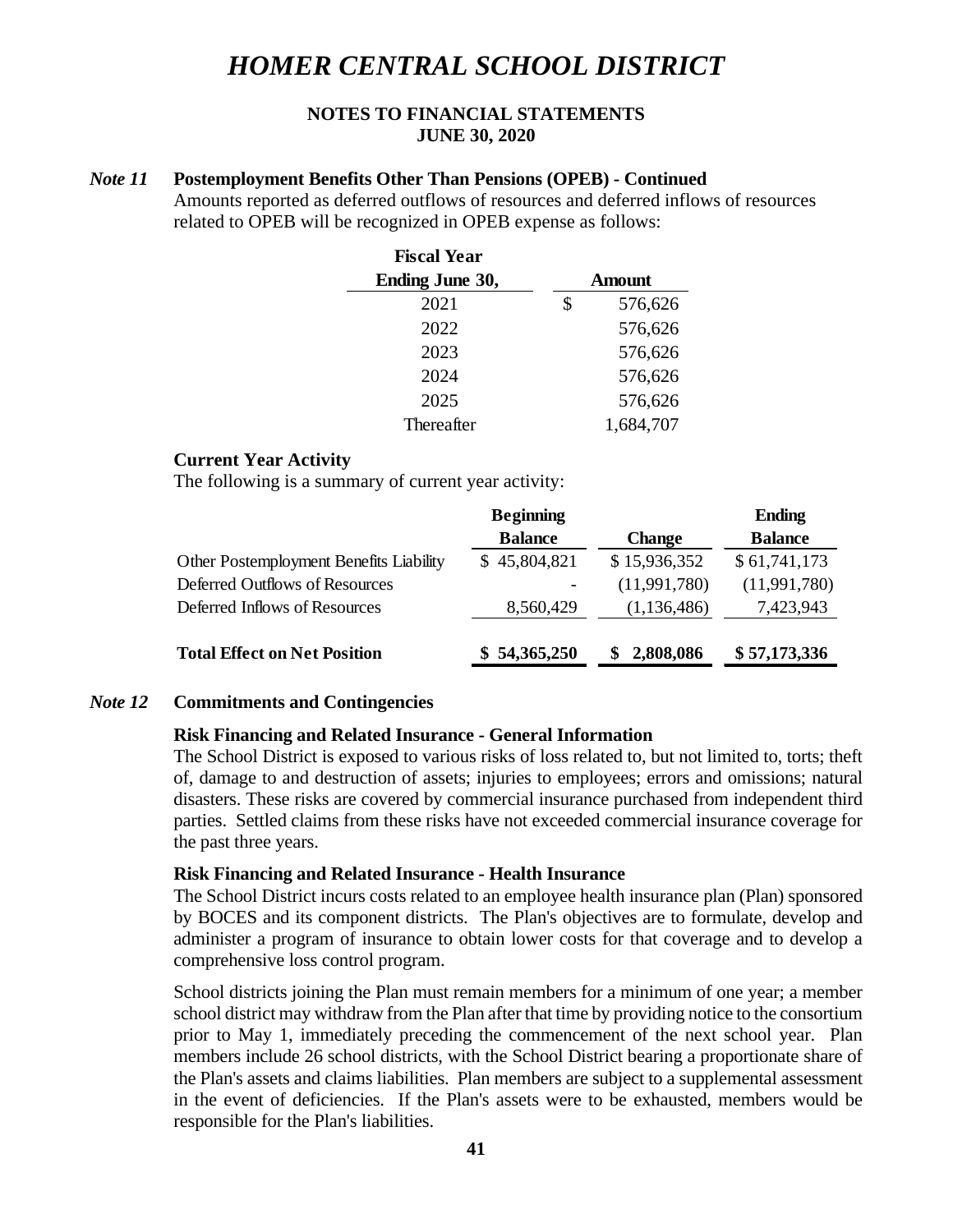# HOMER CENTRAL SCHOOL DISTRICT

**NOTES TO FINANCIAL STATEMENTS**
**JUNE 30, 2020**

*Note 11* **Postemployment Benefits Other Than Pensions (OPEB) - Continued**

Amounts reported as deferred outflows of resources and deferred inflows of resources related to OPEB will be recognized in OPEB expense as follows:

| Fiscal Year Ending June 30, | Amount |
|---|---|
| 2021 | $ 576,626 |
| 2022 | 576,626 |
| 2023 | 576,626 |
| 2024 | 576,626 |
| 2025 | 576,626 |
| Thereafter | 1,684,707 |

**Current Year Activity**

The following is a summary of current year activity:

| | Beginning Balance | Change | Ending Balance |
|---|---|---|---|
| Other Postemployment Benefits Liability | $ 45,804,821 | $ 15,936,352 | $ 61,741,173 |
| Deferred Outflows of Resources | - | (11,991,780) | (11,991,780) |
| Deferred Inflows of Resources | 8,560,429 | (1,136,486) | 7,423,943 |
| **Total Effect on Net Position** | **$ 54,365,250** | **$ 2,808,086** | **$ 57,173,336** |

*Note 12* **Commitments and Contingencies**

**Risk Financing and Related Insurance - General Information**

The School District is exposed to various risks of loss related to, but not limited to, torts; theft of, damage to and destruction of assets; injuries to employees; errors and omissions; natural disasters. These risks are covered by commercial insurance purchased from independent third parties. Settled claims from these risks have not exceeded commercial insurance coverage for the past three years.

**Risk Financing and Related Insurance - Health Insurance**

The School District incurs costs related to an employee health insurance plan (Plan) sponsored by BOCES and its component districts. The Plan's objectives are to formulate, develop and administer a program of insurance to obtain lower costs for that coverage and to develop a comprehensive loss control program.

School districts joining the Plan must remain members for a minimum of one year; a member school district may withdraw from the Plan after that time by providing notice to the consortium prior to May 1, immediately preceding the commencement of the next school year. Plan members include 26 school districts, with the School District bearing a proportionate share of the Plan's assets and claims liabilities. Plan members are subject to a supplemental assessment in the event of deficiencies. If the Plan's assets were to be exhausted, members would be responsible for the Plan's liabilities.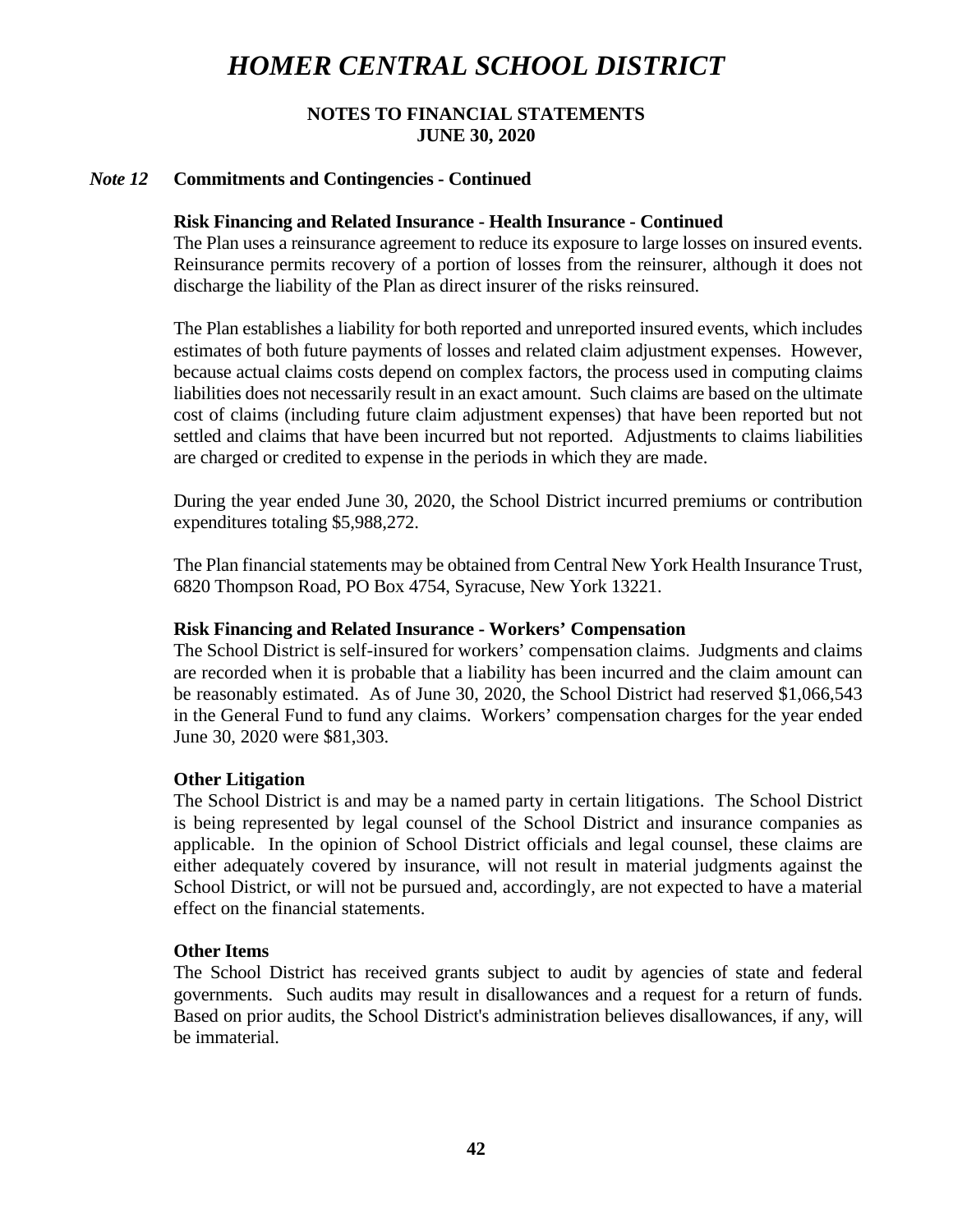### *Note 12* Commitments and Contingencies - Continued

**Risk Financing and Related Insurance - Health Insurance - Continued**

The Plan uses a reinsurance agreement to reduce its exposure to large losses on insured events. Reinsurance permits recovery of a portion of losses from the reinsurer, although it does not discharge the liability of the Plan as direct insurer of the risks reinsured.

The Plan establishes a liability for both reported and unreported insured events, which includes estimates of both future payments of losses and related claim adjustment expenses. However, because actual claims costs depend on complex factors, the process used in computing claims liabilities does not necessarily result in an exact amount. Such claims are based on the ultimate cost of claims (including future claim adjustment expenses) that have been reported but not settled and claims that have been incurred but not reported. Adjustments to claims liabilities are charged or credited to expense in the periods in which they are made.

During the year ended June 30, 2020, the School District incurred premiums or contribution expenditures totaling $5,988,272.

The Plan financial statements may be obtained from Central New York Health Insurance Trust, 6820 Thompson Road, PO Box 4754, Syracuse, New York 13221.

**Risk Financing and Related Insurance - Workers' Compensation**

The School District is self-insured for workers' compensation claims. Judgments and claims are recorded when it is probable that a liability has been incurred and the claim amount can be reasonably estimated. As of June 30, 2020, the School District had reserved $1,066,543 in the General Fund to fund any claims. Workers' compensation charges for the year ended June 30, 2020 were $81,303.

**Other Litigation**

The School District is and may be a named party in certain litigations. The School District is being represented by legal counsel of the School District and insurance companies as applicable. In the opinion of School District officials and legal counsel, these claims are either adequately covered by insurance, will not result in material judgments against the School District, or will not be pursued and, accordingly, are not expected to have a material effect on the financial statements.

**Other Items**

The School District has received grants subject to audit by agencies of state and federal governments. Such audits may result in disallowances and a request for a return of funds. Based on prior audits, the School District's administration believes disallowances, if any, will be immaterial.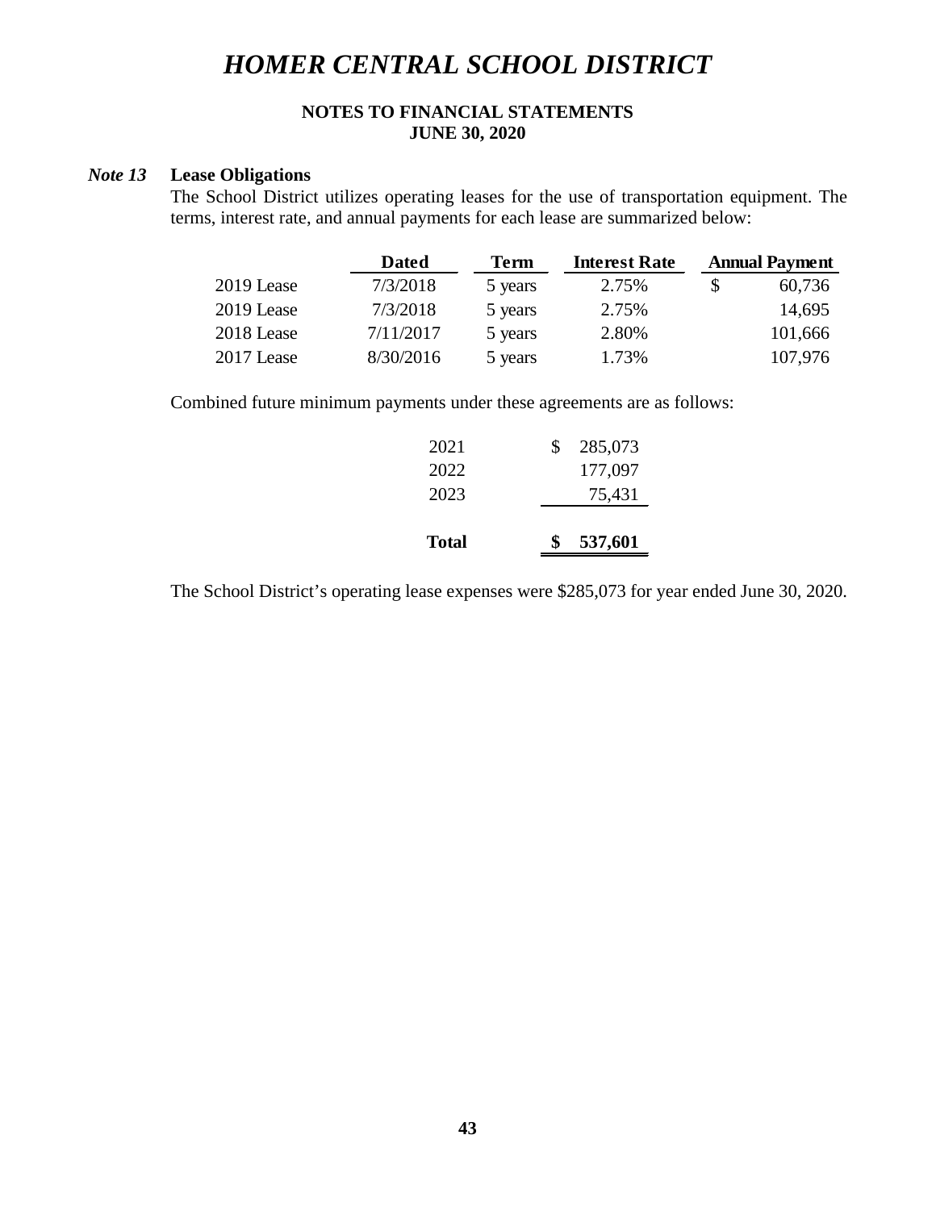# HOMER CENTRAL SCHOOL DISTRICT

**NOTES TO FINANCIAL STATEMENTS**
**JUNE 30, 2020**

## *Note 13* Lease Obligations

The School District utilizes operating leases for the use of transportation equipment. The terms, interest rate, and annual payments for each lease are summarized below:

| | Dated | Term | Interest Rate | Annual Payment |
|---|---|---|---|---|
| 2019 Lease | 7/3/2018 | 5 years | 2.75% | $ 60,736 |
| 2019 Lease | 7/3/2018 | 5 years | 2.75% | 14,695 |
| 2018 Lease | 7/11/2017 | 5 years | 2.80% | 101,666 |
| 2017 Lease | 8/30/2016 | 5 years | 1.73% | 107,976 |

Combined future minimum payments under these agreements are as follows:

| | |
|---|---|
| 2021 | $ 285,073 |
| 2022 | 177,097 |
| 2023 | 75,431 |
| **Total** | **$ 537,601** |

The School District's operating lease expenses were $285,073 for year ended June 30, 2020.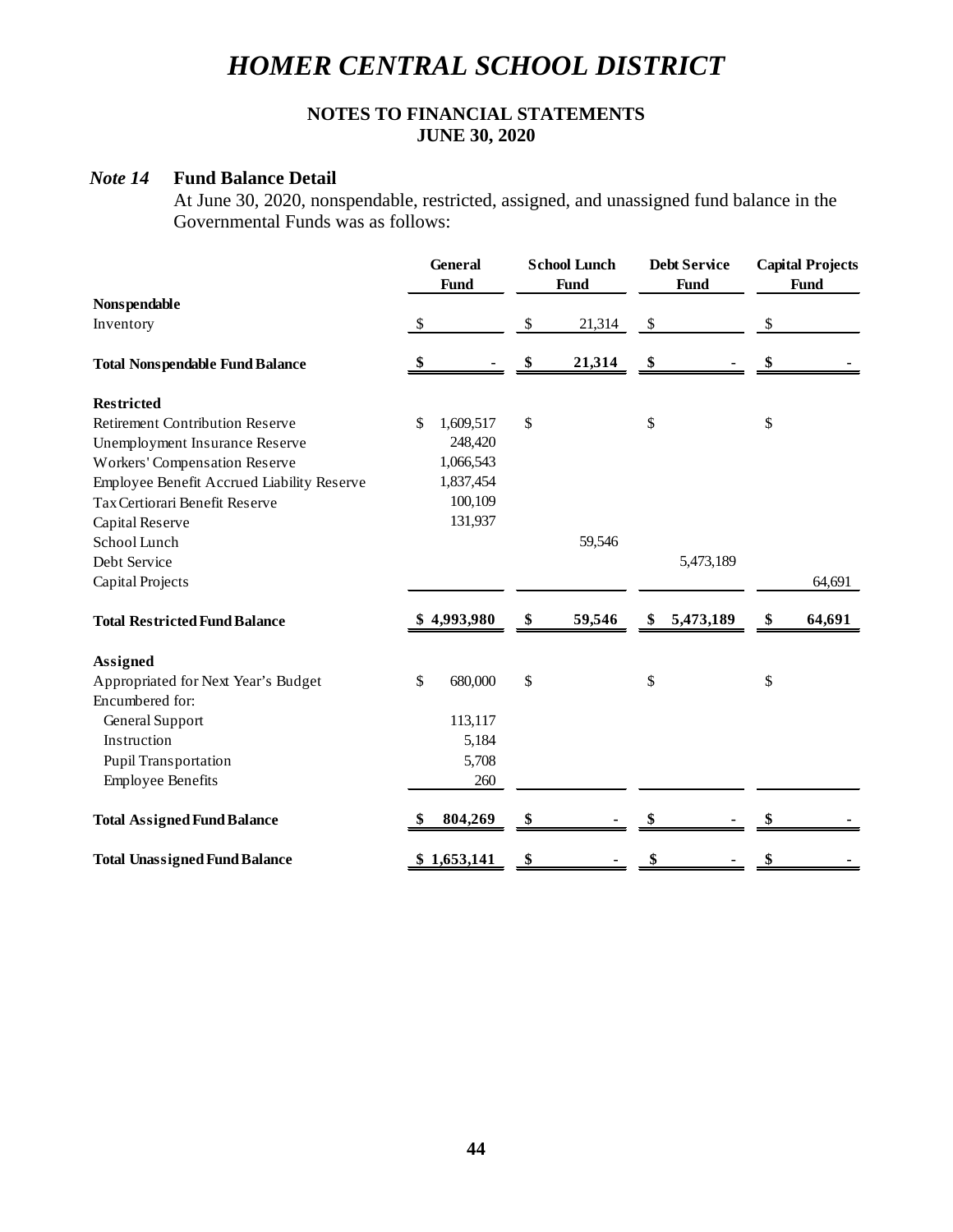# HOMER CENTRAL SCHOOL DISTRICT

**NOTES TO FINANCIAL STATEMENTS**
**JUNE 30, 2020**

### *Note 14* Fund Balance Detail

At June 30, 2020, nonspendable, restricted, assigned, and unassigned fund balance in the Governmental Funds was as follows:

| | General Fund | School Lunch Fund | Debt Service Fund | Capital Projects Fund |
|---|---|---|---|---|
| **Nonspendable** | | | | |
| Inventory | $ | $ 21,314 | $ | $ |
| **Total Nonspendable Fund Balance** | **$ -** | **$ 21,314** | **$ -** | **$ -** |
| **Restricted** | | | | |
| Retirement Contribution Reserve | $ 1,609,517 | $ | $ | $ |
| Unemployment Insurance Reserve | 248,420 | | | |
| Workers' Compensation Reserve | 1,066,543 | | | |
| Employee Benefit Accrued Liability Reserve | 1,837,454 | | | |
| Tax Certiorari Benefit Reserve | 100,109 | | | |
| Capital Reserve | 131,937 | | | |
| School Lunch | | 59,546 | | |
| Debt Service | | | 5,473,189 | |
| Capital Projects | | | | 64,691 |
| **Total Restricted Fund Balance** | **$ 4,993,980** | **$ 59,546** | **$ 5,473,189** | **$ 64,691** |
| **Assigned** | | | | |
| Appropriated for Next Year's Budget | $ 680,000 | $ | $ | $ |
| Encumbered for: | | | | |
| General Support | 113,117 | | | |
| Instruction | 5,184 | | | |
| Pupil Transportation | 5,708 | | | |
| Employee Benefits | 260 | | | |
| **Total Assigned Fund Balance** | **$ 804,269** | **$ -** | **$ -** | **$ -** |
| **Total Unassigned Fund Balance** | **$ 1,653,141** | **$ -** | **$ -** | **$ -** |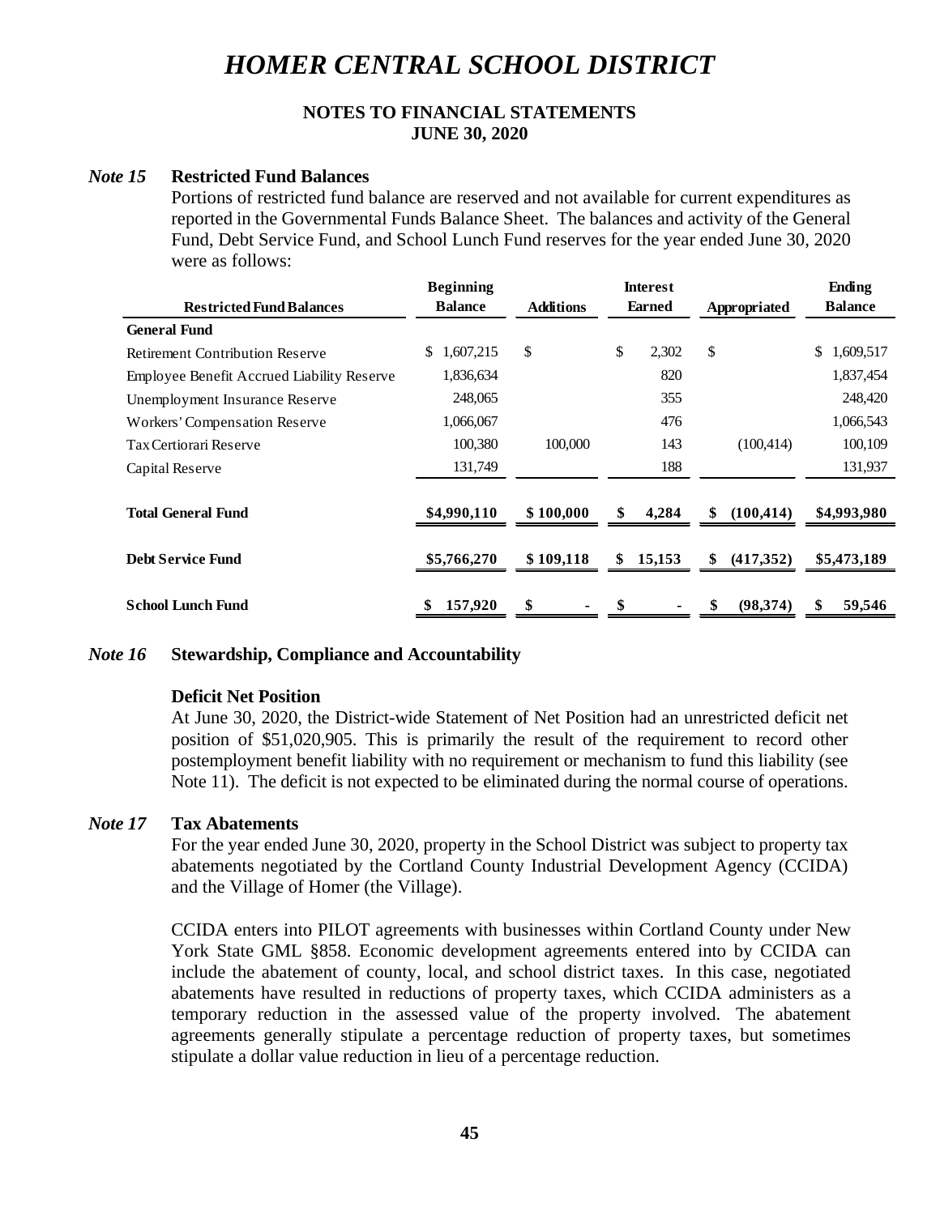# HOMER CENTRAL SCHOOL DISTRICT

**NOTES TO FINANCIAL STATEMENTS**
**JUNE 30, 2020**

### *Note 15* Restricted Fund Balances

Portions of restricted fund balance are reserved and not available for current expenditures as reported in the Governmental Funds Balance Sheet. The balances and activity of the General Fund, Debt Service Fund, and School Lunch Fund reserves for the year ended June 30, 2020 were as follows:

| Restricted Fund Balances | Beginning Balance | Additions | Interest Earned | Appropriated | Ending Balance |
|---|---|---|---|---|---|
| **General Fund** | | | | | |
| Retirement Contribution Reserve | $ 1,607,215 | $ | $ 2,302 | $ | $ 1,609,517 |
| Employee Benefit Accrued Liability Reserve | 1,836,634 | | 820 | | 1,837,454 |
| Unemployment Insurance Reserve | 248,065 | | 355 | | 248,420 |
| Workers' Compensation Reserve | 1,066,067 | | 476 | | 1,066,543 |
| Tax Certiorari Reserve | 100,380 | 100,000 | 143 | (100,414) | 100,109 |
| Capital Reserve | 131,749 | | 188 | | 131,937 |
| **Total General Fund** | **$4,990,110** | **$ 100,000** | **$ 4,284** | **$ (100,414)** | **$4,993,980** |
| **Debt Service Fund** | **$5,766,270** | **$ 109,118** | **$ 15,153** | **$ (417,352)** | **$5,473,189** |
| **School Lunch Fund** | **$ 157,920** | **$ -** | **$ -** | **$ (98,374)** | **$ 59,546** |

### *Note 16* Stewardship, Compliance and Accountability

**Deficit Net Position**

At June 30, 2020, the District-wide Statement of Net Position had an unrestricted deficit net position of $51,020,905. This is primarily the result of the requirement to record other postemployment benefit liability with no requirement or mechanism to fund this liability (see Note 11). The deficit is not expected to be eliminated during the normal course of operations.

### *Note 17* Tax Abatements

For the year ended June 30, 2020, property in the School District was subject to property tax abatements negotiated by the Cortland County Industrial Development Agency (CCIDA) and the Village of Homer (the Village).

CCIDA enters into PILOT agreements with businesses within Cortland County under New York State GML §858. Economic development agreements entered into by CCIDA can include the abatement of county, local, and school district taxes. In this case, negotiated abatements have resulted in reductions of property taxes, which CCIDA administers as a temporary reduction in the assessed value of the property involved. The abatement agreements generally stipulate a percentage reduction of property taxes, but sometimes stipulate a dollar value reduction in lieu of a percentage reduction.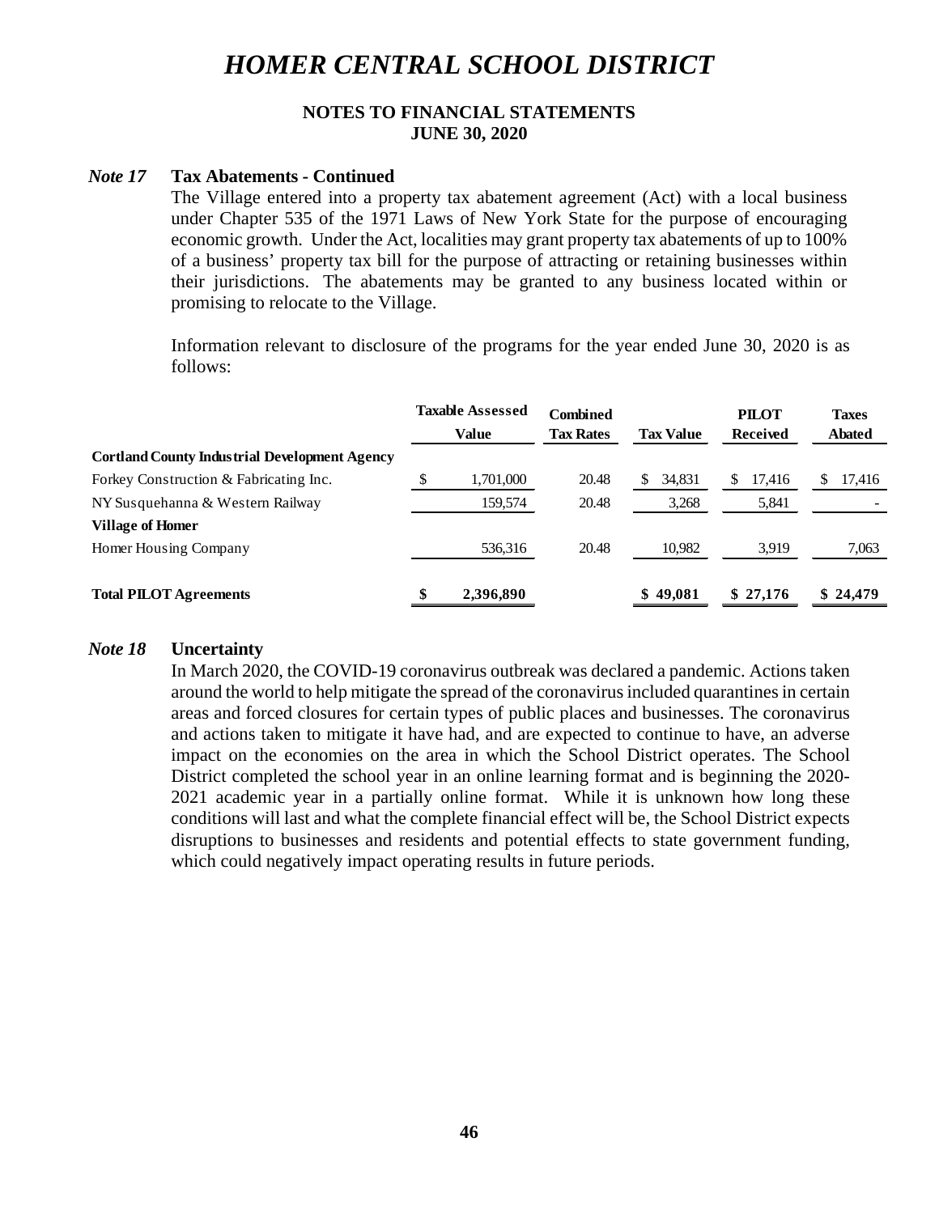# HOMER CENTRAL SCHOOL DISTRICT

**NOTES TO FINANCIAL STATEMENTS**
**JUNE 30, 2020**

***Note 17*** **Tax Abatements - Continued**

The Village entered into a property tax abatement agreement (Act) with a local business under Chapter 535 of the 1971 Laws of New York State for the purpose of encouraging economic growth. Under the Act, localities may grant property tax abatements of up to 100% of a business' property tax bill for the purpose of attracting or retaining businesses within their jurisdictions. The abatements may be granted to any business located within or promising to relocate to the Village.

Information relevant to disclosure of the programs for the year ended June 30, 2020 is as follows:

| | Taxable Assessed Value | Combined Tax Rates | Tax Value | PILOT Received | Taxes Abated |
|---|---|---|---|---|---|
| **Cortland County Industrial Development Agency** | | | | | |
| Forkey Construction & Fabricating Inc. | $ 1,701,000 | 20.48 | $ 34,831 | $ 17,416 | $ 17,416 |
| NY Susquehanna & Western Railway | 159,574 | 20.48 | 3,268 | 5,841 | - |
| **Village of Homer** | | | | | |
| Homer Housing Company | 536,316 | 20.48 | 10,982 | 3,919 | 7,063 |
| **Total PILOT Agreements** | **$ 2,396,890** | | **$ 49,081** | **$ 27,176** | **$ 24,479** |

***Note 18*** **Uncertainty**

In March 2020, the COVID-19 coronavirus outbreak was declared a pandemic. Actions taken around the world to help mitigate the spread of the coronavirus included quarantines in certain areas and forced closures for certain types of public places and businesses. The coronavirus and actions taken to mitigate it have had, and are expected to continue to have, an adverse impact on the economies on the area in which the School District operates. The School District completed the school year in an online learning format and is beginning the 2020-2021 academic year in a partially online format. While it is unknown how long these conditions will last and what the complete financial effect will be, the School District expects disruptions to businesses and residents and potential effects to state government funding, which could negatively impact operating results in future periods.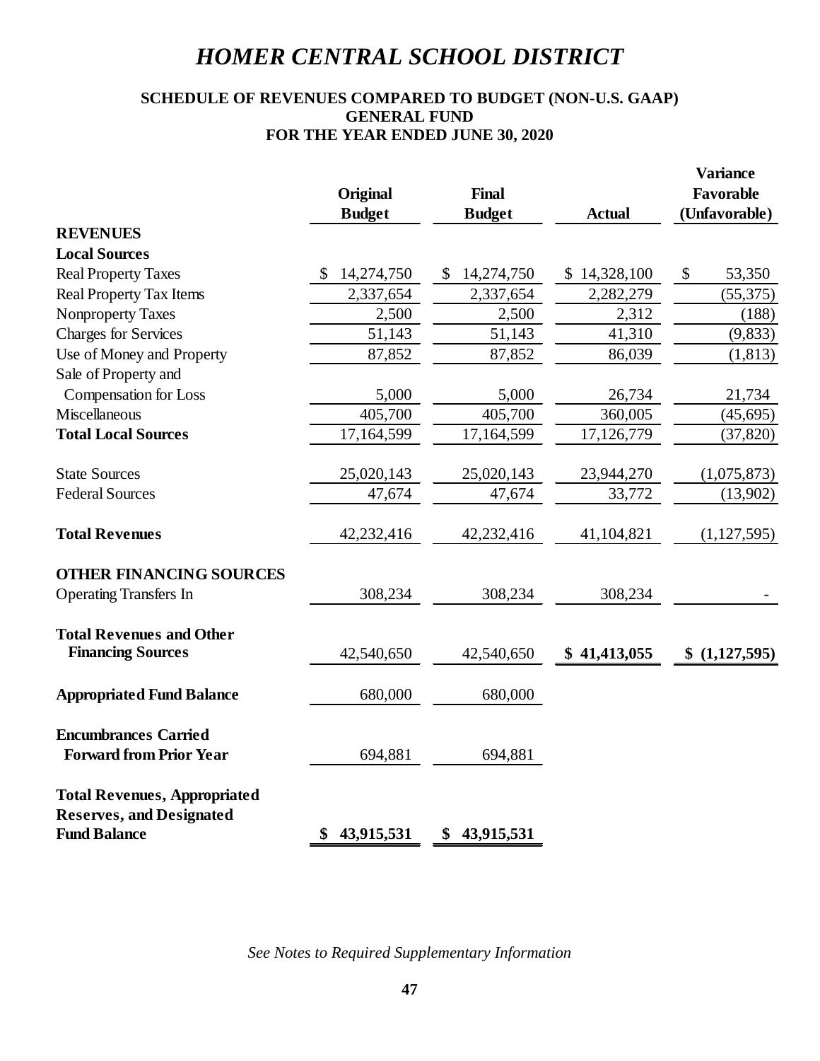# HOMER CENTRAL SCHOOL DISTRICT

## SCHEDULE OF REVENUES COMPARED TO BUDGET (NON-U.S. GAAP)
## GENERAL FUND
## FOR THE YEAR ENDED JUNE 30, 2020

| | Original Budget | Final Budget | Actual | Variance Favorable (Unfavorable) |
|---|---|---|---|---|
| **REVENUES** | | | | |
| **Local Sources** | | | | |
| Real Property Taxes | $ 14,274,750 | $ 14,274,750 | $ 14,328,100 | $ 53,350 |
| Real Property Tax Items | 2,337,654 | 2,337,654 | 2,282,279 | (55,375) |
| Nonproperty Taxes | 2,500 | 2,500 | 2,312 | (188) |
| Charges for Services | 51,143 | 51,143 | 41,310 | (9,833) |
| Use of Money and Property | 87,852 | 87,852 | 86,039 | (1,813) |
| Sale of Property and Compensation for Loss | 5,000 | 5,000 | 26,734 | 21,734 |
| Miscellaneous | 405,700 | 405,700 | 360,005 | (45,695) |
| **Total Local Sources** | 17,164,599 | 17,164,599 | 17,126,779 | (37,820) |
| State Sources | 25,020,143 | 25,020,143 | 23,944,270 | (1,075,873) |
| Federal Sources | 47,674 | 47,674 | 33,772 | (13,902) |
| **Total Revenues** | 42,232,416 | 42,232,416 | 41,104,821 | (1,127,595) |
| **OTHER FINANCING SOURCES** | | | | |
| Operating Transfers In | 308,234 | 308,234 | 308,234 | - |
| **Total Revenues and Other Financing Sources** | 42,540,650 | 42,540,650 | **$ 41,413,055** | **$ (1,127,595)** |
| **Appropriated Fund Balance** | 680,000 | 680,000 | | |
| **Encumbrances Carried Forward from Prior Year** | 694,881 | 694,881 | | |
| **Total Revenues, Appropriated Reserves, and Designated Fund Balance** | **$ 43,915,531** | **$ 43,915,531** | | |

*See Notes to Required Supplementary Information*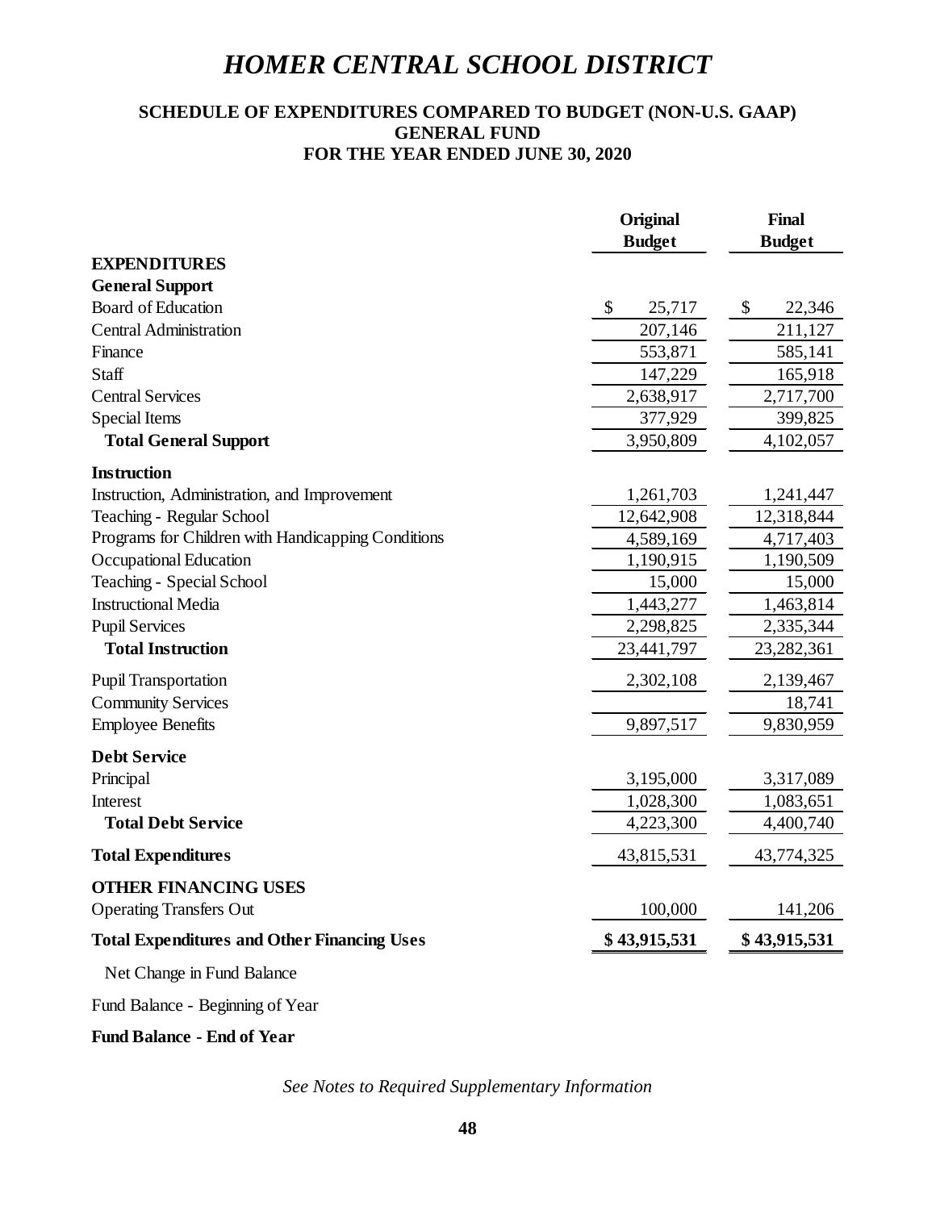# HOMER CENTRAL SCHOOL DISTRICT

## SCHEDULE OF EXPENDITURES COMPARED TO BUDGET (NON-U.S. GAAP)
## GENERAL FUND
## FOR THE YEAR ENDED JUNE 30, 2020

| | Original Budget | Final Budget |
|---|---|---|
| **EXPENDITURES** | | |
| **General Support** | | |
| Board of Education | $ 25,717 | $ 22,346 |
| Central Administration | 207,146 | 211,127 |
| Finance | 553,871 | 585,141 |
| Staff | 147,229 | 165,918 |
| Central Services | 2,638,917 | 2,717,700 |
| Special Items | 377,929 | 399,825 |
| **Total General Support** | 3,950,809 | 4,102,057 |
| **Instruction** | | |
| Instruction, Administration, and Improvement | 1,261,703 | 1,241,447 |
| Teaching - Regular School | 12,642,908 | 12,318,844 |
| Programs for Children with Handicapping Conditions | 4,589,169 | 4,717,403 |
| Occupational Education | 1,190,915 | 1,190,509 |
| Teaching - Special School | 15,000 | 15,000 |
| Instructional Media | 1,443,277 | 1,463,814 |
| Pupil Services | 2,298,825 | 2,335,344 |
| **Total Instruction** | 23,441,797 | 23,282,361 |
| Pupil Transportation | 2,302,108 | 2,139,467 |
| Community Services | | 18,741 |
| Employee Benefits | 9,897,517 | 9,830,959 |
| **Debt Service** | | |
| Principal | 3,195,000 | 3,317,089 |
| Interest | 1,028,300 | 1,083,651 |
| **Total Debt Service** | 4,223,300 | 4,400,740 |
| **Total Expenditures** | 43,815,531 | 43,774,325 |
| **OTHER FINANCING USES** | | |
| Operating Transfers Out | 100,000 | 141,206 |
| **Total Expenditures and Other Financing Uses** | **$ 43,915,531** | **$ 43,915,531** |
| Net Change in Fund Balance | | |
| Fund Balance - Beginning of Year | | |
| **Fund Balance - End of Year** | | |

*See Notes to Required Supplementary Information*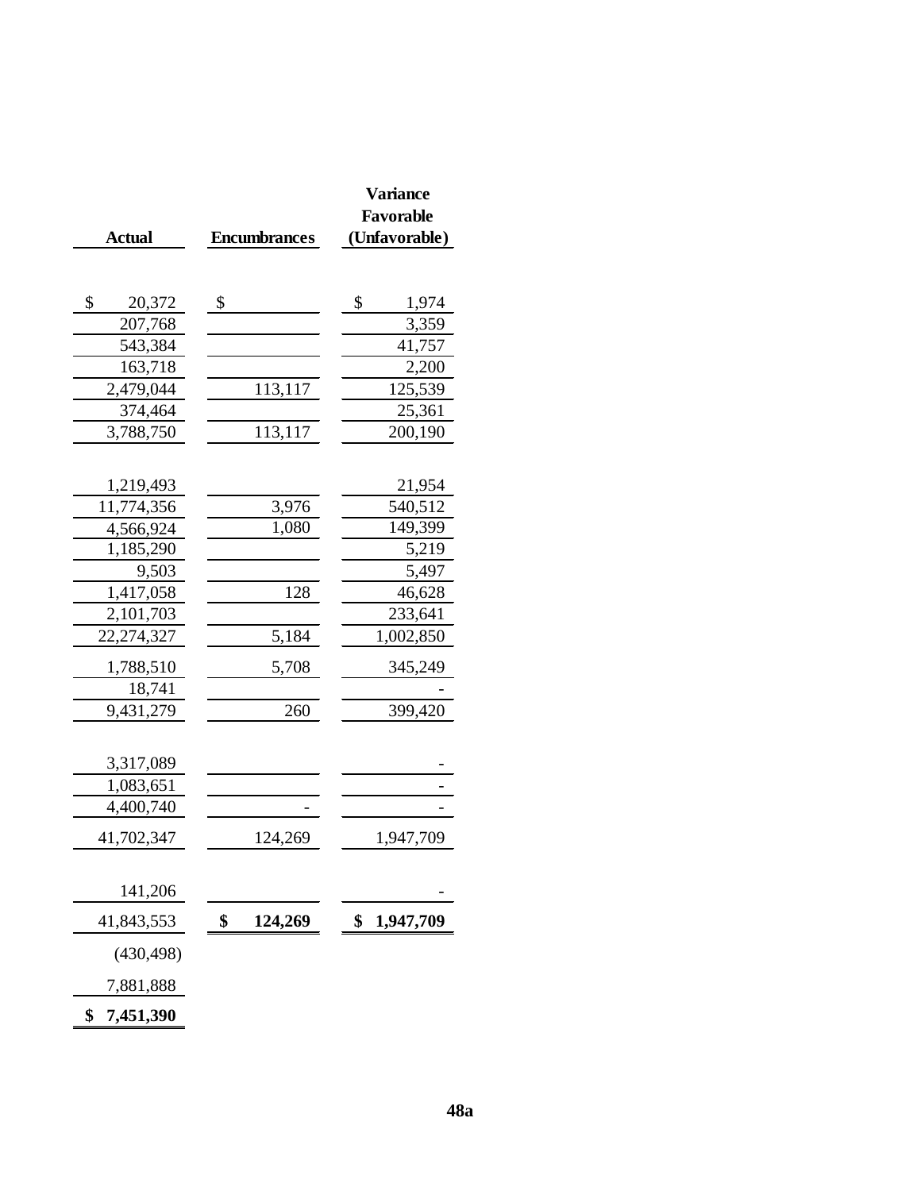| Actual | Encumbrances | Variance Favorable (Unfavorable) |
|---|---|---|
| | | |
| $ 20,372 | $ | $ 1,974 |
| 207,768 | | 3,359 |
| 543,384 | | 41,757 |
| 163,718 | | 2,200 |
| 2,479,044 | 113,117 | 125,539 |
| 374,464 | | 25,361 |
| 3,788,750 | 113,117 | 200,190 |
| | | |
| 1,219,493 | | 21,954 |
| 11,774,356 | 3,976 | 540,512 |
| 4,566,924 | 1,080 | 149,399 |
| 1,185,290 | | 5,219 |
| 9,503 | | 5,497 |
| 1,417,058 | 128 | 46,628 |
| 2,101,703 | | 233,641 |
| 22,274,327 | 5,184 | 1,002,850 |
| 1,788,510 | 5,708 | 345,249 |
| 18,741 | | - |
| 9,431,279 | 260 | 399,420 |
| | | |
| 3,317,089 | | - |
| 1,083,651 | | - |
| 4,400,740 | - | - |
| 41,702,347 | 124,269 | 1,947,709 |
| | | |
| 141,206 | | - |
| 41,843,553 | **$ 124,269** | **$ 1,947,709** |
| (430,498) | | |
| 7,881,888 | | |
| **$ 7,451,390** | | |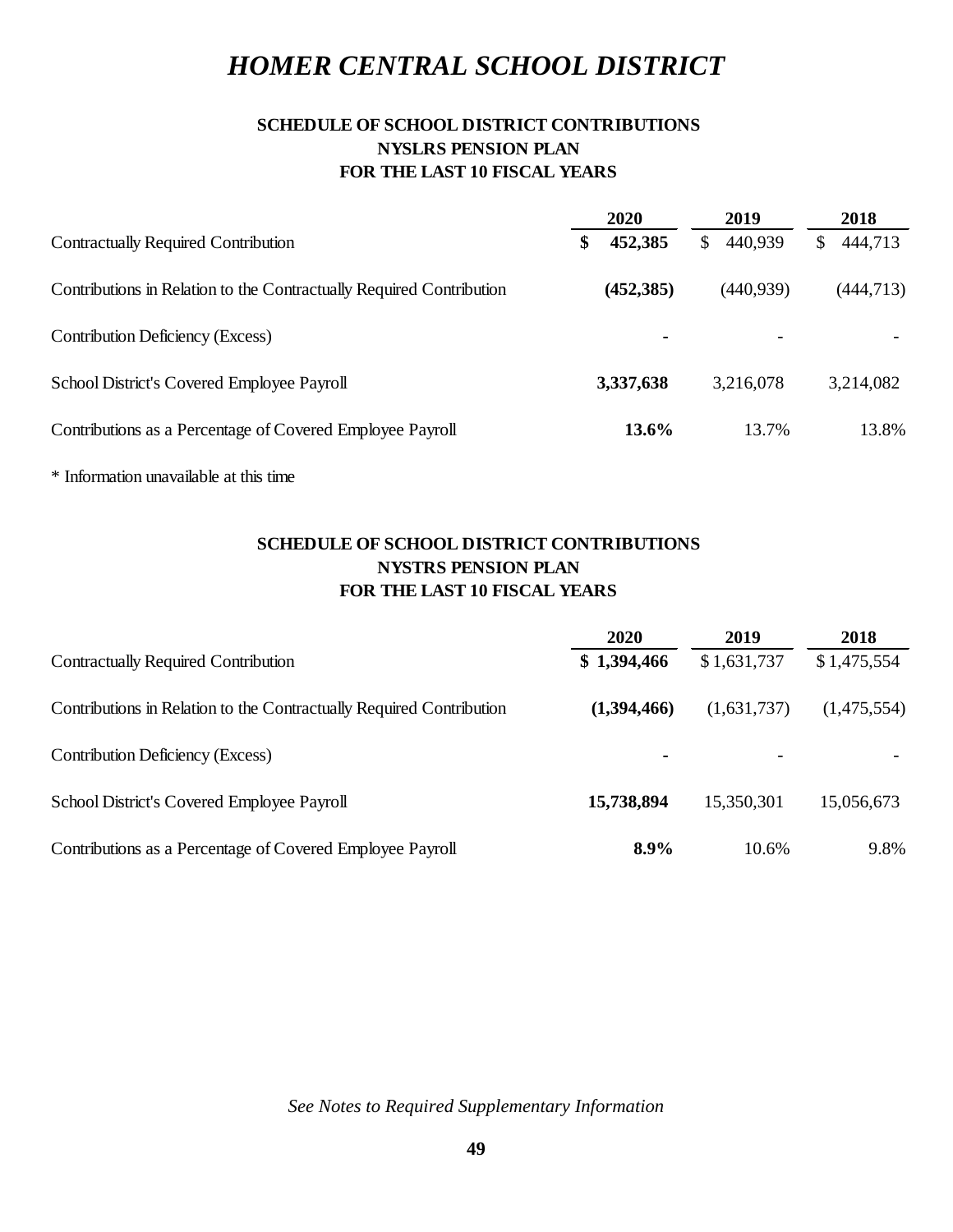# *HOMER CENTRAL SCHOOL DISTRICT*

## SCHEDULE OF SCHOOL DISTRICT CONTRIBUTIONS
## NYSLRS PENSION PLAN
## FOR THE LAST 10 FISCAL YEARS

| | **2020** | 2019 | 2018 |
|---|---|---|---|
| Contractually Required Contribution | **$ 452,385** | $ 440,939 | $ 444,713 |
| Contributions in Relation to the Contractually Required Contribution | **(452,385)** | (440,939) | (444,713) |
| Contribution Deficiency (Excess) | **-** | - | - |
| School District's Covered Employee Payroll | **3,337,638** | 3,216,078 | 3,214,082 |
| Contributions as a Percentage of Covered Employee Payroll | **13.6%** | 13.7% | 13.8% |

\* Information unavailable at this time

## SCHEDULE OF SCHOOL DISTRICT CONTRIBUTIONS
## NYSTRS PENSION PLAN
## FOR THE LAST 10 FISCAL YEARS

| | **2020** | 2019 | 2018 |
|---|---|---|---|
| Contractually Required Contribution | **$ 1,394,466** | $ 1,631,737 | $ 1,475,554 |
| Contributions in Relation to the Contractually Required Contribution | **(1,394,466)** | (1,631,737) | (1,475,554) |
| Contribution Deficiency (Excess) | **-** | - | - |
| School District's Covered Employee Payroll | **15,738,894** | 15,350,301 | 15,056,673 |
| Contributions as a Percentage of Covered Employee Payroll | **8.9%** | 10.6% | 9.8% |

*See Notes to Required Supplementary Information*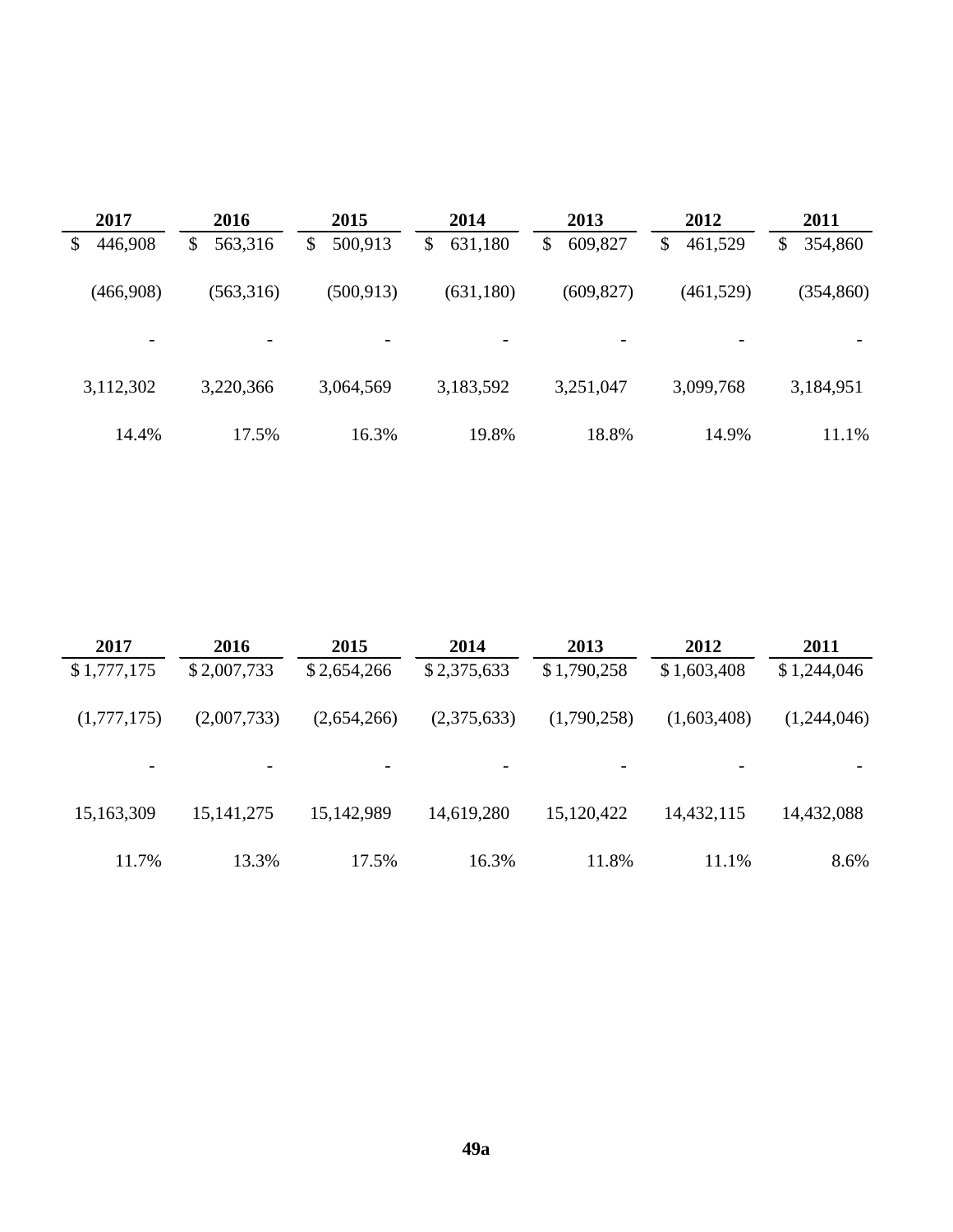| 2017 | 2016 | 2015 | 2014 | 2013 | 2012 | 2011 |
|---|---|---|---|---|---|---|
| $ 446,908 | $ 563,316 | $ 500,913 | $ 631,180 | $ 609,827 | $ 461,529 | $ 354,860 |
| (466,908) | (563,316) | (500,913) | (631,180) | (609,827) | (461,529) | (354,860) |
| - | - | - | - | - | - | - |
| 3,112,302 | 3,220,366 | 3,064,569 | 3,183,592 | 3,251,047 | 3,099,768 | 3,184,951 |
| 14.4% | 17.5% | 16.3% | 19.8% | 18.8% | 14.9% | 11.1% |

| 2017 | 2016 | 2015 | 2014 | 2013 | 2012 | 2011 |
|---|---|---|---|---|---|---|
| $ 1,777,175 | $ 2,007,733 | $ 2,654,266 | $ 2,375,633 | $ 1,790,258 | $ 1,603,408 | $ 1,244,046 |
| (1,777,175) | (2,007,733) | (2,654,266) | (2,375,633) | (1,790,258) | (1,603,408) | (1,244,046) |
| - | - | - | - | - | - | - |
| 15,163,309 | 15,141,275 | 15,142,989 | 14,619,280 | 15,120,422 | 14,432,115 | 14,432,088 |
| 11.7% | 13.3% | 17.5% | 16.3% | 11.8% | 11.1% | 8.6% |

49a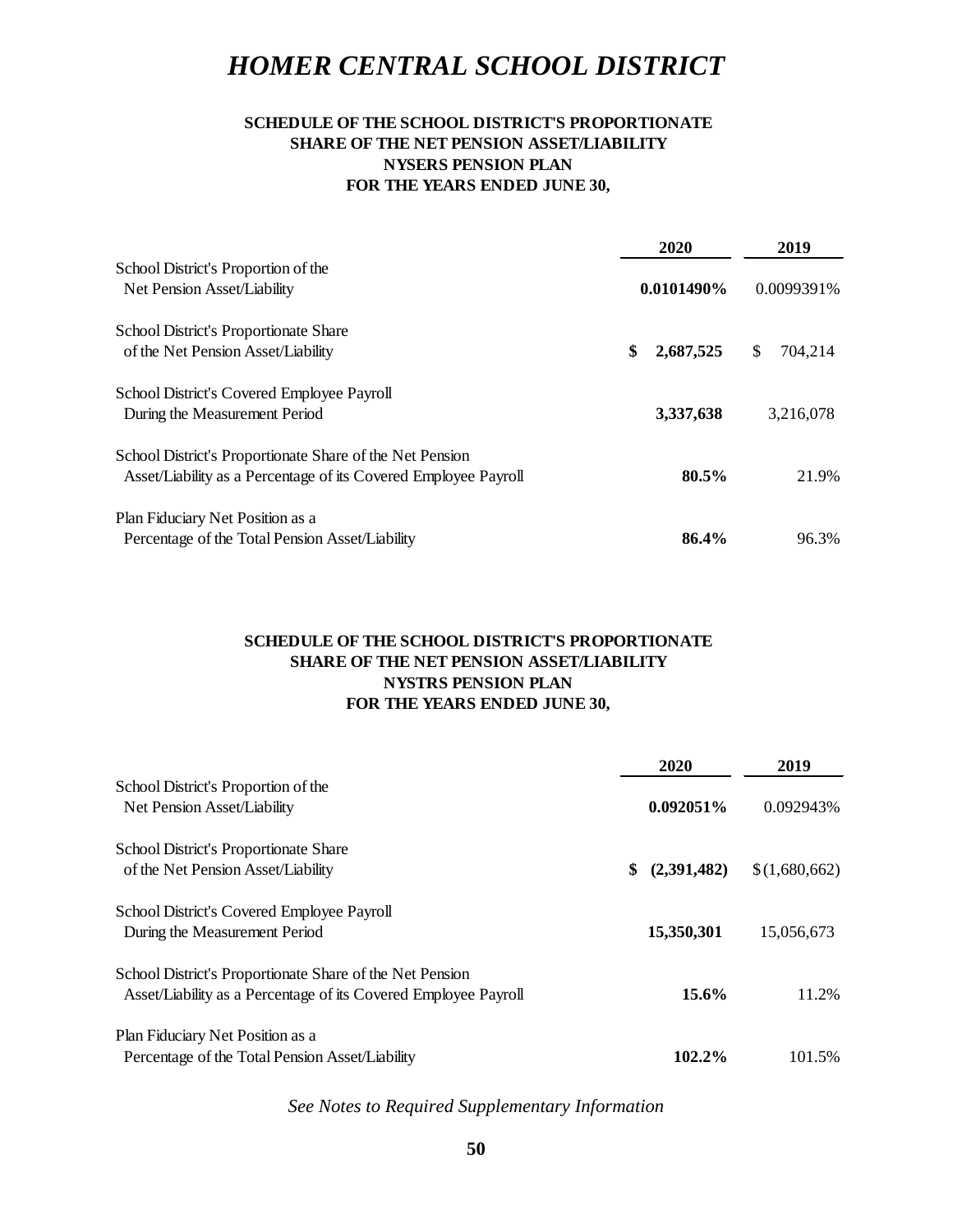# *HOMER CENTRAL SCHOOL DISTRICT*

## SCHEDULE OF THE SCHOOL DISTRICT'S PROPORTIONATE SHARE OF THE NET PENSION ASSET/LIABILITY NYSERS PENSION PLAN FOR THE YEARS ENDED JUNE 30,

| | 2020 | 2019 |
|---|---|---|
| School District's Proportion of the Net Pension Asset/Liability | **0.0101490%** | 0.0099391% |
| School District's Proportionate Share of the Net Pension Asset/Liability | **$ 2,687,525** | $ 704,214 |
| School District's Covered Employee Payroll During the Measurement Period | **3,337,638** | 3,216,078 |
| School District's Proportionate Share of the Net Pension Asset/Liability as a Percentage of its Covered Employee Payroll | **80.5%** | 21.9% |
| Plan Fiduciary Net Position as a Percentage of the Total Pension Asset/Liability | **86.4%** | 96.3% |

## SCHEDULE OF THE SCHOOL DISTRICT'S PROPORTIONATE SHARE OF THE NET PENSION ASSET/LIABILITY NYSTRS PENSION PLAN FOR THE YEARS ENDED JUNE 30,

| | 2020 | 2019 |
|---|---|---|
| School District's Proportion of the Net Pension Asset/Liability | **0.092051%** | 0.092943% |
| School District's Proportionate Share of the Net Pension Asset/Liability | **$ (2,391,482)** | $ (1,680,662) |
| School District's Covered Employee Payroll During the Measurement Period | **15,350,301** | 15,056,673 |
| School District's Proportionate Share of the Net Pension Asset/Liability as a Percentage of its Covered Employee Payroll | **15.6%** | 11.2% |
| Plan Fiduciary Net Position as a Percentage of the Total Pension Asset/Liability | **102.2%** | 101.5% |

*See Notes to Required Supplementary Information*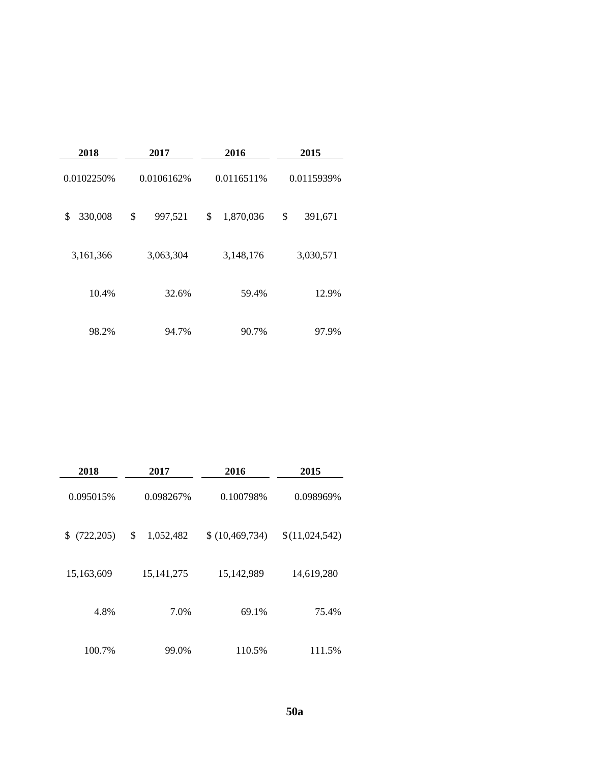| 2018 | 2017 | 2016 | 2015 |
|---|---|---|---|
| 0.0102250% | 0.0106162% | 0.0116511% | 0.0115939% |
| $ 330,008 | $ 997,521 | $ 1,870,036 | $ 391,671 |
| 3,161,366 | 3,063,304 | 3,148,176 | 3,030,571 |
| 10.4% | 32.6% | 59.4% | 12.9% |
| 98.2% | 94.7% | 90.7% | 97.9% |

| 2018 | 2017 | 2016 | 2015 |
|---|---|---|---|
| 0.095015% | 0.098267% | 0.100798% | 0.098969% |
| $ (722,205) | $ 1,052,482 | $ (10,469,734) | $ (11,024,542) |
| 15,163,609 | 15,141,275 | 15,142,989 | 14,619,280 |
| 4.8% | 7.0% | 69.1% | 75.4% |
| 100.7% | 99.0% | 110.5% | 111.5% |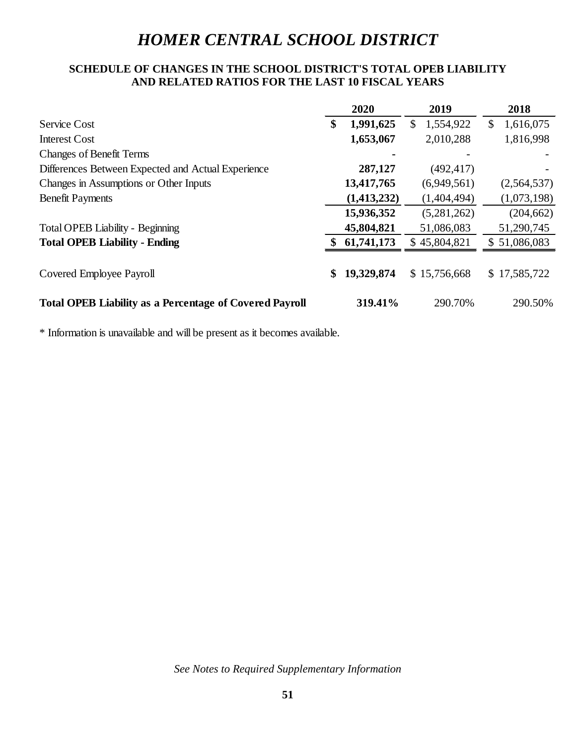# HOMER CENTRAL SCHOOL DISTRICT

## SCHEDULE OF CHANGES IN THE SCHOOL DISTRICT'S TOTAL OPEB LIABILITY AND RELATED RATIOS FOR THE LAST 10 FISCAL YEARS

| | 2020 | 2019 | 2018 |
|---|---|---|---|
| Service Cost | **$ 1,991,625** | $ 1,554,922 | $ 1,616,075 |
| Interest Cost | **1,653,067** | 2,010,288 | 1,816,998 |
| Changes of Benefit Terms | **-** | - | - |
| Differences Between Expected and Actual Experience | **287,127** | (492,417) | - |
| Changes in Assumptions or Other Inputs | **13,417,765** | (6,949,561) | (2,564,537) |
| Benefit Payments | **(1,413,232)** | (1,404,494) | (1,073,198) |
| | **15,936,352** | (5,281,262) | (204,662) |
| Total OPEB Liability - Beginning | **45,804,821** | 51,086,083 | 51,290,745 |
| **Total OPEB Liability - Ending** | **$ 61,741,173** | $ 45,804,821 | $ 51,086,083 |
| Covered Employee Payroll | **$ 19,329,874** | $ 15,756,668 | $ 17,585,722 |
| **Total OPEB Liability as a Percentage of Covered Payroll** | **319.41%** | 290.70% | 290.50% |

* Information is unavailable and will be present as it becomes available.

*See Notes to Required Supplementary Information*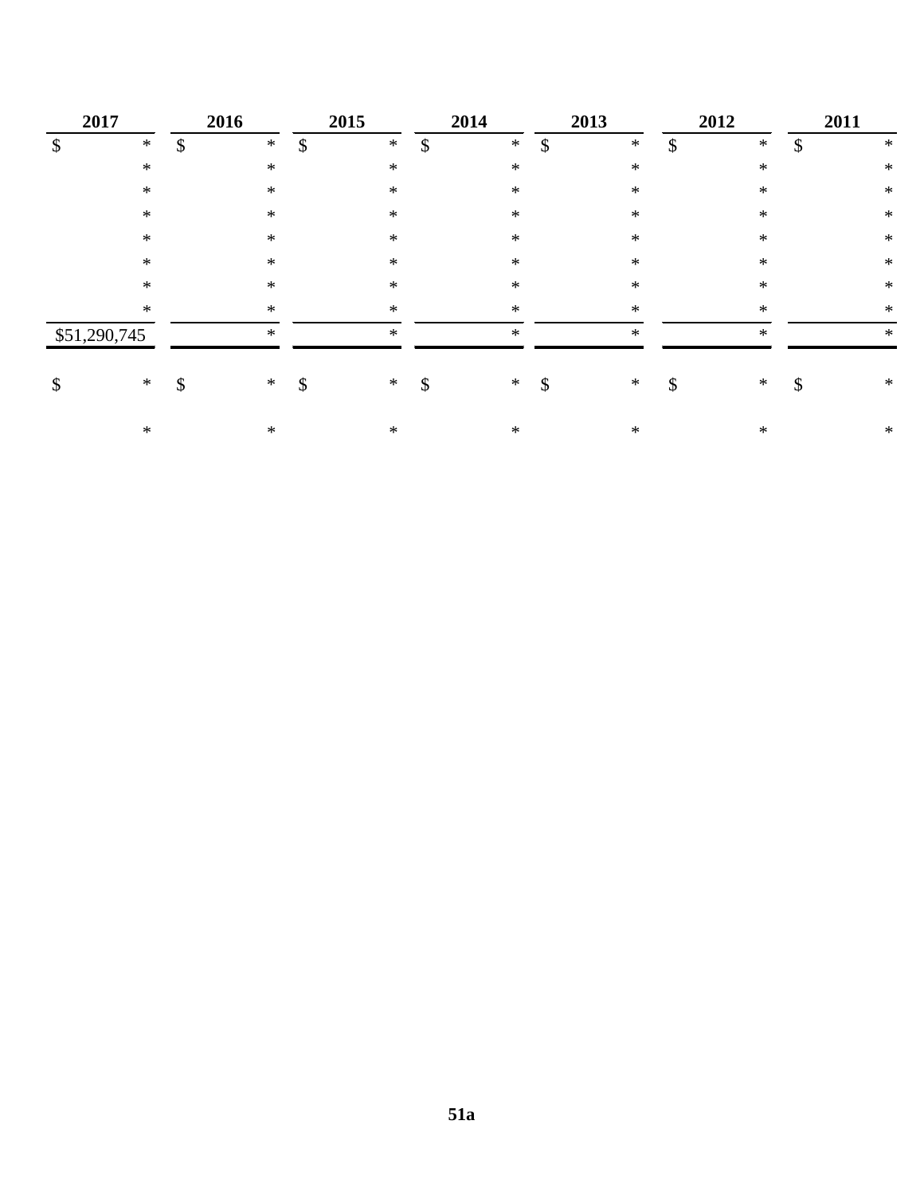| 2017 | 2016 | 2015 | 2014 | 2013 | 2012 | 2011 |
|---|---|---|---|---|---|---|
| $ * | $ * | $ * | $ * | $ * | $ * | $ * |
| * | * | * | * | * | * | * |
| * | * | * | * | * | * | * |
| * | * | * | * | * | * | * |
| * | * | * | * | * | * | * |
| * | * | * | * | * | * | * |
| * | * | * | * | * | * | * |
| * | * | * | * | * | * | * |
| $51,290,745 | * | * | * | * | * | * |
| | | | | | | |
| $ * | $ * | $ * | $ * | $ * | $ * | $ * |
| | | | | | | |
| * | * | * | * | * | * | * |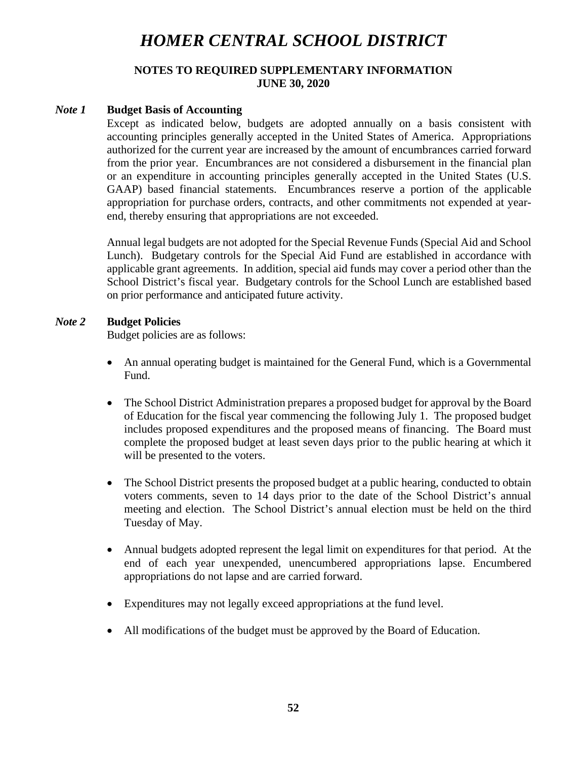# HOMER CENTRAL SCHOOL DISTRICT

**NOTES TO REQUIRED SUPPLEMENTARY INFORMATION**
**JUNE 30, 2020**

***Note 1*** **Budget Basis of Accounting**

Except as indicated below, budgets are adopted annually on a basis consistent with accounting principles generally accepted in the United States of America. Appropriations authorized for the current year are increased by the amount of encumbrances carried forward from the prior year. Encumbrances are not considered a disbursement in the financial plan or an expenditure in accounting principles generally accepted in the United States (U.S. GAAP) based financial statements. Encumbrances reserve a portion of the applicable appropriation for purchase orders, contracts, and other commitments not expended at year-end, thereby ensuring that appropriations are not exceeded.

Annual legal budgets are not adopted for the Special Revenue Funds (Special Aid and School Lunch). Budgetary controls for the Special Aid Fund are established in accordance with applicable grant agreements. In addition, special aid funds may cover a period other than the School District's fiscal year. Budgetary controls for the School Lunch are established based on prior performance and anticipated future activity.

***Note 2*** **Budget Policies**

Budget policies are as follows:

- An annual operating budget is maintained for the General Fund, which is a Governmental Fund.

- The School District Administration prepares a proposed budget for approval by the Board of Education for the fiscal year commencing the following July 1. The proposed budget includes proposed expenditures and the proposed means of financing. The Board must complete the proposed budget at least seven days prior to the public hearing at which it will be presented to the voters.

- The School District presents the proposed budget at a public hearing, conducted to obtain voters comments, seven to 14 days prior to the date of the School District's annual meeting and election. The School District's annual election must be held on the third Tuesday of May.

- Annual budgets adopted represent the legal limit on expenditures for that period. At the end of each year unexpended, unencumbered appropriations lapse. Encumbered appropriations do not lapse and are carried forward.

- Expenditures may not legally exceed appropriations at the fund level.

- All modifications of the budget must be approved by the Board of Education.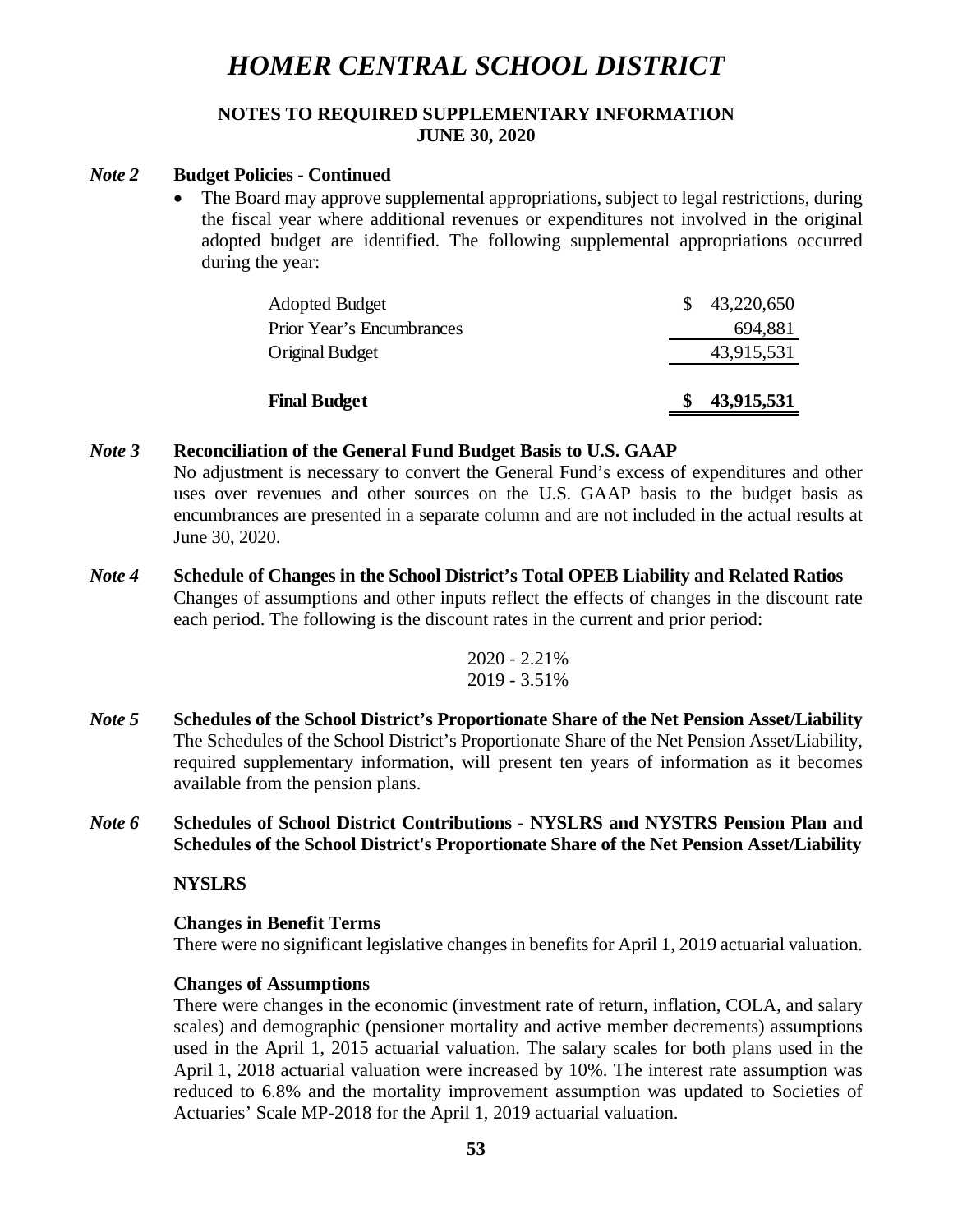# HOMER CENTRAL SCHOOL DISTRICT

**NOTES TO REQUIRED SUPPLEMENTARY INFORMATION**
**JUNE 30, 2020**

***Note 2*** **Budget Policies - Continued**

- The Board may approve supplemental appropriations, subject to legal restrictions, during the fiscal year where additional revenues or expenditures not involved in the original adopted budget are identified. The following supplemental appropriations occurred during the year:

| | |
|---|---|
| Adopted Budget | $ 43,220,650 |
| Prior Year's Encumbrances | 694,881 |
| Original Budget | 43,915,531 |
| **Final Budget** | **$ 43,915,531** |

***Note 3*** **Reconciliation of the General Fund Budget Basis to U.S. GAAP**

No adjustment is necessary to convert the General Fund's excess of expenditures and other uses over revenues and other sources on the U.S. GAAP basis to the budget basis as encumbrances are presented in a separate column and are not included in the actual results at June 30, 2020.

***Note 4*** **Schedule of Changes in the School District's Total OPEB Liability and Related Ratios**

Changes of assumptions and other inputs reflect the effects of changes in the discount rate each period. The following is the discount rates in the current and prior period:

2020 - 2.21%
2019 - 3.51%

***Note 5*** **Schedules of the School District's Proportionate Share of the Net Pension Asset/Liability**

The Schedules of the School District's Proportionate Share of the Net Pension Asset/Liability, required supplementary information, will present ten years of information as it becomes available from the pension plans.

***Note 6*** **Schedules of School District Contributions - NYSLRS and NYSTRS Pension Plan and Schedules of the School District's Proportionate Share of the Net Pension Asset/Liability**

**NYSLRS**

**Changes in Benefit Terms**

There were no significant legislative changes in benefits for April 1, 2019 actuarial valuation.

**Changes of Assumptions**

There were changes in the economic (investment rate of return, inflation, COLA, and salary scales) and demographic (pensioner mortality and active member decrements) assumptions used in the April 1, 2015 actuarial valuation. The salary scales for both plans used in the April 1, 2018 actuarial valuation were increased by 10%. The interest rate assumption was reduced to 6.8% and the mortality improvement assumption was updated to Societies of Actuaries' Scale MP-2018 for the April 1, 2019 actuarial valuation.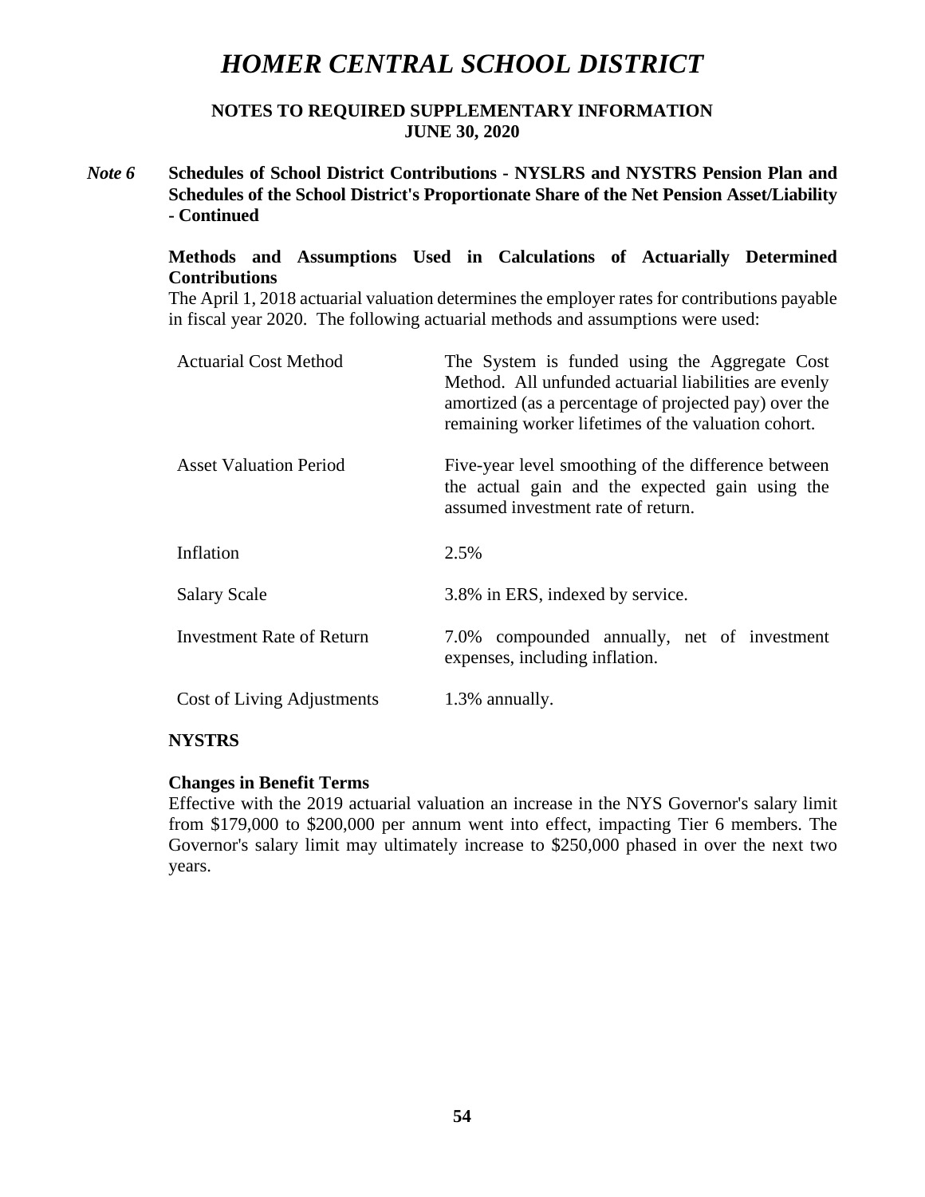# *HOMER CENTRAL SCHOOL DISTRICT*

**NOTES TO REQUIRED SUPPLEMENTARY INFORMATION**
**JUNE 30, 2020**

***Note 6*** **Schedules of School District Contributions - NYSLRS and NYSTRS Pension Plan and Schedules of the School District's Proportionate Share of the Net Pension Asset/Liability - Continued**

**Methods and Assumptions Used in Calculations of Actuarially Determined Contributions**

The April 1, 2018 actuarial valuation determines the employer rates for contributions payable in fiscal year 2020. The following actuarial methods and assumptions were used:

| | |
|---|---|
| Actuarial Cost Method | The System is funded using the Aggregate Cost Method. All unfunded actuarial liabilities are evenly amortized (as a percentage of projected pay) over the remaining worker lifetimes of the valuation cohort. |
| Asset Valuation Period | Five-year level smoothing of the difference between the actual gain and the expected gain using the assumed investment rate of return. |
| Inflation | 2.5% |
| Salary Scale | 3.8% in ERS, indexed by service. |
| Investment Rate of Return | 7.0% compounded annually, net of investment expenses, including inflation. |
| Cost of Living Adjustments | 1.3% annually. |

**NYSTRS**

**Changes in Benefit Terms**

Effective with the 2019 actuarial valuation an increase in the NYS Governor's salary limit from $179,000 to $200,000 per annum went into effect, impacting Tier 6 members. The Governor's salary limit may ultimately increase to $250,000 phased in over the next two years.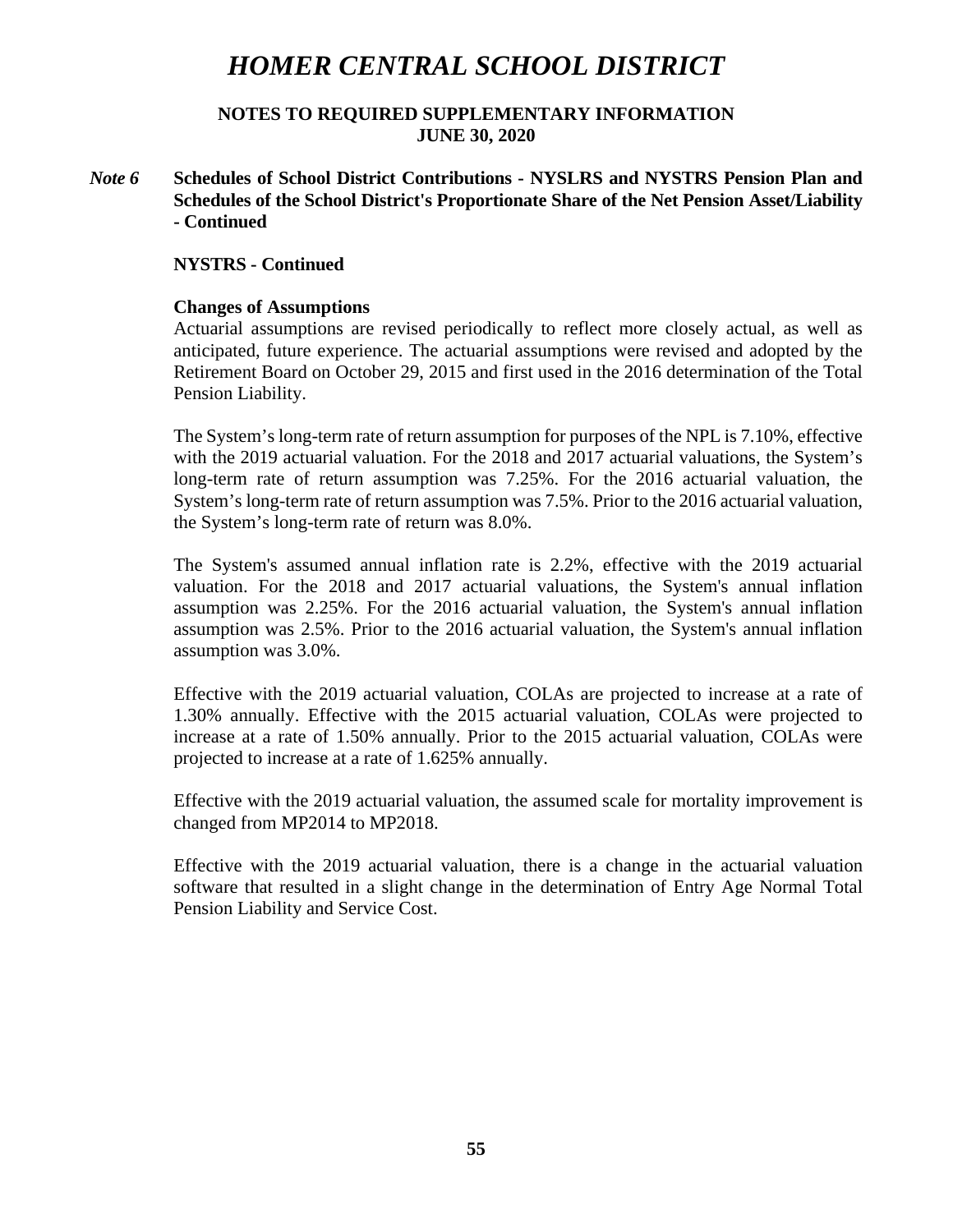# HOMER CENTRAL SCHOOL DISTRICT

## NOTES TO REQUIRED SUPPLEMENTARY INFORMATION
## JUNE 30, 2020

***Note 6*** **Schedules of School District Contributions - NYSLRS and NYSTRS Pension Plan and Schedules of the School District's Proportionate Share of the Net Pension Asset/Liability - Continued**

**NYSTRS - Continued**

**Changes of Assumptions**

Actuarial assumptions are revised periodically to reflect more closely actual, as well as anticipated, future experience. The actuarial assumptions were revised and adopted by the Retirement Board on October 29, 2015 and first used in the 2016 determination of the Total Pension Liability.

The System's long-term rate of return assumption for purposes of the NPL is 7.10%, effective with the 2019 actuarial valuation. For the 2018 and 2017 actuarial valuations, the System's long-term rate of return assumption was 7.25%. For the 2016 actuarial valuation, the System's long-term rate of return assumption was 7.5%. Prior to the 2016 actuarial valuation, the System's long-term rate of return was 8.0%.

The System's assumed annual inflation rate is 2.2%, effective with the 2019 actuarial valuation. For the 2018 and 2017 actuarial valuations, the System's annual inflation assumption was 2.25%. For the 2016 actuarial valuation, the System's annual inflation assumption was 2.5%. Prior to the 2016 actuarial valuation, the System's annual inflation assumption was 3.0%.

Effective with the 2019 actuarial valuation, COLAs are projected to increase at a rate of 1.30% annually. Effective with the 2015 actuarial valuation, COLAs were projected to increase at a rate of 1.50% annually. Prior to the 2015 actuarial valuation, COLAs were projected to increase at a rate of 1.625% annually.

Effective with the 2019 actuarial valuation, the assumed scale for mortality improvement is changed from MP2014 to MP2018.

Effective with the 2019 actuarial valuation, there is a change in the actuarial valuation software that resulted in a slight change in the determination of Entry Age Normal Total Pension Liability and Service Cost.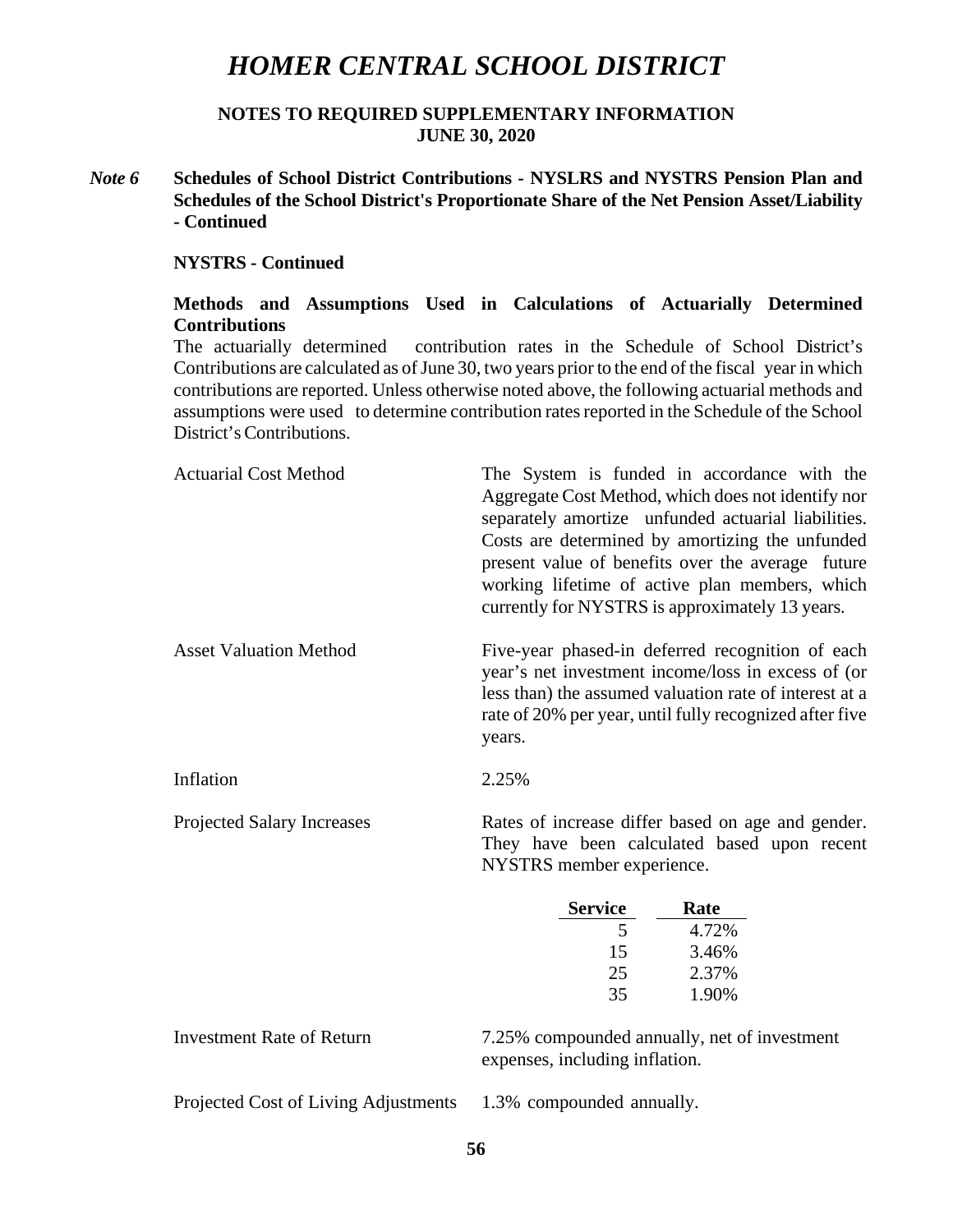# HOMER CENTRAL SCHOOL DISTRICT

**NOTES TO REQUIRED SUPPLEMENTARY INFORMATION**
**JUNE 30, 2020**

***Note 6*** **Schedules of School District Contributions - NYSLRS and NYSTRS Pension Plan and Schedules of the School District's Proportionate Share of the Net Pension Asset/Liability - Continued**

**NYSTRS - Continued**

**Methods and Assumptions Used in Calculations of Actuarially Determined Contributions**

The actuarially determined contribution rates in the Schedule of School District's Contributions are calculated as of June 30, two years prior to the end of the fiscal year in which contributions are reported. Unless otherwise noted above, the following actuarial methods and assumptions were used to determine contribution rates reported in the Schedule of the School District's Contributions.

Actuarial Cost Method: The System is funded in accordance with the Aggregate Cost Method, which does not identify nor separately amortize unfunded actuarial liabilities. Costs are determined by amortizing the unfunded present value of benefits over the average future working lifetime of active plan members, which currently for NYSTRS is approximately 13 years.

Asset Valuation Method: Five-year phased-in deferred recognition of each year's net investment income/loss in excess of (or less than) the assumed valuation rate of interest at a rate of 20% per year, until fully recognized after five years.

Inflation: 2.25%

Projected Salary Increases: Rates of increase differ based on age and gender. They have been calculated based upon recent NYSTRS member experience.

| Service | Rate |
|---|---|
| 5 | 4.72% |
| 15 | 3.46% |
| 25 | 2.37% |
| 35 | 1.90% |

Investment Rate of Return: 7.25% compounded annually, net of investment expenses, including inflation.

Projected Cost of Living Adjustments: 1.3% compounded annually.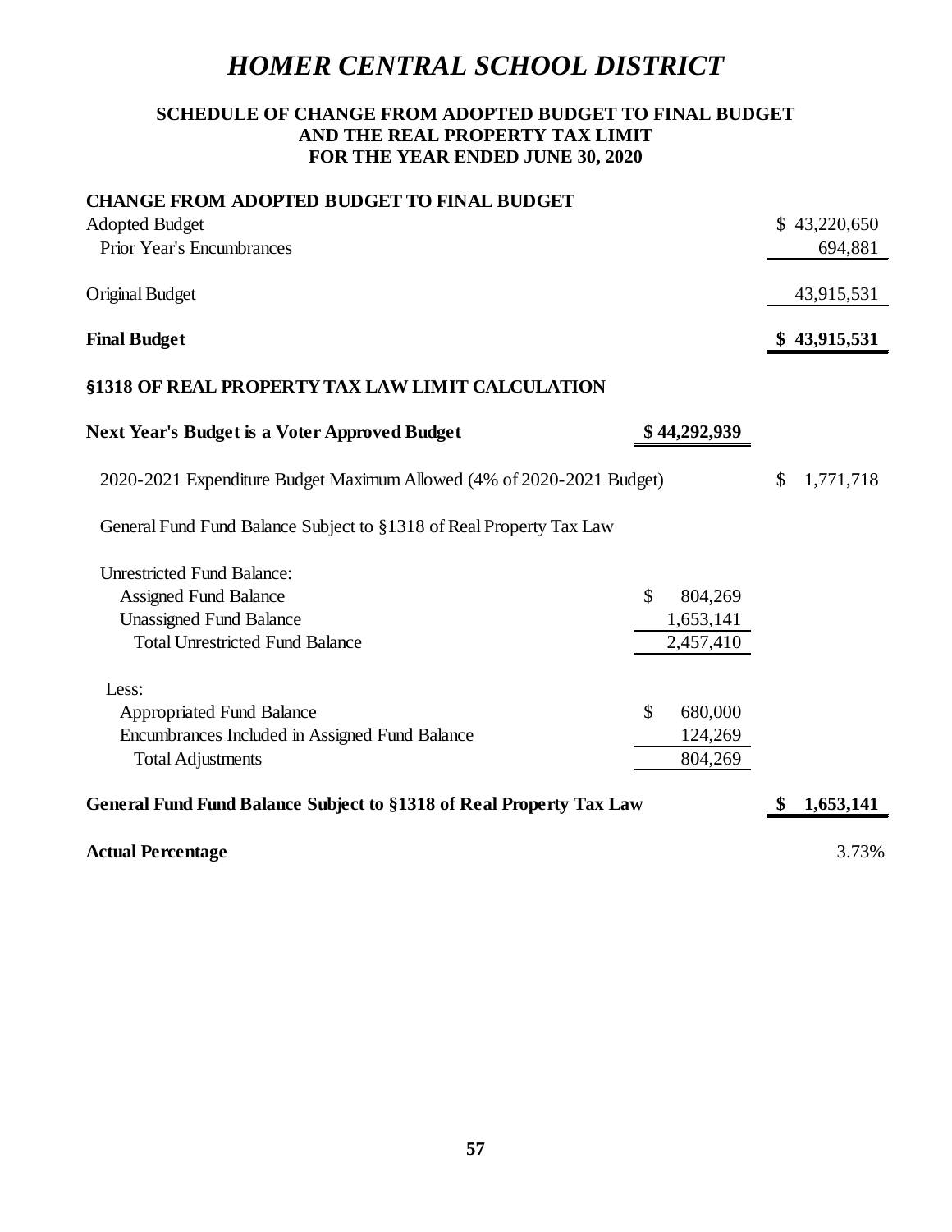# *HOMER CENTRAL SCHOOL DISTRICT*

### SCHEDULE OF CHANGE FROM ADOPTED BUDGET TO FINAL BUDGET AND THE REAL PROPERTY TAX LIMIT FOR THE YEAR ENDED JUNE 30, 2020

| | | |
|---|---|---|
| **CHANGE FROM ADOPTED BUDGET TO FINAL BUDGET** | | |
| Adopted Budget | | $ 43,220,650 |
| Prior Year's Encumbrances | | 694,881 |
| Original Budget | | 43,915,531 |
| **Final Budget** | | **$ 43,915,531** |
| **§1318 OF REAL PROPERTY TAX LAW LIMIT CALCULATION** | | |
| **Next Year's Budget is a Voter Approved Budget** | **$ 44,292,939** | |
| 2020-2021 Expenditure Budget Maximum Allowed (4% of 2020-2021 Budget) | | $ 1,771,718 |
| General Fund Fund Balance Subject to §1318 of Real Property Tax Law | | |
| Unrestricted Fund Balance: | | |
| Assigned Fund Balance | $ 804,269 | |
| Unassigned Fund Balance | 1,653,141 | |
| Total Unrestricted Fund Balance | 2,457,410 | |
| Less: | | |
| Appropriated Fund Balance | $ 680,000 | |
| Encumbrances Included in Assigned Fund Balance | 124,269 | |
| Total Adjustments | 804,269 | |
| **General Fund Fund Balance Subject to §1318 of Real Property Tax Law** | | **$ 1,653,141** |
| **Actual Percentage** | | 3.73% |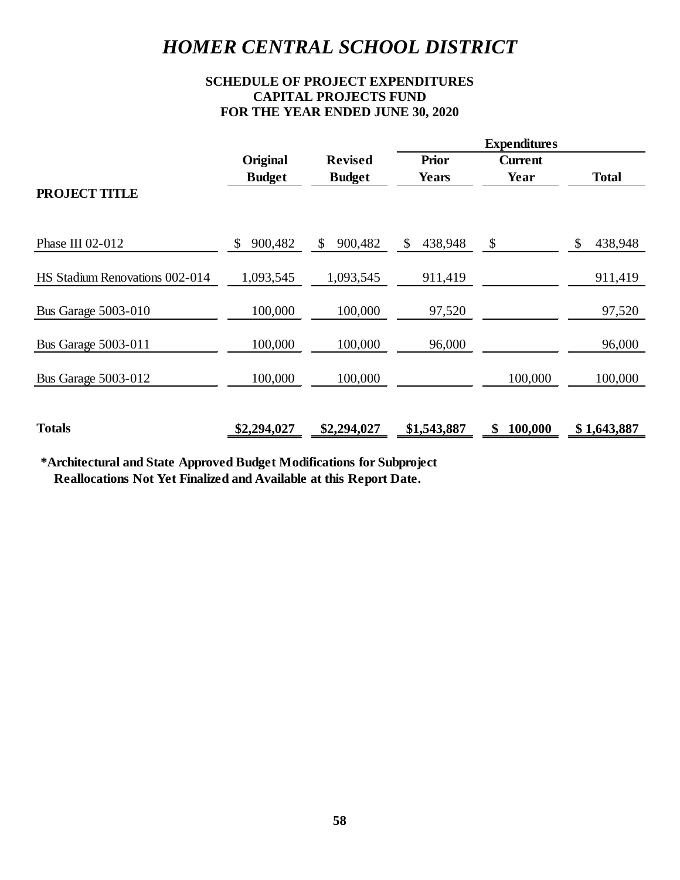# *HOMER CENTRAL SCHOOL DISTRICT*

### SCHEDULE OF PROJECT EXPENDITURES
### CAPITAL PROJECTS FUND
### FOR THE YEAR ENDED JUNE 30, 2020

| | | | Expenditures | | |
|---|---|---|---|---|---|
| **PROJECT TITLE** | **Original Budget** | **Revised Budget** | **Prior Years** | **Current Year** | **Total** |
| Phase III 02-012 | $ 900,482 | $ 900,482 | $ 438,948 | $ | $ 438,948 |
| HS Stadium Renovations 002-014 | 1,093,545 | 1,093,545 | 911,419 | | 911,419 |
| Bus Garage 5003-010 | 100,000 | 100,000 | 97,520 | | 97,520 |
| Bus Garage 5003-011 | 100,000 | 100,000 | 96,000 | | 96,000 |
| Bus Garage 5003-012 | 100,000 | 100,000 | | 100,000 | 100,000 |
| **Totals** | **$2,294,027** | **$2,294,027** | **$1,543,887** | **$ 100,000** | **$ 1,643,887** |

**\*Architectural and State Approved Budget Modifications for Subproject Reallocations Not Yet Finalized and Available at this Report Date.**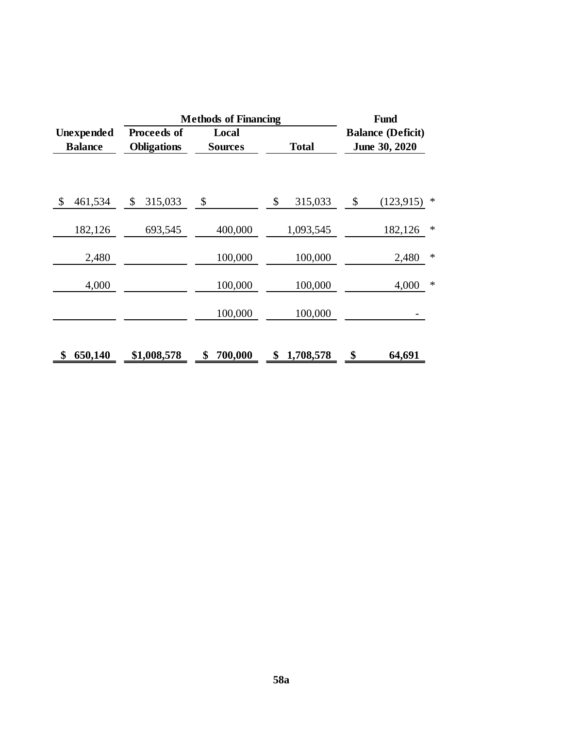| Unexpended Balance | Methods of Financing | | | Fund Balance (Deficit) June 30, 2020 | |
|---|---|---|---|---|---|
| | Proceeds of Obligations | Local Sources | Total | | |
| $ 461,534 | $ 315,033 | $ | $ 315,033 | $ (123,915) | * |
| 182,126 | 693,545 | 400,000 | 1,093,545 | 182,126 | * |
| 2,480 | | 100,000 | 100,000 | 2,480 | * |
| 4,000 | | 100,000 | 100,000 | 4,000 | * |
| | | 100,000 | 100,000 | - | |
| **$ 650,140** | **$1,008,578** | **$ 700,000** | **$ 1,708,578** | **$ 64,691** | |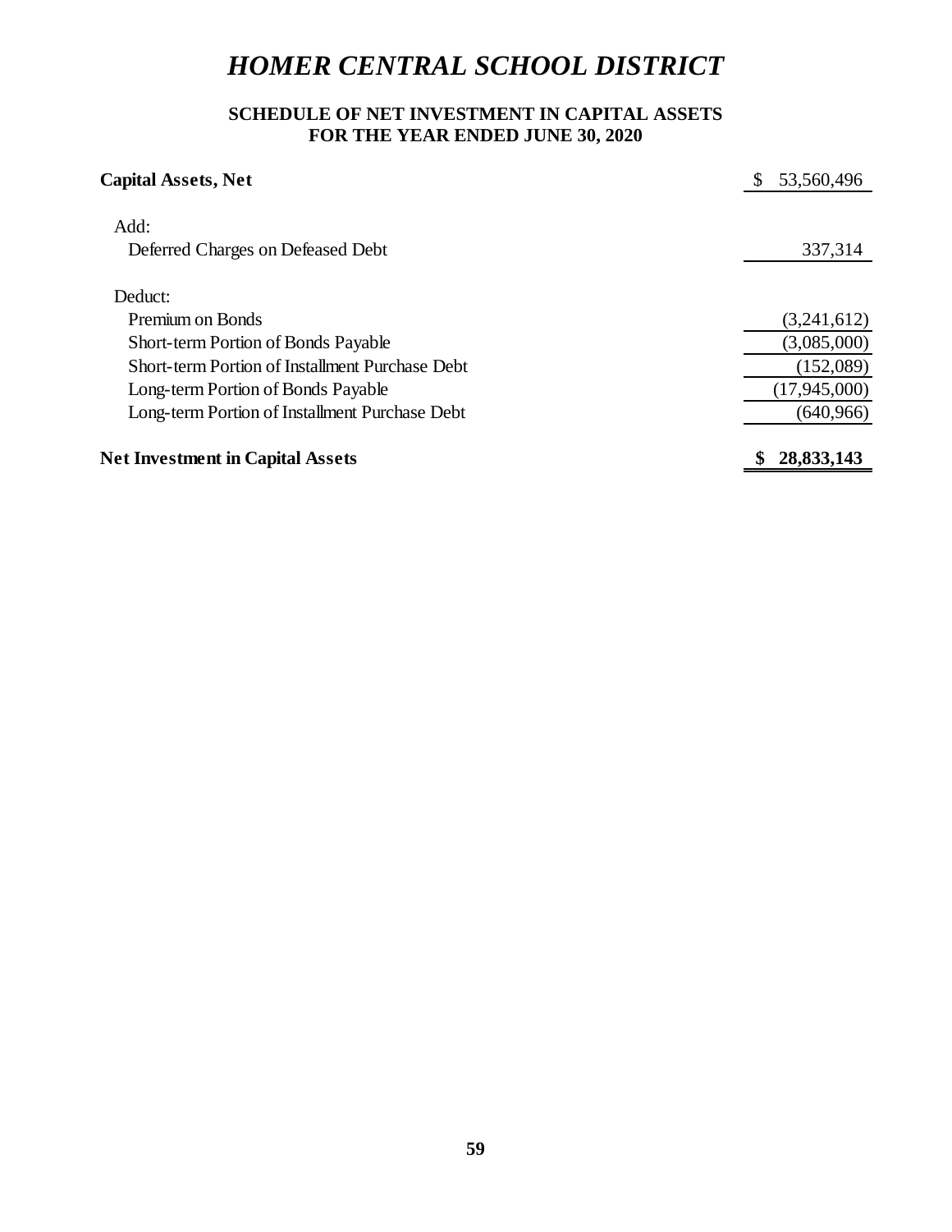# *HOMER CENTRAL SCHOOL DISTRICT*

## SCHEDULE OF NET INVESTMENT IN CAPITAL ASSETS
## FOR THE YEAR ENDED JUNE 30, 2020

| | |
|---|---|
| **Capital Assets, Net** | $ 53,560,496 |
| Add: | |
| Deferred Charges on Defeased Debt | 337,314 |
| Deduct: | |
| Premium on Bonds | (3,241,612) |
| Short-term Portion of Bonds Payable | (3,085,000) |
| Short-term Portion of Installment Purchase Debt | (152,089) |
| Long-term Portion of Bonds Payable | (17,945,000) |
| Long-term Portion of Installment Purchase Debt | (640,966) |
| **Net Investment in Capital Assets** | **$ 28,833,143** |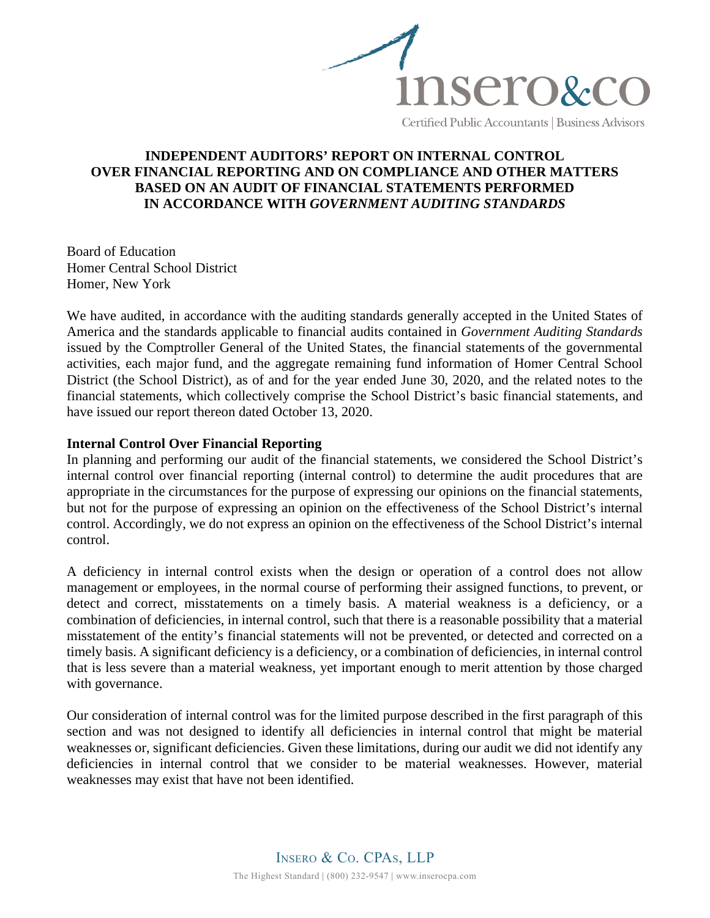# INDEPENDENT AUDITORS' REPORT ON INTERNAL CONTROL OVER FINANCIAL REPORTING AND ON COMPLIANCE AND OTHER MATTERS BASED ON AN AUDIT OF FINANCIAL STATEMENTS PERFORMED IN ACCORDANCE WITH *GOVERNMENT AUDITING STANDARDS*

Board of Education
Homer Central School District
Homer, New York

We have audited, in accordance with the auditing standards generally accepted in the United States of America and the standards applicable to financial audits contained in *Government Auditing Standards* issued by the Comptroller General of the United States, the financial statements of the governmental activities, each major fund, and the aggregate remaining fund information of Homer Central School District (the School District), as of and for the year ended June 30, 2020, and the related notes to the financial statements, which collectively comprise the School District's basic financial statements, and have issued our report thereon dated October 13, 2020.

**Internal Control Over Financial Reporting**

In planning and performing our audit of the financial statements, we considered the School District's internal control over financial reporting (internal control) to determine the audit procedures that are appropriate in the circumstances for the purpose of expressing our opinions on the financial statements, but not for the purpose of expressing an opinion on the effectiveness of the School District's internal control. Accordingly, we do not express an opinion on the effectiveness of the School District's internal control.

A deficiency in internal control exists when the design or operation of a control does not allow management or employees, in the normal course of performing their assigned functions, to prevent, or detect and correct, misstatements on a timely basis. A material weakness is a deficiency, or a combination of deficiencies, in internal control, such that there is a reasonable possibility that a material misstatement of the entity's financial statements will not be prevented, or detected and corrected on a timely basis. A significant deficiency is a deficiency, or a combination of deficiencies, in internal control that is less severe than a material weakness, yet important enough to merit attention by those charged with governance.

Our consideration of internal control was for the limited purpose described in the first paragraph of this section and was not designed to identify all deficiencies in internal control that might be material weaknesses or, significant deficiencies. Given these limitations, during our audit we did not identify any deficiencies in internal control that we consider to be material weaknesses. However, material weaknesses may exist that have not been identified.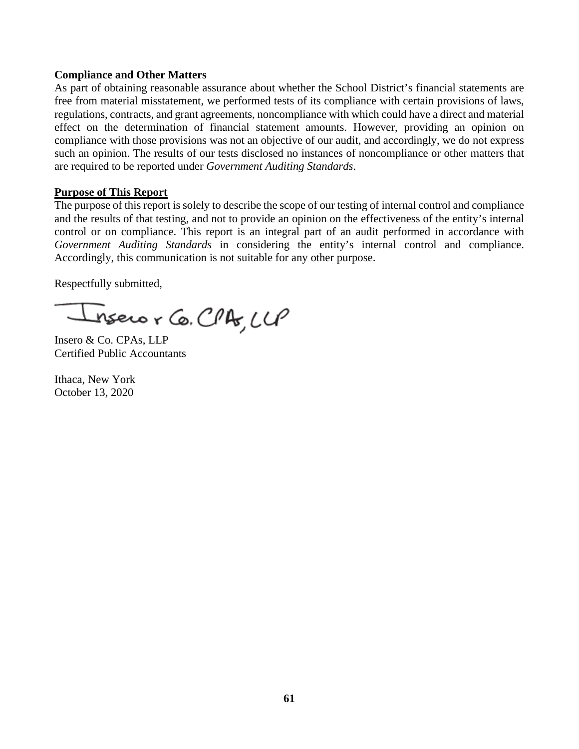**Compliance and Other Matters**

As part of obtaining reasonable assurance about whether the School District's financial statements are free from material misstatement, we performed tests of its compliance with certain provisions of laws, regulations, contracts, and grant agreements, noncompliance with which could have a direct and material effect on the determination of financial statement amounts. However, providing an opinion on compliance with those provisions was not an objective of our audit, and accordingly, we do not express such an opinion. The results of our tests disclosed no instances of noncompliance or other matters that are required to be reported under *Government Auditing Standards*.

**Purpose of This Report**

The purpose of this report is solely to describe the scope of our testing of internal control and compliance and the results of that testing, and not to provide an opinion on the effectiveness of the entity's internal control or on compliance. This report is an integral part of an audit performed in accordance with *Government Auditing Standards* in considering the entity's internal control and compliance. Accordingly, this communication is not suitable for any other purpose.

Respectfully submitted,

Insero & Co. CPAs, LLP

Insero & Co. CPAs, LLP
Certified Public Accountants

Ithaca, New York
October 13, 2020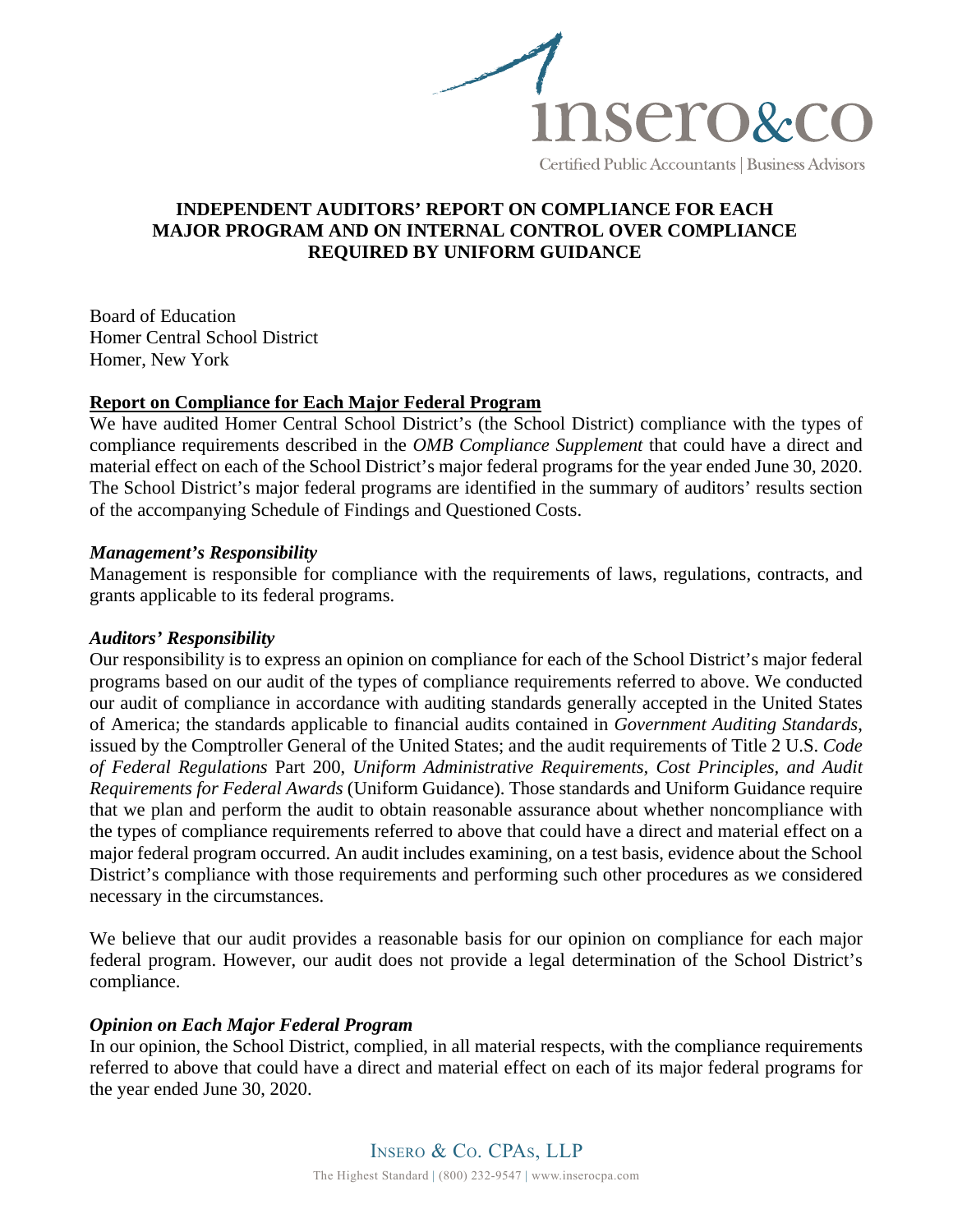# INDEPENDENT AUDITORS' REPORT ON COMPLIANCE FOR EACH MAJOR PROGRAM AND ON INTERNAL CONTROL OVER COMPLIANCE REQUIRED BY UNIFORM GUIDANCE

Board of Education
Homer Central School District
Homer, New York

**Report on Compliance for Each Major Federal Program**

We have audited Homer Central School District's (the School District) compliance with the types of compliance requirements described in the *OMB Compliance Supplement* that could have a direct and material effect on each of the School District's major federal programs for the year ended June 30, 2020. The School District's major federal programs are identified in the summary of auditors' results section of the accompanying Schedule of Findings and Questioned Costs.

***Management's Responsibility***

Management is responsible for compliance with the requirements of laws, regulations, contracts, and grants applicable to its federal programs.

***Auditors' Responsibility***

Our responsibility is to express an opinion on compliance for each of the School District's major federal programs based on our audit of the types of compliance requirements referred to above. We conducted our audit of compliance in accordance with auditing standards generally accepted in the United States of America; the standards applicable to financial audits contained in *Government Auditing Standards*, issued by the Comptroller General of the United States; and the audit requirements of Title 2 U.S. *Code of Federal Regulations* Part 200, *Uniform Administrative Requirements, Cost Principles, and Audit Requirements for Federal Awards* (Uniform Guidance). Those standards and Uniform Guidance require that we plan and perform the audit to obtain reasonable assurance about whether noncompliance with the types of compliance requirements referred to above that could have a direct and material effect on a major federal program occurred. An audit includes examining, on a test basis, evidence about the School District's compliance with those requirements and performing such other procedures as we considered necessary in the circumstances.

We believe that our audit provides a reasonable basis for our opinion on compliance for each major federal program. However, our audit does not provide a legal determination of the School District's compliance.

***Opinion on Each Major Federal Program***

In our opinion, the School District, complied, in all material respects, with the compliance requirements referred to above that could have a direct and material effect on each of its major federal programs for the year ended June 30, 2020.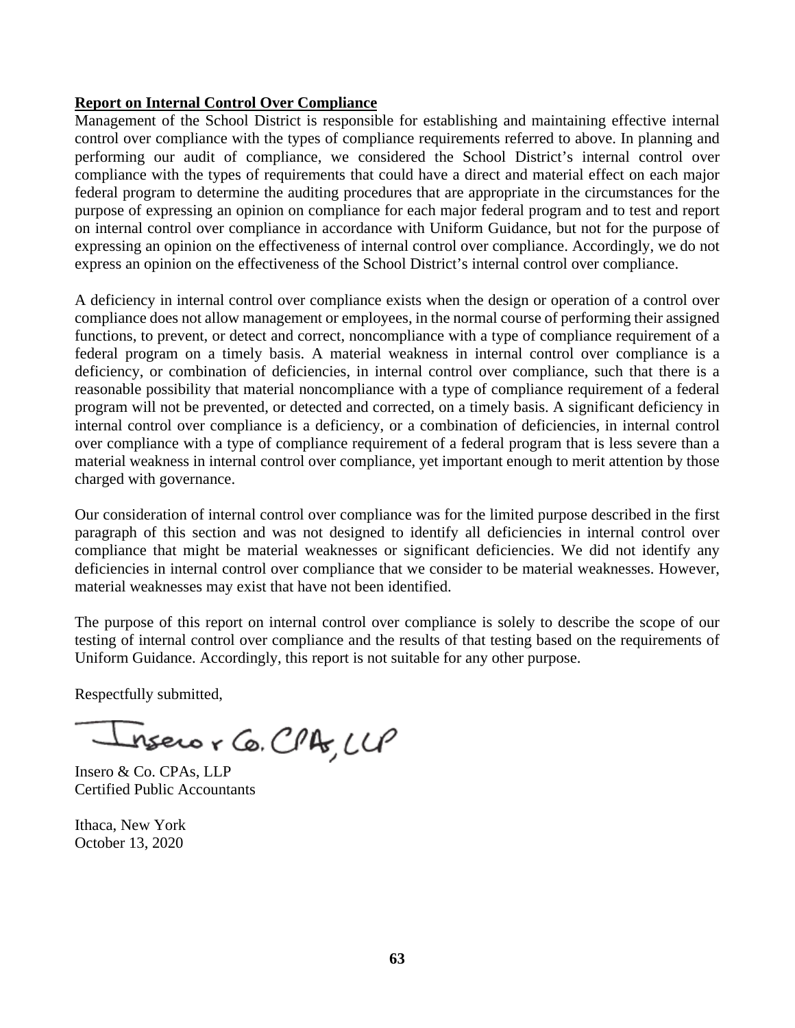**Report on Internal Control Over Compliance**

Management of the School District is responsible for establishing and maintaining effective internal control over compliance with the types of compliance requirements referred to above. In planning and performing our audit of compliance, we considered the School District's internal control over compliance with the types of requirements that could have a direct and material effect on each major federal program to determine the auditing procedures that are appropriate in the circumstances for the purpose of expressing an opinion on compliance for each major federal program and to test and report on internal control over compliance in accordance with Uniform Guidance, but not for the purpose of expressing an opinion on the effectiveness of internal control over compliance. Accordingly, we do not express an opinion on the effectiveness of the School District's internal control over compliance.

A deficiency in internal control over compliance exists when the design or operation of a control over compliance does not allow management or employees, in the normal course of performing their assigned functions, to prevent, or detect and correct, noncompliance with a type of compliance requirement of a federal program on a timely basis. A material weakness in internal control over compliance is a deficiency, or combination of deficiencies, in internal control over compliance, such that there is a reasonable possibility that material noncompliance with a type of compliance requirement of a federal program will not be prevented, or detected and corrected, on a timely basis. A significant deficiency in internal control over compliance is a deficiency, or a combination of deficiencies, in internal control over compliance with a type of compliance requirement of a federal program that is less severe than a material weakness in internal control over compliance, yet important enough to merit attention by those charged with governance.

Our consideration of internal control over compliance was for the limited purpose described in the first paragraph of this section and was not designed to identify all deficiencies in internal control over compliance that might be material weaknesses or significant deficiencies. We did not identify any deficiencies in internal control over compliance that we consider to be material weaknesses. However, material weaknesses may exist that have not been identified.

The purpose of this report on internal control over compliance is solely to describe the scope of our testing of internal control over compliance and the results of that testing based on the requirements of Uniform Guidance. Accordingly, this report is not suitable for any other purpose.

Respectfully submitted,

Insero & Co. CPAs, LLP

Insero & Co. CPAs, LLP
Certified Public Accountants

Ithaca, New York
October 13, 2020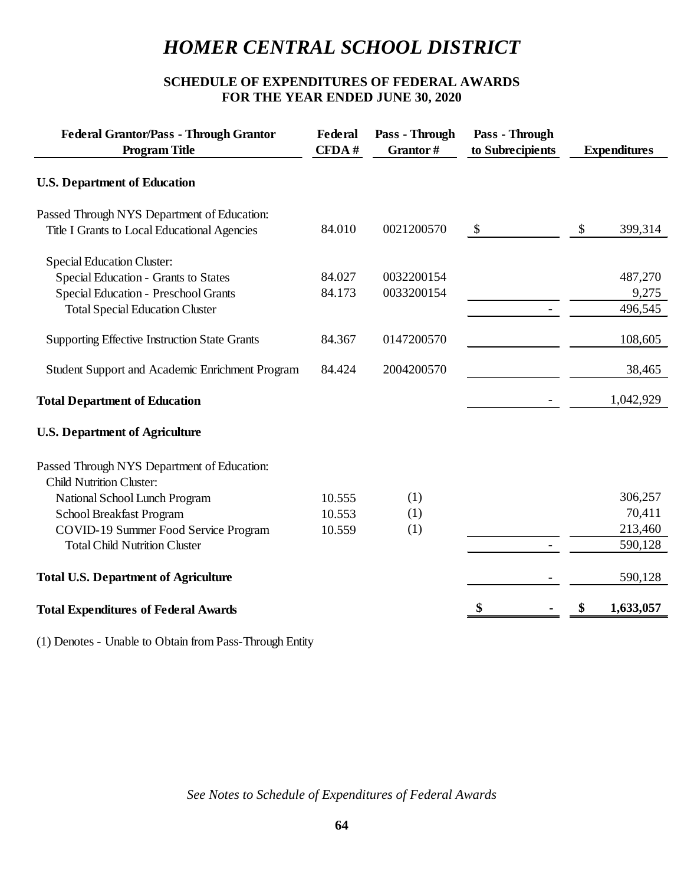# HOMER CENTRAL SCHOOL DISTRICT

## SCHEDULE OF EXPENDITURES OF FEDERAL AWARDS
## FOR THE YEAR ENDED JUNE 30, 2020

| Federal Grantor/Pass - Through Grantor Program Title | Federal CFDA # | Pass - Through Grantor # | Pass - Through to Subrecipients | Expenditures |
|---|---|---|---|---|
| **U.S. Department of Education** | | | | |
| Passed Through NYS Department of Education: | | | | |
| Title I Grants to Local Educational Agencies | 84.010 | 0021200570 | $ | $ 399,314 |
| Special Education Cluster: | | | | |
| Special Education - Grants to States | 84.027 | 0032200154 | | 487,270 |
| Special Education - Preschool Grants | 84.173 | 0033200154 | | 9,275 |
| Total Special Education Cluster | | | - | 496,545 |
| Supporting Effective Instruction State Grants | 84.367 | 0147200570 | | 108,605 |
| Student Support and Academic Enrichment Program | 84.424 | 2004200570 | | 38,465 |
| **Total Department of Education** | | | - | 1,042,929 |
| **U.S. Department of Agriculture** | | | | |
| Passed Through NYS Department of Education: | | | | |
| Child Nutrition Cluster: | | | | |
| National School Lunch Program | 10.555 | (1) | | 306,257 |
| School Breakfast Program | 10.553 | (1) | | 70,411 |
| COVID-19 Summer Food Service Program | 10.559 | (1) | | 213,460 |
| Total Child Nutrition Cluster | | | - | 590,128 |
| **Total U.S. Department of Agriculture** | | | - | 590,128 |
| **Total Expenditures of Federal Awards** | | | **$ -** | **$ 1,633,057** |

(1) Denotes - Unable to Obtain from Pass-Through Entity

*See Notes to Schedule of Expenditures of Federal Awards*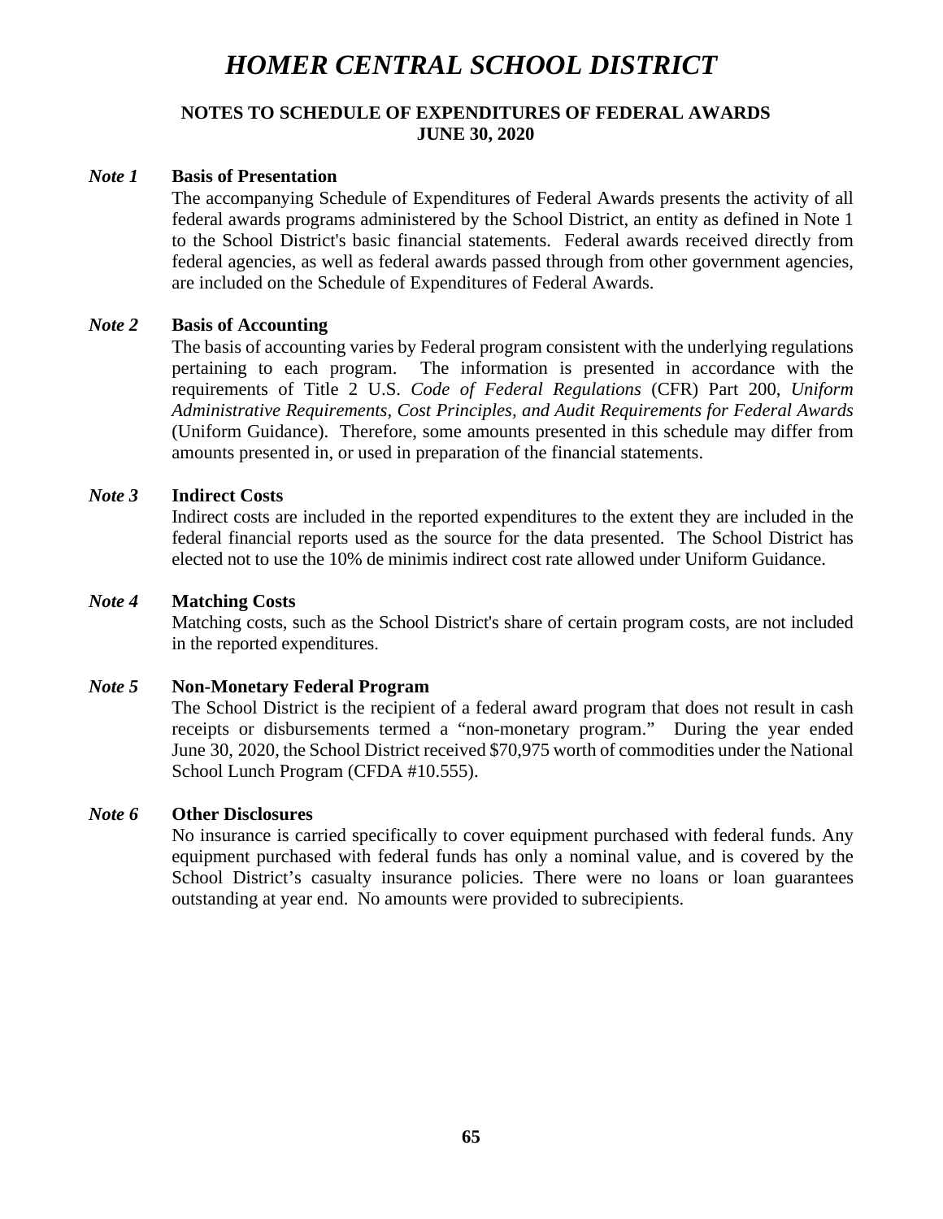# *HOMER CENTRAL SCHOOL DISTRICT*

**NOTES TO SCHEDULE OF EXPENDITURES OF FEDERAL AWARDS**
**JUNE 30, 2020**

***Note 1*** **Basis of Presentation**

The accompanying Schedule of Expenditures of Federal Awards presents the activity of all federal awards programs administered by the School District, an entity as defined in Note 1 to the School District's basic financial statements. Federal awards received directly from federal agencies, as well as federal awards passed through from other government agencies, are included on the Schedule of Expenditures of Federal Awards.

***Note 2*** **Basis of Accounting**

The basis of accounting varies by Federal program consistent with the underlying regulations pertaining to each program. The information is presented in accordance with the requirements of Title 2 U.S. *Code of Federal Regulations* (CFR) Part 200, *Uniform Administrative Requirements, Cost Principles, and Audit Requirements for Federal Awards* (Uniform Guidance). Therefore, some amounts presented in this schedule may differ from amounts presented in, or used in preparation of the financial statements.

***Note 3*** **Indirect Costs**

Indirect costs are included in the reported expenditures to the extent they are included in the federal financial reports used as the source for the data presented. The School District has elected not to use the 10% de minimis indirect cost rate allowed under Uniform Guidance.

***Note 4*** **Matching Costs**

Matching costs, such as the School District's share of certain program costs, are not included in the reported expenditures.

***Note 5*** **Non-Monetary Federal Program**

The School District is the recipient of a federal award program that does not result in cash receipts or disbursements termed a "non-monetary program." During the year ended June 30, 2020, the School District received $70,975 worth of commodities under the National School Lunch Program (CFDA #10.555).

***Note 6*** **Other Disclosures**

No insurance is carried specifically to cover equipment purchased with federal funds. Any equipment purchased with federal funds has only a nominal value, and is covered by the School District's casualty insurance policies. There were no loans or loan guarantees outstanding at year end. No amounts were provided to subrecipients.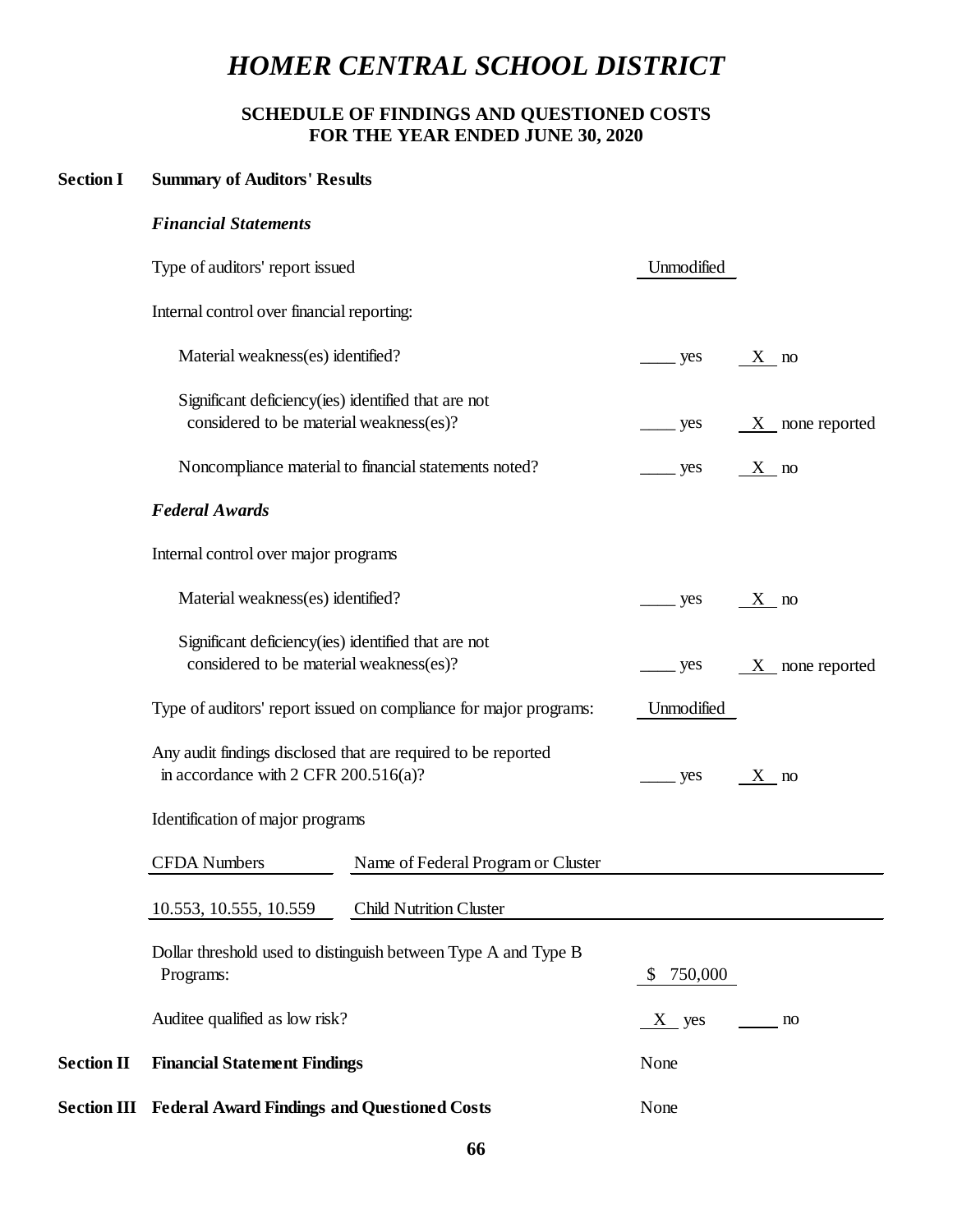# *HOMER CENTRAL SCHOOL DISTRICT*

## SCHEDULE OF FINDINGS AND QUESTIONED COSTS
## FOR THE YEAR ENDED JUNE 30, 2020

**Section I　Summary of Auditors' Results**

***Financial Statements***

| | | |
|---|---|---|
| Type of auditors' report issued | Unmodified | |
| Internal control over financial reporting: | | |
| Material weakness(es) identified? | ____ yes | X no |
| Significant deficiency(ies) identified that are not considered to be material weakness(es)? | ____ yes | X none reported |
| Noncompliance material to financial statements noted? | ____ yes | X no |

***Federal Awards***

| | | |
|---|---|---|
| Internal control over major programs | | |
| Material weakness(es) identified? | ____ yes | X no |
| Significant deficiency(ies) identified that are not considered to be material weakness(es)? | ____ yes | X none reported |
| Type of auditors' report issued on compliance for major programs: | Unmodified | |
| Any audit findings disclosed that are required to be reported in accordance with 2 CFR 200.516(a)? | ____ yes | X no |

Identification of major programs

| CFDA Numbers | Name of Federal Program or Cluster |
|---|---|
| 10.553, 10.555, 10.559 | Child Nutrition Cluster |

| | | |
|---|---|---|
| Dollar threshold used to distinguish between Type A and Type B Programs: | $ 750,000 | |
| Auditee qualified as low risk? | X yes | ____ no |

**Section II　Financial Statement Findings**　　None

**Section III　Federal Award Findings and Questioned Costs**　　None